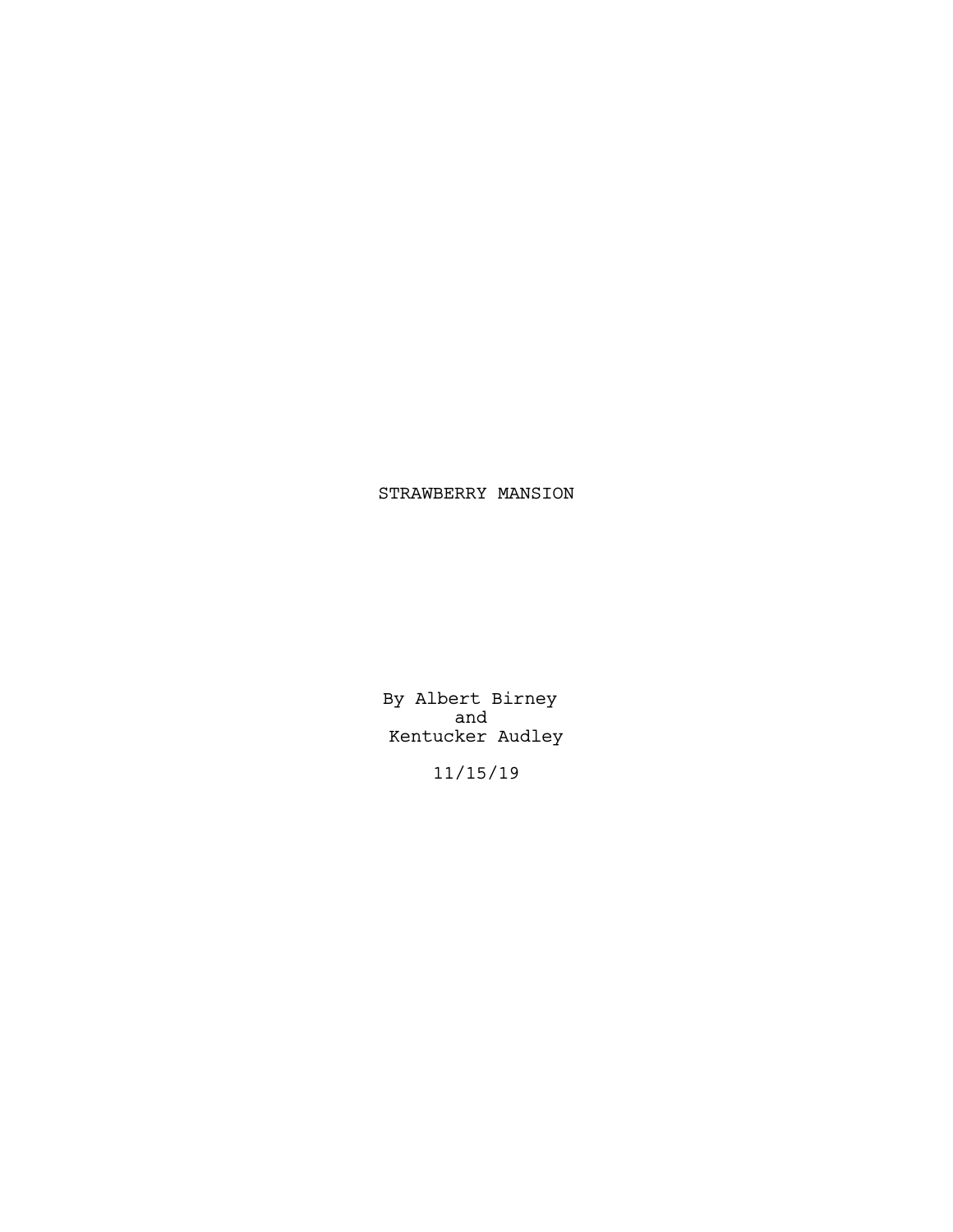# STRAWBERRY MANSION

By Albert Birney
and
Kentucker Audley

11/15/19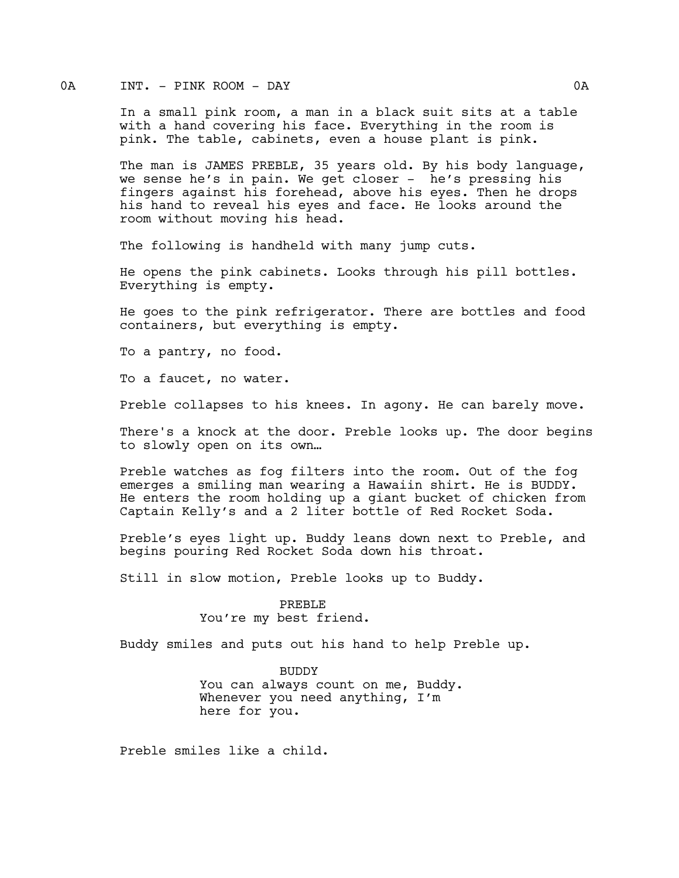0A INT. - PINK ROOM - DAY 0A

In a small pink room, a man in a black suit sits at a table with a hand covering his face. Everything in the room is pink. The table, cabinets, even a house plant is pink.

The man is JAMES PREBLE, 35 years old. By his body language, we sense he's in pain. We get closer - he's pressing his fingers against his forehead, above his eyes. Then he drops his hand to reveal his eyes and face. He looks around the room without moving his head.

The following is handheld with many jump cuts.

He opens the pink cabinets. Looks through his pill bottles. Everything is empty.

He goes to the pink refrigerator. There are bottles and food containers, but everything is empty.

To a pantry, no food.

To a faucet, no water.

Preble collapses to his knees. In agony. He can barely move.

There's a knock at the door. Preble looks up. The door begins to slowly open on its own…

Preble watches as fog filters into the room. Out of the fog emerges a smiling man wearing a Hawaiin shirt. He is BUDDY. He enters the room holding up a giant bucket of chicken from Captain Kelly's and a 2 liter bottle of Red Rocket Soda.

Preble's eyes light up. Buddy leans down next to Preble, and begins pouring Red Rocket Soda down his throat.

Still in slow motion, Preble looks up to Buddy.

PREBLE
You're my best friend.

Buddy smiles and puts out his hand to help Preble up.

BUDDY
You can always count on me, Buddy. Whenever you need anything, I'm here for you.

Preble smiles like a child.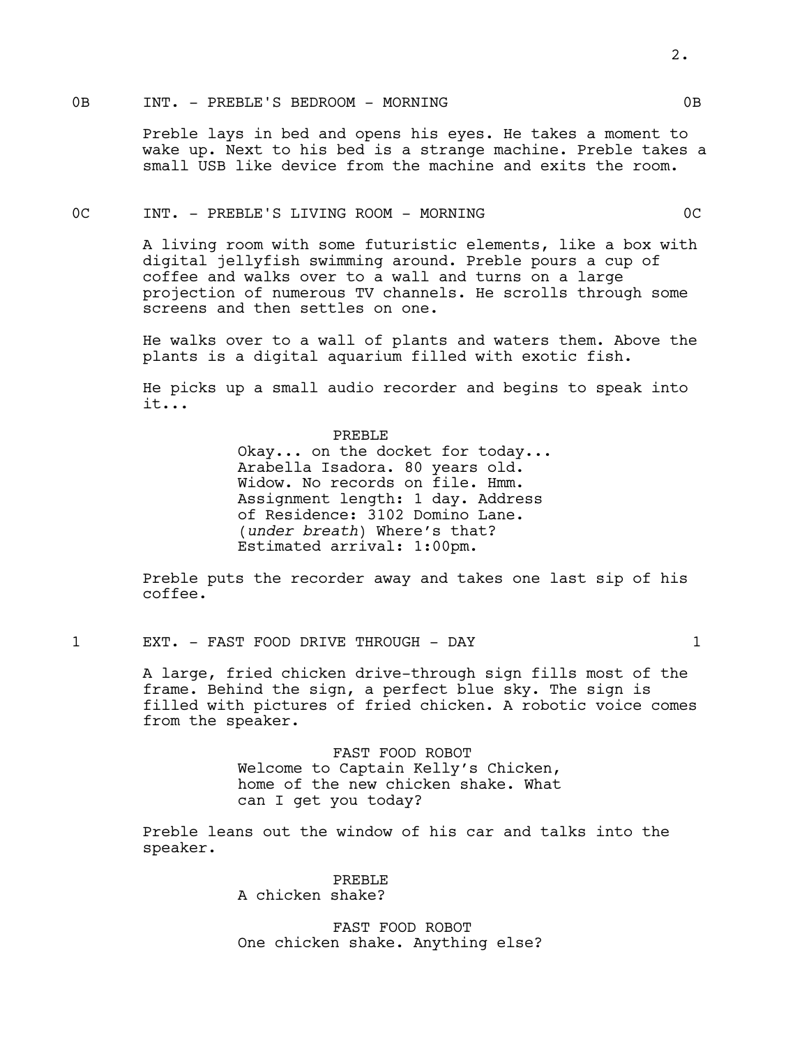0B INT. - PREBLE'S BEDROOM - MORNING 0B

Preble lays in bed and opens his eyes. He takes a moment to wake up. Next to his bed is a strange machine. Preble takes a small USB like device from the machine and exits the room.

0C INT. - PREBLE'S LIVING ROOM - MORNING 0C

A living room with some futuristic elements, like a box with digital jellyfish swimming around. Preble pours a cup of coffee and walks over to a wall and turns on a large projection of numerous TV channels. He scrolls through some screens and then settles on one.

He walks over to a wall of plants and waters them. Above the plants is a digital aquarium filled with exotic fish.

He picks up a small audio recorder and begins to speak into it...

PREBLE
Okay... on the docket for today... Arabella Isadora. 80 years old. Widow. No records on file. Hmm. Assignment length: 1 day. Address of Residence: 3102 Domino Lane. (*under breath*) Where's that? Estimated arrival: 1:00pm.

Preble puts the recorder away and takes one last sip of his coffee.

1 EXT. - FAST FOOD DRIVE THROUGH - DAY 1

A large, fried chicken drive-through sign fills most of the frame. Behind the sign, a perfect blue sky. The sign is filled with pictures of fried chicken. A robotic voice comes from the speaker.

FAST FOOD ROBOT
Welcome to Captain Kelly's Chicken, home of the new chicken shake. What can I get you today?

Preble leans out the window of his car and talks into the speaker.

PREBLE
A chicken shake?

FAST FOOD ROBOT
One chicken shake. Anything else?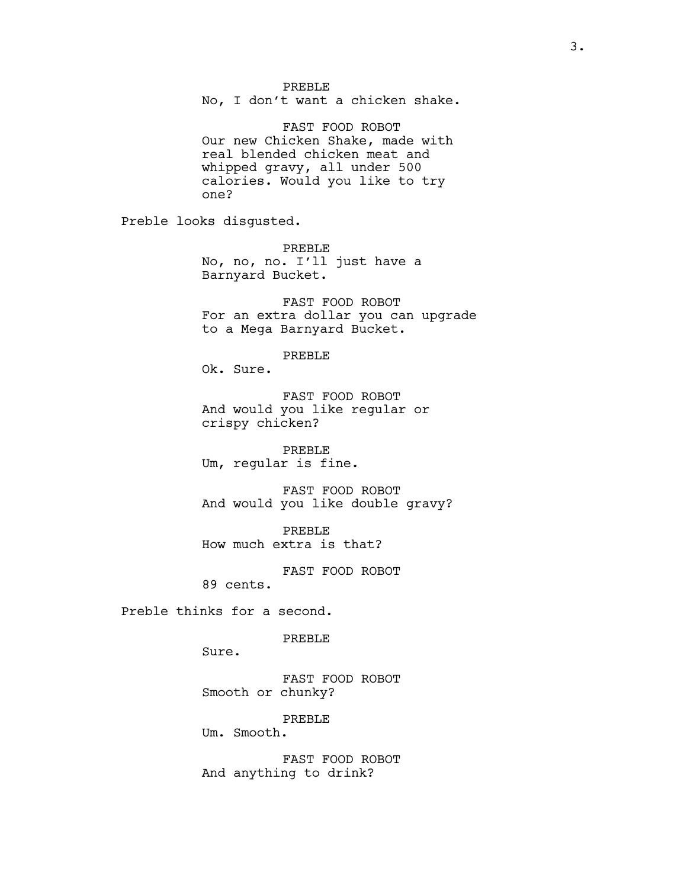PREBLE
No, I don't want a chicken shake.

FAST FOOD ROBOT
Our new Chicken Shake, made with real blended chicken meat and whipped gravy, all under 500 calories. Would you like to try one?

Preble looks disgusted.

PREBLE
No, no, no. I'll just have a Barnyard Bucket.

FAST FOOD ROBOT
For an extra dollar you can upgrade to a Mega Barnyard Bucket.

PREBLE
Ok. Sure.

FAST FOOD ROBOT
And would you like regular or crispy chicken?

PREBLE
Um, regular is fine.

FAST FOOD ROBOT
And would you like double gravy?

PREBLE
How much extra is that?

FAST FOOD ROBOT
89 cents.

Preble thinks for a second.

PREBLE
Sure.

FAST FOOD ROBOT
Smooth or chunky?

PREBLE
Um. Smooth.

FAST FOOD ROBOT
And anything to drink?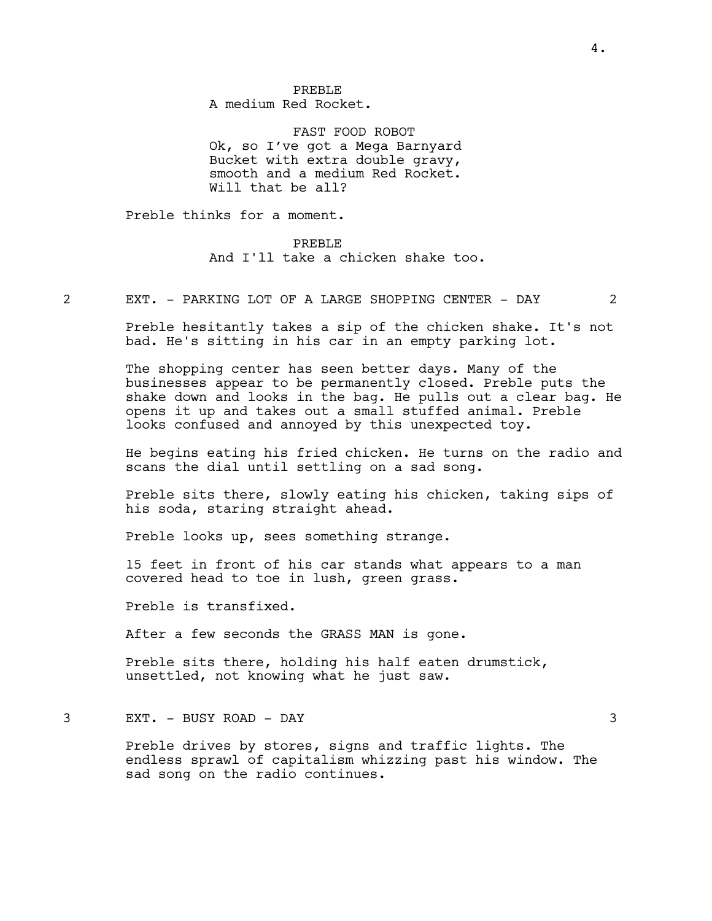PREBLE
A medium Red Rocket.

FAST FOOD ROBOT
Ok, so I've got a Mega Barnyard Bucket with extra double gravy, smooth and a medium Red Rocket. Will that be all?

Preble thinks for a moment.

PREBLE
And I'll take a chicken shake too.

2 EXT. - PARKING LOT OF A LARGE SHOPPING CENTER - DAY 2

Preble hesitantly takes a sip of the chicken shake. It's not bad. He's sitting in his car in an empty parking lot.

The shopping center has seen better days. Many of the businesses appear to be permanently closed. Preble puts the shake down and looks in the bag. He pulls out a clear bag. He opens it up and takes out a small stuffed animal. Preble looks confused and annoyed by this unexpected toy.

He begins eating his fried chicken. He turns on the radio and scans the dial until settling on a sad song.

Preble sits there, slowly eating his chicken, taking sips of his soda, staring straight ahead.

Preble looks up, sees something strange.

15 feet in front of his car stands what appears to a man covered head to toe in lush, green grass.

Preble is transfixed.

After a few seconds the GRASS MAN is gone.

Preble sits there, holding his half eaten drumstick, unsettled, not knowing what he just saw.

3 EXT. - BUSY ROAD - DAY 3

Preble drives by stores, signs and traffic lights. The endless sprawl of capitalism whizzing past his window. The sad song on the radio continues.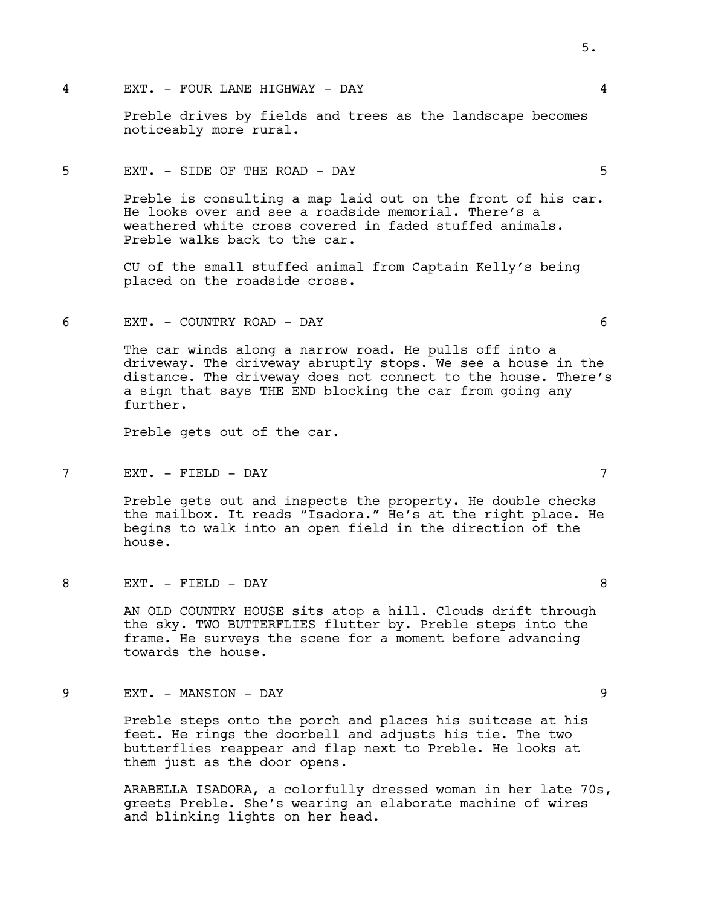4 EXT. - FOUR LANE HIGHWAY - DAY 4

Preble drives by fields and trees as the landscape becomes noticeably more rural.

5 EXT. - SIDE OF THE ROAD - DAY 5

Preble is consulting a map laid out on the front of his car. He looks over and see a roadside memorial. There's a weathered white cross covered in faded stuffed animals. Preble walks back to the car.

CU of the small stuffed animal from Captain Kelly's being placed on the roadside cross.

6 EXT. - COUNTRY ROAD - DAY 6

The car winds along a narrow road. He pulls off into a driveway. The driveway abruptly stops. We see a house in the distance. The driveway does not connect to the house. There's a sign that says THE END blocking the car from going any further.

Preble gets out of the car.

7 EXT. - FIELD - DAY 7

Preble gets out and inspects the property. He double checks the mailbox. It reads "Isadora." He's at the right place. He begins to walk into an open field in the direction of the house.

8 EXT. - FIELD - DAY 8

AN OLD COUNTRY HOUSE sits atop a hill. Clouds drift through the sky. TWO BUTTERFLIES flutter by. Preble steps into the frame. He surveys the scene for a moment before advancing towards the house.

9 EXT. - MANSION - DAY 9

Preble steps onto the porch and places his suitcase at his feet. He rings the doorbell and adjusts his tie. The two butterflies reappear and flap next to Preble. He looks at them just as the door opens.

ARABELLA ISADORA, a colorfully dressed woman in her late 70s, greets Preble. She's wearing an elaborate machine of wires and blinking lights on her head.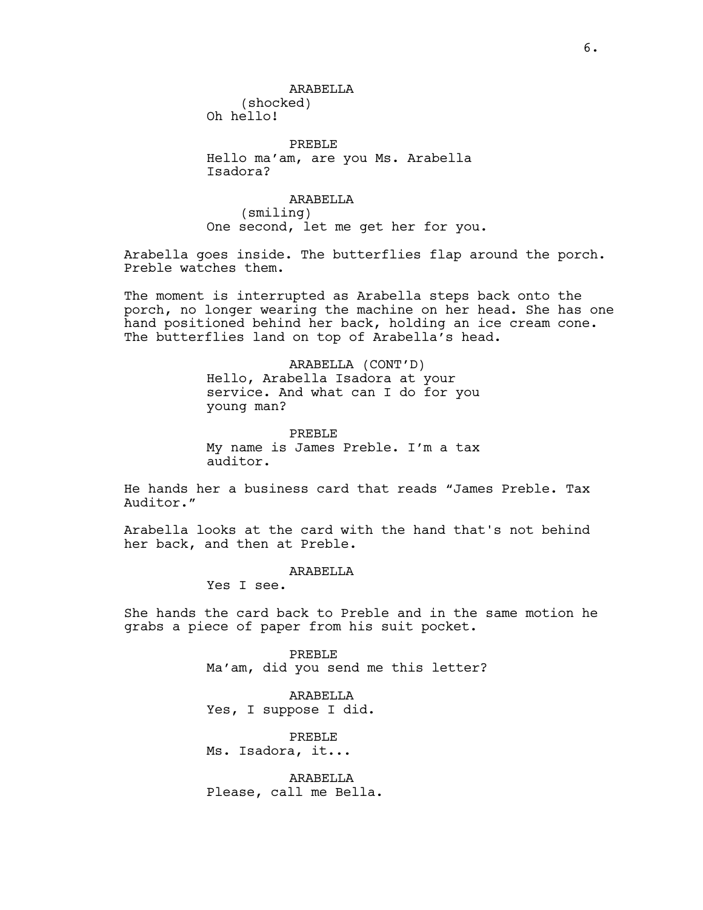ARABELLA
(shocked)
Oh hello!

PREBLE
Hello ma'am, are you Ms. Arabella Isadora?

ARABELLA
(smiling)
One second, let me get her for you.

Arabella goes inside. The butterflies flap around the porch. Preble watches them.

The moment is interrupted as Arabella steps back onto the porch, no longer wearing the machine on her head. She has one hand positioned behind her back, holding an ice cream cone. The butterflies land on top of Arabella's head.

ARABELLA (CONT'D)
Hello, Arabella Isadora at your service. And what can I do for you young man?

PREBLE
My name is James Preble. I'm a tax auditor.

He hands her a business card that reads "James Preble. Tax Auditor."

Arabella looks at the card with the hand that's not behind her back, and then at Preble.

ARABELLA
Yes I see.

She hands the card back to Preble and in the same motion he grabs a piece of paper from his suit pocket.

PREBLE
Ma'am, did you send me this letter?

ARABELLA
Yes, I suppose I did.

PREBLE
Ms. Isadora, it...

ARABELLA
Please, call me Bella.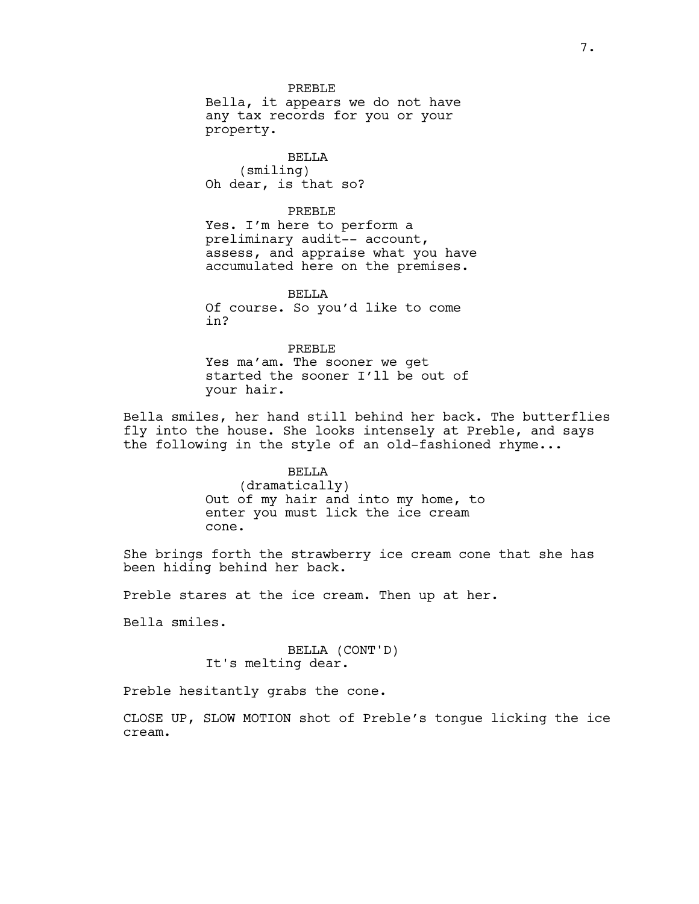PREBLE
Bella, it appears we do not have any tax records for you or your property.

BELLA
(smiling)
Oh dear, is that so?

PREBLE
Yes. I'm here to perform a preliminary audit-- account, assess, and appraise what you have accumulated here on the premises.

BELLA
Of course. So you'd like to come in?

PREBLE
Yes ma'am. The sooner we get started the sooner I'll be out of your hair.

Bella smiles, her hand still behind her back. The butterflies fly into the house. She looks intensely at Preble, and says the following in the style of an old-fashioned rhyme...

BELLA
(dramatically)
Out of my hair and into my home, to enter you must lick the ice cream cone.

She brings forth the strawberry ice cream cone that she has been hiding behind her back.

Preble stares at the ice cream. Then up at her.

Bella smiles.

BELLA (CONT'D)
It's melting dear.

Preble hesitantly grabs the cone.

CLOSE UP, SLOW MOTION shot of Preble's tongue licking the ice cream.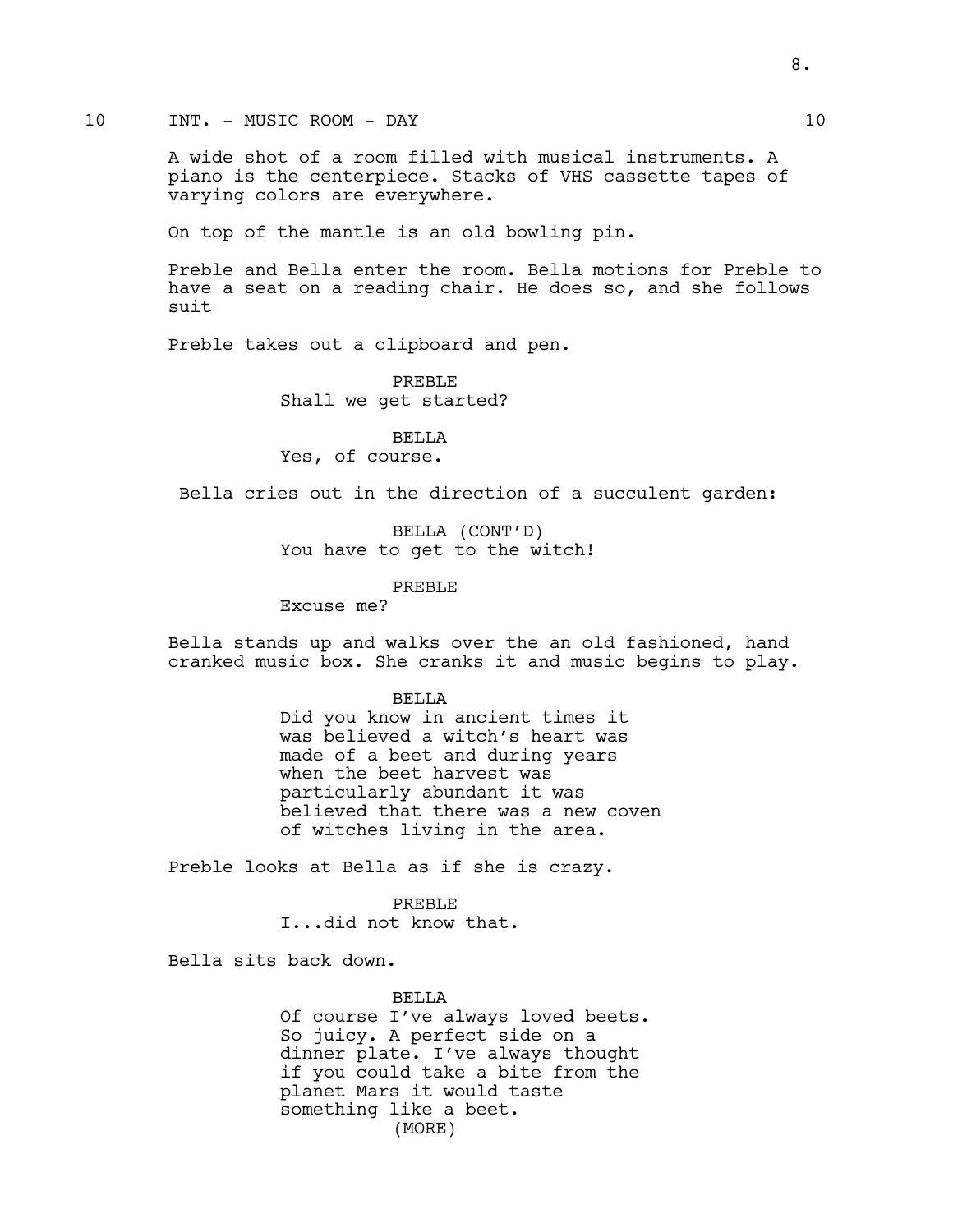10 INT. - MUSIC ROOM - DAY 10

A wide shot of a room filled with musical instruments. A piano is the centerpiece. Stacks of VHS cassette tapes of varying colors are everywhere.

On top of the mantle is an old bowling pin.

Preble and Bella enter the room. Bella motions for Preble to have a seat on a reading chair. He does so, and she follows suit

Preble takes out a clipboard and pen.

PREBLE
Shall we get started?

BELLA
Yes, of course.

Bella cries out in the direction of a succulent garden:

BELLA (CONT'D)
You have to get to the witch!

PREBLE
Excuse me?

Bella stands up and walks over the an old fashioned, hand cranked music box. She cranks it and music begins to play.

BELLA
Did you know in ancient times it was believed a witch's heart was made of a beet and during years when the beet harvest was particularly abundant it was believed that there was a new coven of witches living in the area.

Preble looks at Bella as if she is crazy.

PREBLE
I...did not know that.

Bella sits back down.

BELLA
Of course I've always loved beets. So juicy. A perfect side on a dinner plate. I've always thought if you could take a bite from the planet Mars it would taste something like a beet.
(MORE)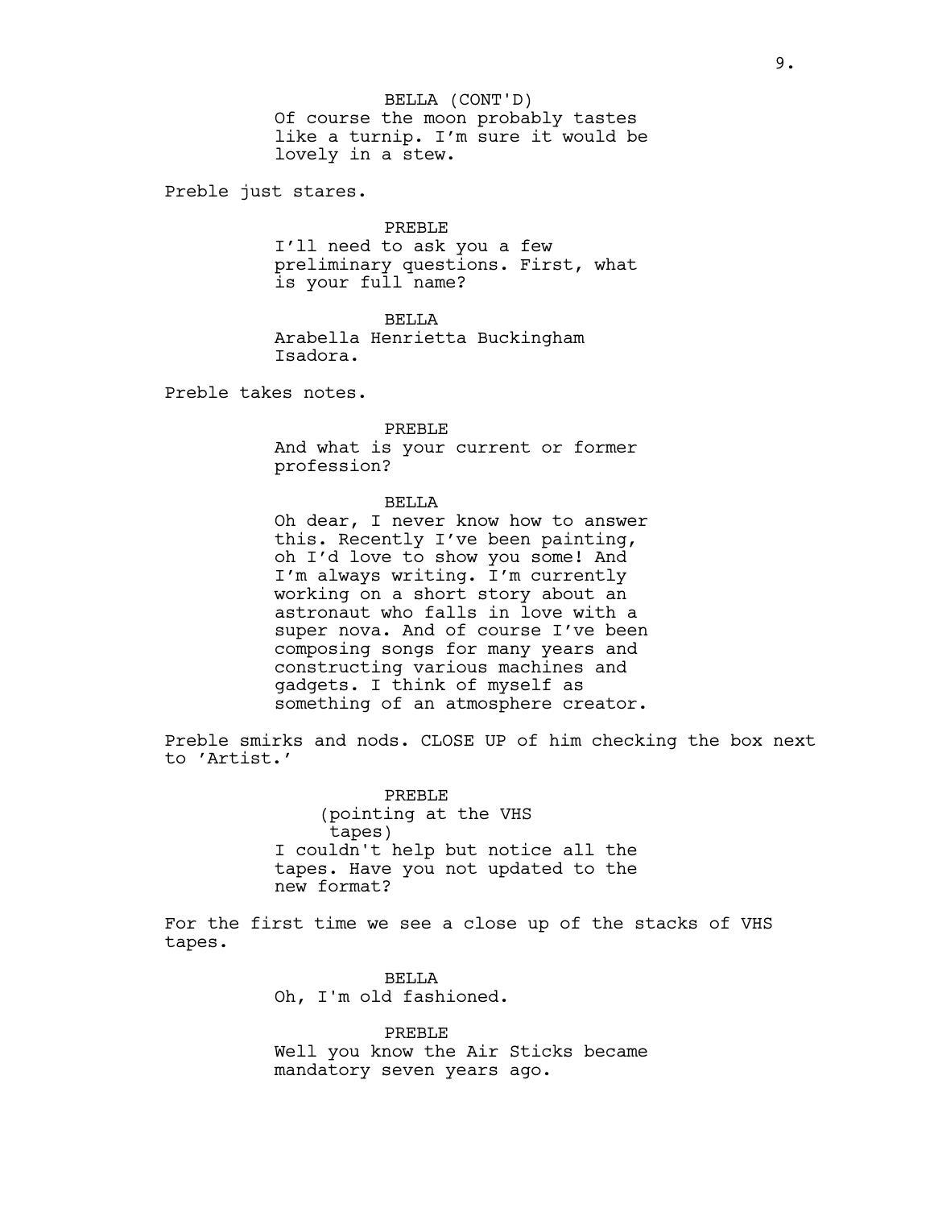BELLA (CONT'D)
Of course the moon probably tastes like a turnip. I'm sure it would be lovely in a stew.

Preble just stares.

PREBLE
I'll need to ask you a few preliminary questions. First, what is your full name?

BELLA
Arabella Henrietta Buckingham Isadora.

Preble takes notes.

PREBLE
And what is your current or former profession?

BELLA
Oh dear, I never know how to answer this. Recently I've been painting, oh I'd love to show you some! And I'm always writing. I'm currently working on a short story about an astronaut who falls in love with a super nova. And of course I've been composing songs for many years and constructing various machines and gadgets. I think of myself as something of an atmosphere creator.

Preble smirks and nods. CLOSE UP of him checking the box next to 'Artist.'

PREBLE
(pointing at the VHS tapes)
I couldn't help but notice all the tapes. Have you not updated to the new format?

For the first time we see a close up of the stacks of VHS tapes.

BELLA
Oh, I'm old fashioned.

PREBLE
Well you know the Air Sticks became mandatory seven years ago.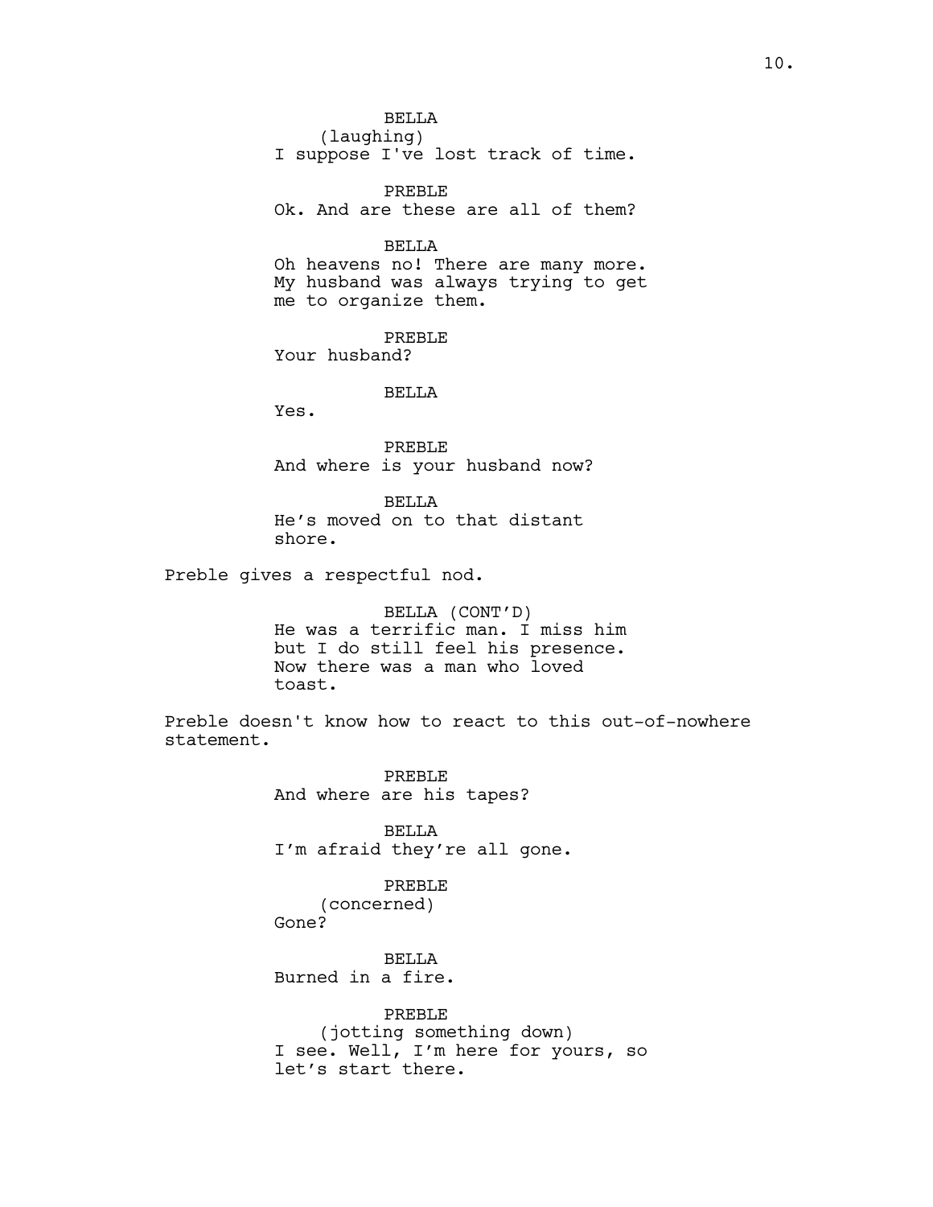BELLA
(laughing)
I suppose I've lost track of time.

PREBLE
Ok. And are these are all of them?

BELLA
Oh heavens no! There are many more. My husband was always trying to get me to organize them.

PREBLE
Your husband?

BELLA
Yes.

PREBLE
And where is your husband now?

BELLA
He's moved on to that distant shore.

Preble gives a respectful nod.

BELLA (CONT'D)
He was a terrific man. I miss him but I do still feel his presence. Now there was a man who loved toast.

Preble doesn't know how to react to this out-of-nowhere statement.

PREBLE
And where are his tapes?

BELLA
I'm afraid they're all gone.

PREBLE
(concerned)
Gone?

BELLA
Burned in a fire.

PREBLE
(jotting something down)
I see. Well, I'm here for yours, so let's start there.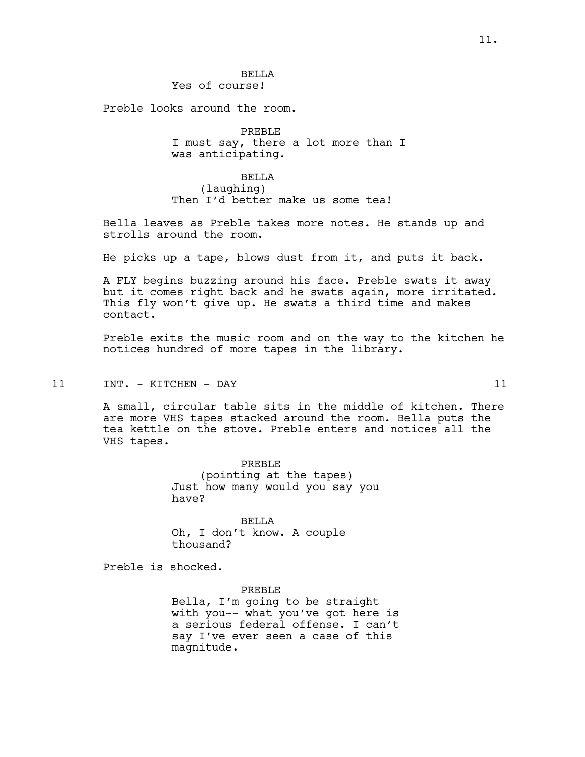BELLA
Yes of course!

Preble looks around the room.

PREBLE
I must say, there a lot more than I was anticipating.

BELLA
(laughing)
Then I'd better make us some tea!

Bella leaves as Preble takes more notes. He stands up and strolls around the room.

He picks up a tape, blows dust from it, and puts it back.

A FLY begins buzzing around his face. Preble swats it away but it comes right back and he swats again, more irritated. This fly won't give up. He swats a third time and makes contact.

Preble exits the music room and on the way to the kitchen he notices hundred of more tapes in the library.

## 11 INT. - KITCHEN - DAY 11

A small, circular table sits in the middle of kitchen. There are more VHS tapes stacked around the room. Bella puts the tea kettle on the stove. Preble enters and notices all the VHS tapes.

PREBLE
(pointing at the tapes)
Just how many would you say you have?

BELLA
Oh, I don't know. A couple thousand?

Preble is shocked.

PREBLE
Bella, I'm going to be straight with you-- what you've got here is a serious federal offense. I can't say I've ever seen a case of this magnitude.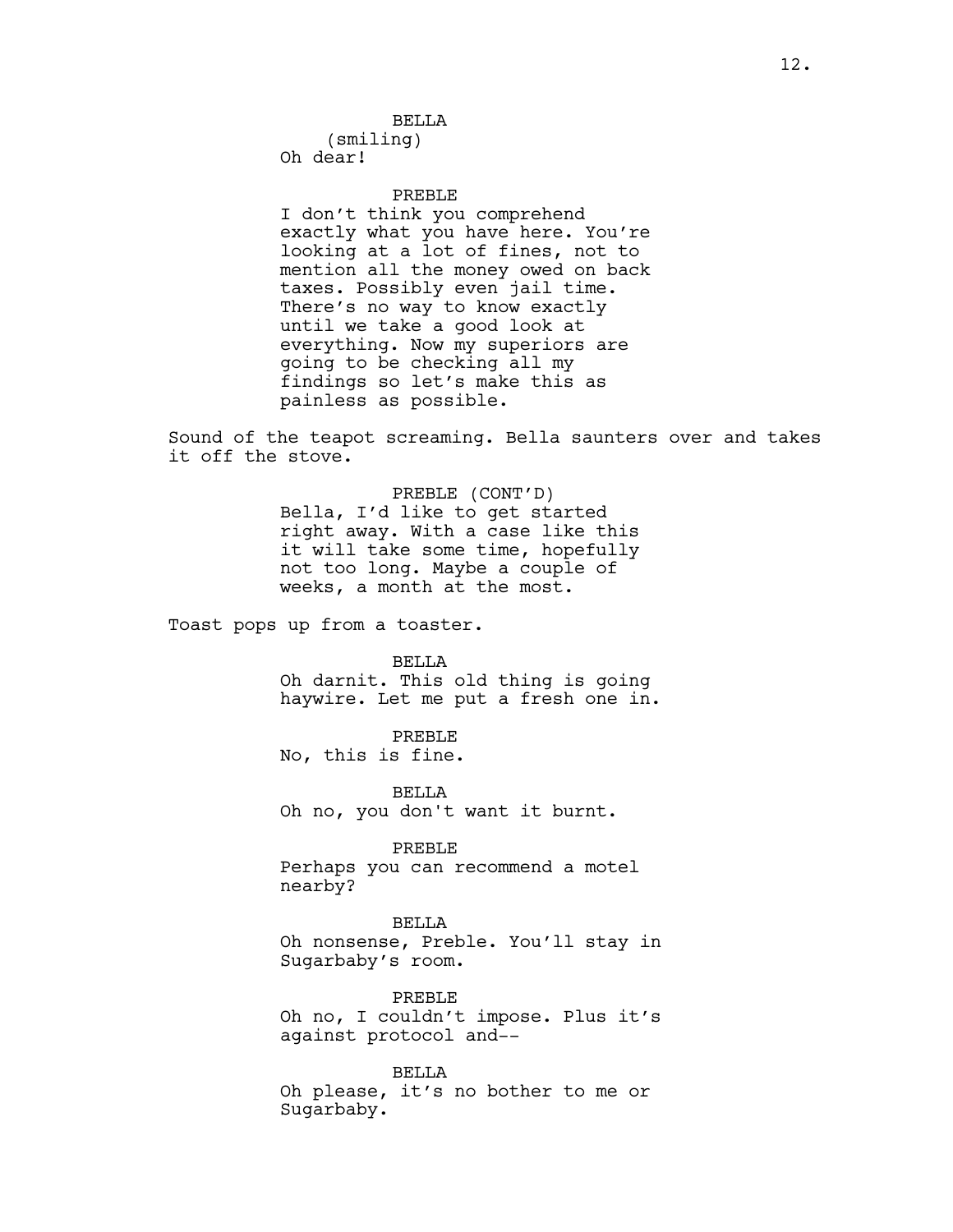BELLA
(smiling)
Oh dear!

PREBLE
I don't think you comprehend exactly what you have here. You're looking at a lot of fines, not to mention all the money owed on back taxes. Possibly even jail time. There's no way to know exactly until we take a good look at everything. Now my superiors are going to be checking all my findings so let's make this as painless as possible.

Sound of the teapot screaming. Bella saunters over and takes it off the stove.

PREBLE (CONT'D)
Bella, I'd like to get started right away. With a case like this it will take some time, hopefully not too long. Maybe a couple of weeks, a month at the most.

Toast pops up from a toaster.

BELLA
Oh darnit. This old thing is going haywire. Let me put a fresh one in.

PREBLE
No, this is fine.

BELLA
Oh no, you don't want it burnt.

PREBLE
Perhaps you can recommend a motel nearby?

BELLA
Oh nonsense, Preble. You'll stay in Sugarbaby's room.

PREBLE
Oh no, I couldn't impose. Plus it's against protocol and--

BELLA
Oh please, it's no bother to me or Sugarbaby.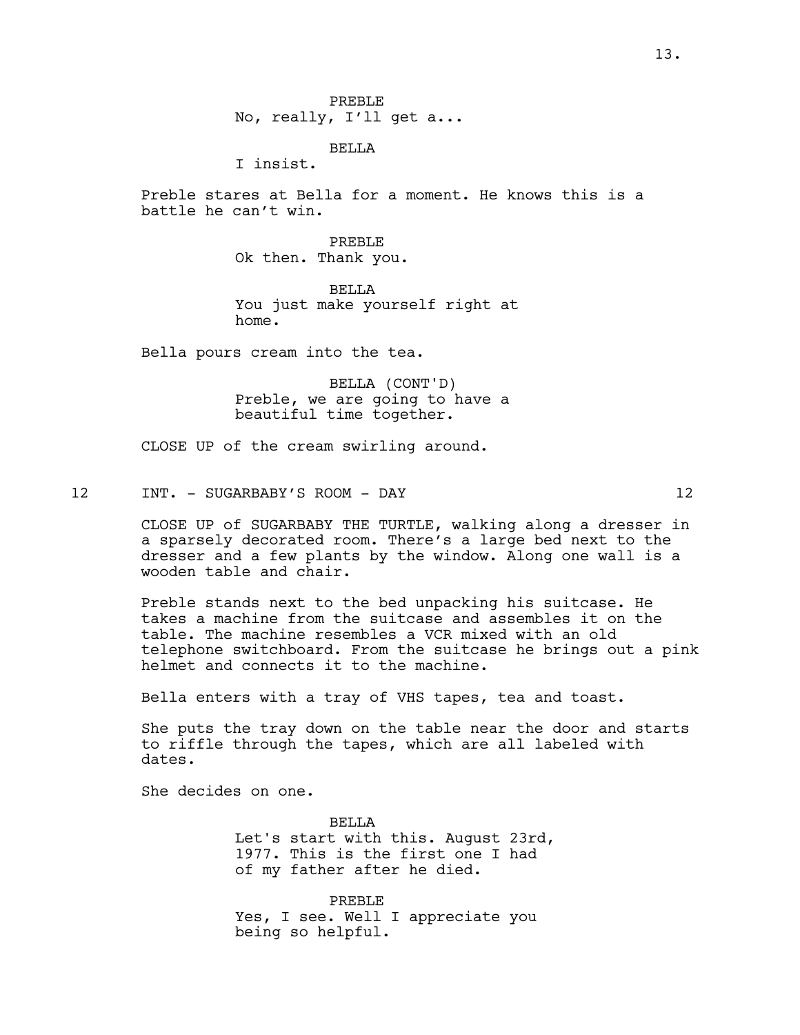PREBLE
No, really, I'll get a...

BELLA
I insist.

Preble stares at Bella for a moment. He knows this is a battle he can't win.

PREBLE
Ok then. Thank you.

BELLA
You just make yourself right at home.

Bella pours cream into the tea.

BELLA (CONT'D)
Preble, we are going to have a beautiful time together.

CLOSE UP of the cream swirling around.

12 INT. - SUGARBABY'S ROOM - DAY 12

CLOSE UP of SUGARBABY THE TURTLE, walking along a dresser in a sparsely decorated room. There's a large bed next to the dresser and a few plants by the window. Along one wall is a wooden table and chair.

Preble stands next to the bed unpacking his suitcase. He takes a machine from the suitcase and assembles it on the table. The machine resembles a VCR mixed with an old telephone switchboard. From the suitcase he brings out a pink helmet and connects it to the machine.

Bella enters with a tray of VHS tapes, tea and toast.

She puts the tray down on the table near the door and starts to riffle through the tapes, which are all labeled with dates.

She decides on one.

BELLA
Let's start with this. August 23rd, 1977. This is the first one I had of my father after he died.

PREBLE
Yes, I see. Well I appreciate you being so helpful.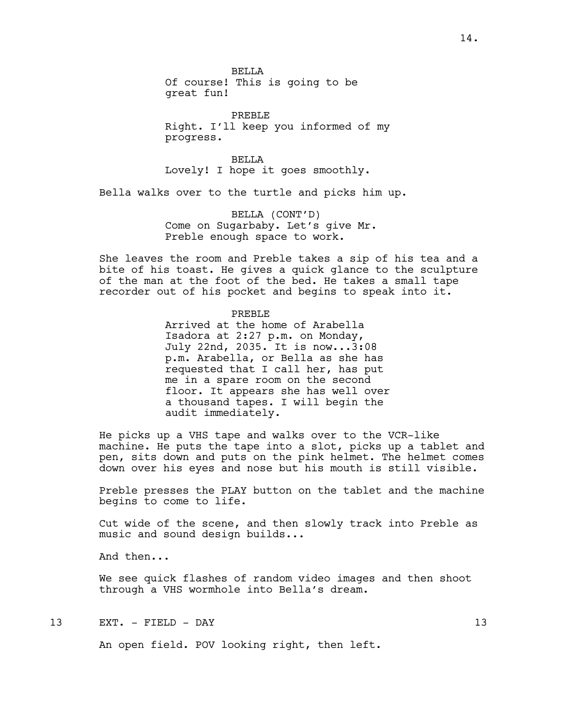BELLA
Of course! This is going to be great fun!

PREBLE
Right. I'll keep you informed of my progress.

BELLA
Lovely! I hope it goes smoothly.

Bella walks over to the turtle and picks him up.

BELLA (CONT'D)
Come on Sugarbaby. Let's give Mr. Preble enough space to work.

She leaves the room and Preble takes a sip of his tea and a bite of his toast. He gives a quick glance to the sculpture of the man at the foot of the bed. He takes a small tape recorder out of his pocket and begins to speak into it.

PREBLE
Arrived at the home of Arabella Isadora at 2:27 p.m. on Monday, July 22nd, 2035. It is now...3:08 p.m. Arabella, or Bella as she has requested that I call her, has put me in a spare room on the second floor. It appears she has well over a thousand tapes. I will begin the audit immediately.

He picks up a VHS tape and walks over to the VCR-like machine. He puts the tape into a slot, picks up a tablet and pen, sits down and puts on the pink helmet. The helmet comes down over his eyes and nose but his mouth is still visible.

Preble presses the PLAY button on the tablet and the machine begins to come to life.

Cut wide of the scene, and then slowly track into Preble as music and sound design builds...

And then...

We see quick flashes of random video images and then shoot through a VHS wormhole into Bella's dream.

13 EXT. - FIELD - DAY 13

An open field. POV looking right, then left.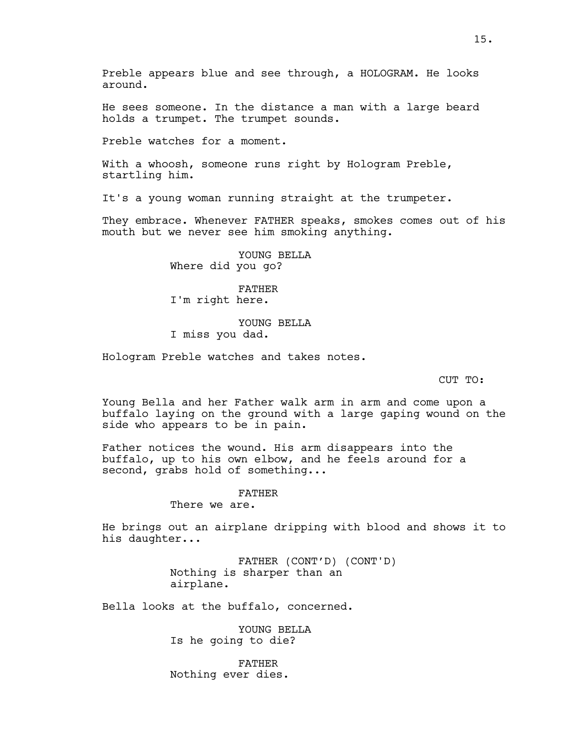Preble appears blue and see through, a HOLOGRAM. He looks around.

He sees someone. In the distance a man with a large beard holds a trumpet. The trumpet sounds.

Preble watches for a moment.

With a whoosh, someone runs right by Hologram Preble, startling him.

It's a young woman running straight at the trumpeter.

They embrace. Whenever FATHER speaks, smokes comes out of his mouth but we never see him smoking anything.

YOUNG BELLA
Where did you go?

FATHER
I'm right here.

YOUNG BELLA
I miss you dad.

Hologram Preble watches and takes notes.

CUT TO:

Young Bella and her Father walk arm in arm and come upon a buffalo laying on the ground with a large gaping wound on the side who appears to be in pain.

Father notices the wound. His arm disappears into the buffalo, up to his own elbow, and he feels around for a second, grabs hold of something...

FATHER
There we are.

He brings out an airplane dripping with blood and shows it to his daughter...

FATHER (CONT'D) (CONT'D)
Nothing is sharper than an airplane.

Bella looks at the buffalo, concerned.

YOUNG BELLA
Is he going to die?

FATHER
Nothing ever dies.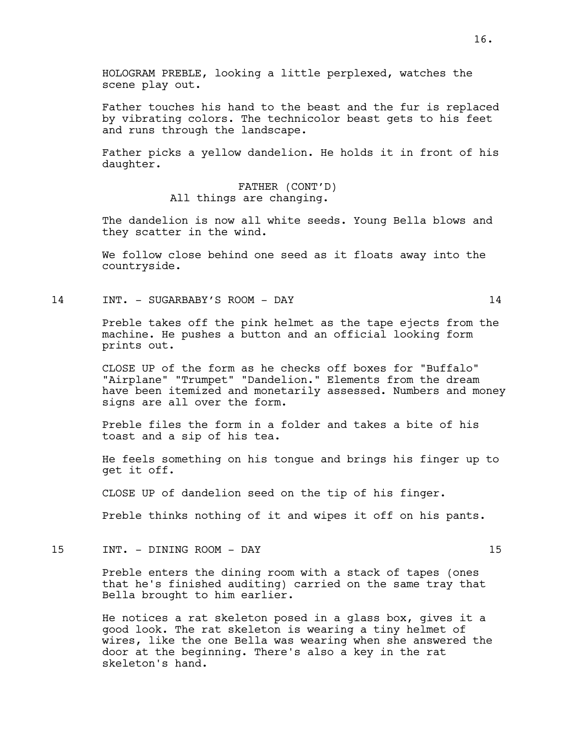HOLOGRAM PREBLE, looking a little perplexed, watches the scene play out.

Father touches his hand to the beast and the fur is replaced by vibrating colors. The technicolor beast gets to his feet and runs through the landscape.

Father picks a yellow dandelion. He holds it in front of his daughter.

FATHER (CONT'D)
All things are changing.

The dandelion is now all white seeds. Young Bella blows and they scatter in the wind.

We follow close behind one seed as it floats away into the countryside.

14 INT. - SUGARBABY'S ROOM - DAY 14

Preble takes off the pink helmet as the tape ejects from the machine. He pushes a button and an official looking form prints out.

CLOSE UP of the form as he checks off boxes for "Buffalo" "Airplane" "Trumpet" "Dandelion." Elements from the dream have been itemized and monetarily assessed. Numbers and money signs are all over the form.

Preble files the form in a folder and takes a bite of his toast and a sip of his tea.

He feels something on his tongue and brings his finger up to get it off.

CLOSE UP of dandelion seed on the tip of his finger.

Preble thinks nothing of it and wipes it off on his pants.

15 INT. - DINING ROOM - DAY 15

Preble enters the dining room with a stack of tapes (ones that he's finished auditing) carried on the same tray that Bella brought to him earlier.

He notices a rat skeleton posed in a glass box, gives it a good look. The rat skeleton is wearing a tiny helmet of wires, like the one Bella was wearing when she answered the door at the beginning. There's also a key in the rat skeleton's hand.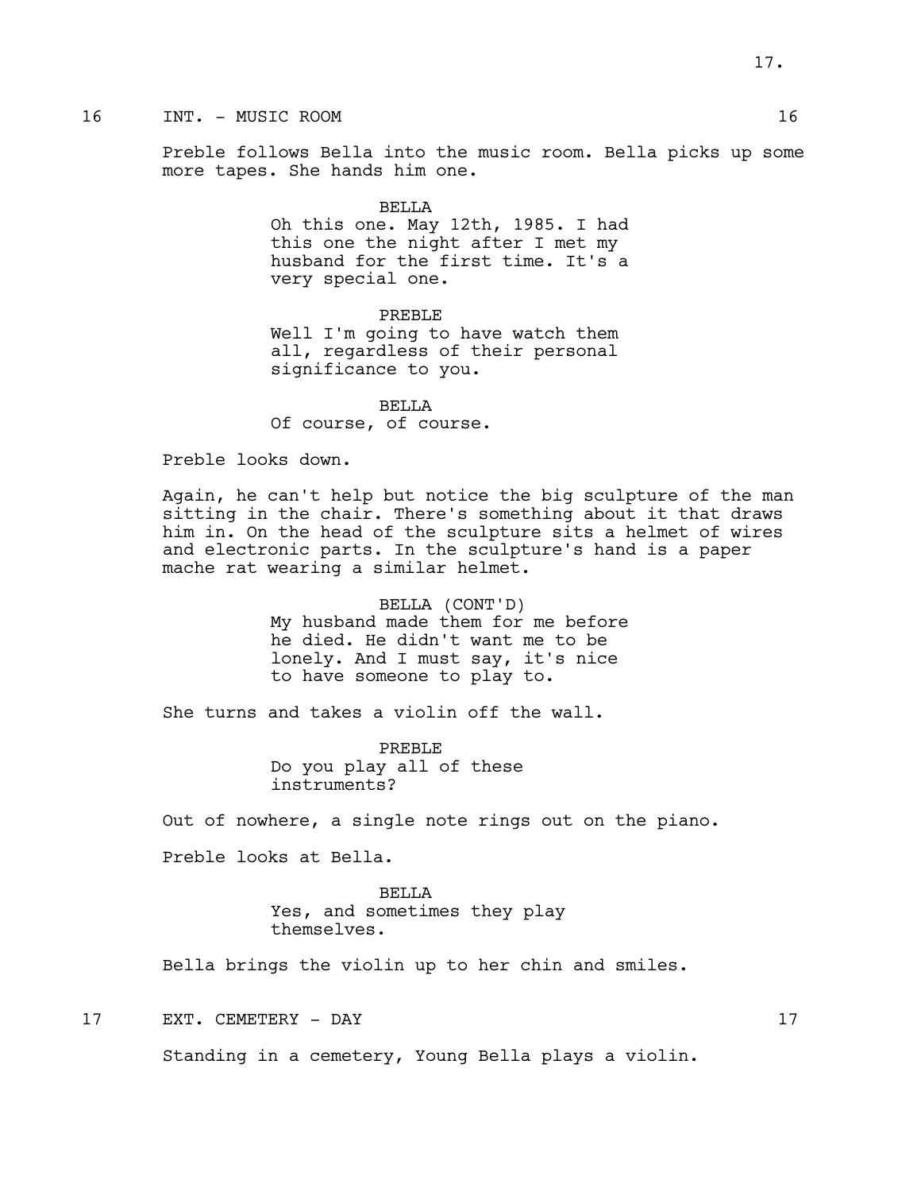16 INT. - MUSIC ROOM 16

Preble follows Bella into the music room. Bella picks up some more tapes. She hands him one.

BELLA
Oh this one. May 12th, 1985. I had this one the night after I met my husband for the first time. It's a very special one.

PREBLE
Well I'm going to have watch them all, regardless of their personal significance to you.

BELLA
Of course, of course.

Preble looks down.

Again, he can't help but notice the big sculpture of the man sitting in the chair. There's something about it that draws him in. On the head of the sculpture sits a helmet of wires and electronic parts. In the sculpture's hand is a paper mache rat wearing a similar helmet.

BELLA (CONT'D)
My husband made them for me before he died. He didn't want me to be lonely. And I must say, it's nice to have someone to play to.

She turns and takes a violin off the wall.

PREBLE
Do you play all of these instruments?

Out of nowhere, a single note rings out on the piano.

Preble looks at Bella.

BELLA
Yes, and sometimes they play themselves.

Bella brings the violin up to her chin and smiles.

17 EXT. CEMETERY - DAY 17

Standing in a cemetery, Young Bella plays a violin.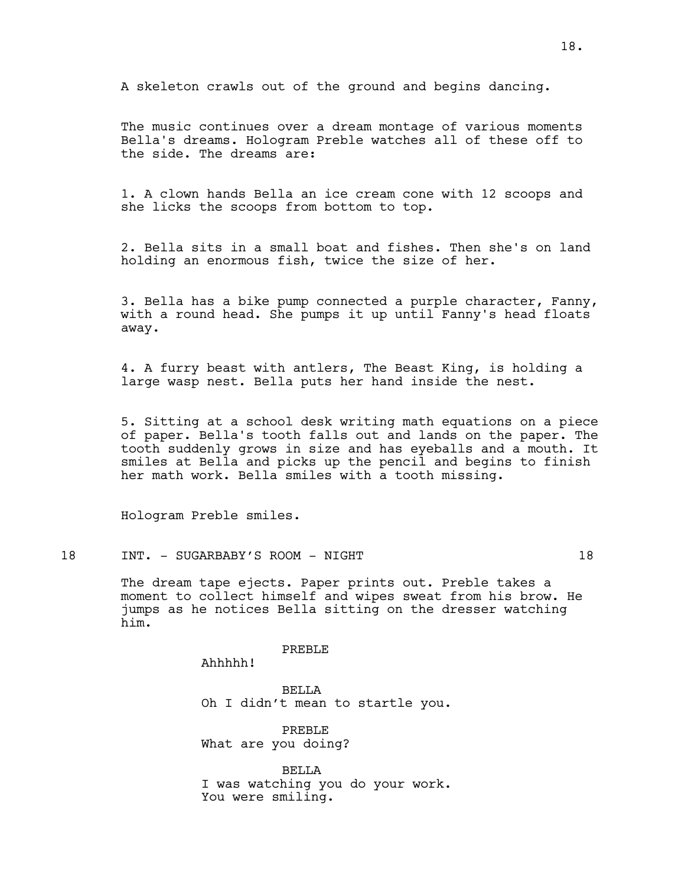A skeleton crawls out of the ground and begins dancing.

The music continues over a dream montage of various moments Bella's dreams. Hologram Preble watches all of these off to the side. The dreams are:

1. A clown hands Bella an ice cream cone with 12 scoops and she licks the scoops from bottom to top.

2. Bella sits in a small boat and fishes. Then she's on land holding an enormous fish, twice the size of her.

3. Bella has a bike pump connected a purple character, Fanny, with a round head. She pumps it up until Fanny's head floats away.

4. A furry beast with antlers, The Beast King, is holding a large wasp nest. Bella puts her hand inside the nest.

5. Sitting at a school desk writing math equations on a piece of paper. Bella's tooth falls out and lands on the paper. The tooth suddenly grows in size and has eyeballs and a mouth. It smiles at Bella and picks up the pencil and begins to finish her math work. Bella smiles with a tooth missing.

Hologram Preble smiles.

18 INT. - SUGARBABY'S ROOM - NIGHT 18

The dream tape ejects. Paper prints out. Preble takes a moment to collect himself and wipes sweat from his brow. He jumps as he notices Bella sitting on the dresser watching him.

PREBLE
Ahhhhh!

BELLA
Oh I didn't mean to startle you.

PREBLE
What are you doing?

BELLA
I was watching you do your work. You were smiling.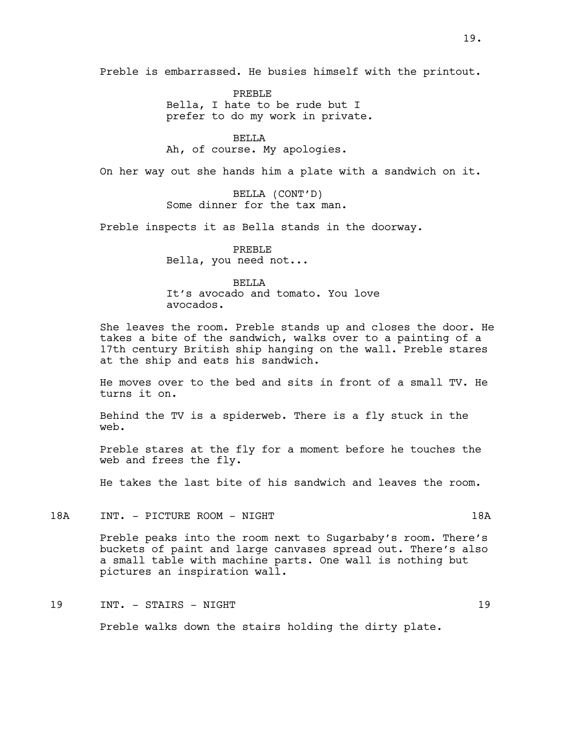Preble is embarrassed. He busies himself with the printout.

PREBLE
Bella, I hate to be rude but I prefer to do my work in private.

BELLA
Ah, of course. My apologies.

On her way out she hands him a plate with a sandwich on it.

BELLA (CONT'D)
Some dinner for the tax man.

Preble inspects it as Bella stands in the doorway.

PREBLE
Bella, you need not...

BELLA
It's avocado and tomato. You love avocados.

She leaves the room. Preble stands up and closes the door. He takes a bite of the sandwich, walks over to a painting of a 17th century British ship hanging on the wall. Preble stares at the ship and eats his sandwich.

He moves over to the bed and sits in front of a small TV. He turns it on.

Behind the TV is a spiderweb. There is a fly stuck in the web.

Preble stares at the fly for a moment before he touches the web and frees the fly.

He takes the last bite of his sandwich and leaves the room.

18A INT. - PICTURE ROOM - NIGHT 18A

Preble peaks into the room next to Sugarbaby's room. There's buckets of paint and large canvases spread out. There's also a small table with machine parts. One wall is nothing but pictures an inspiration wall.

19 INT. - STAIRS - NIGHT 19

Preble walks down the stairs holding the dirty plate.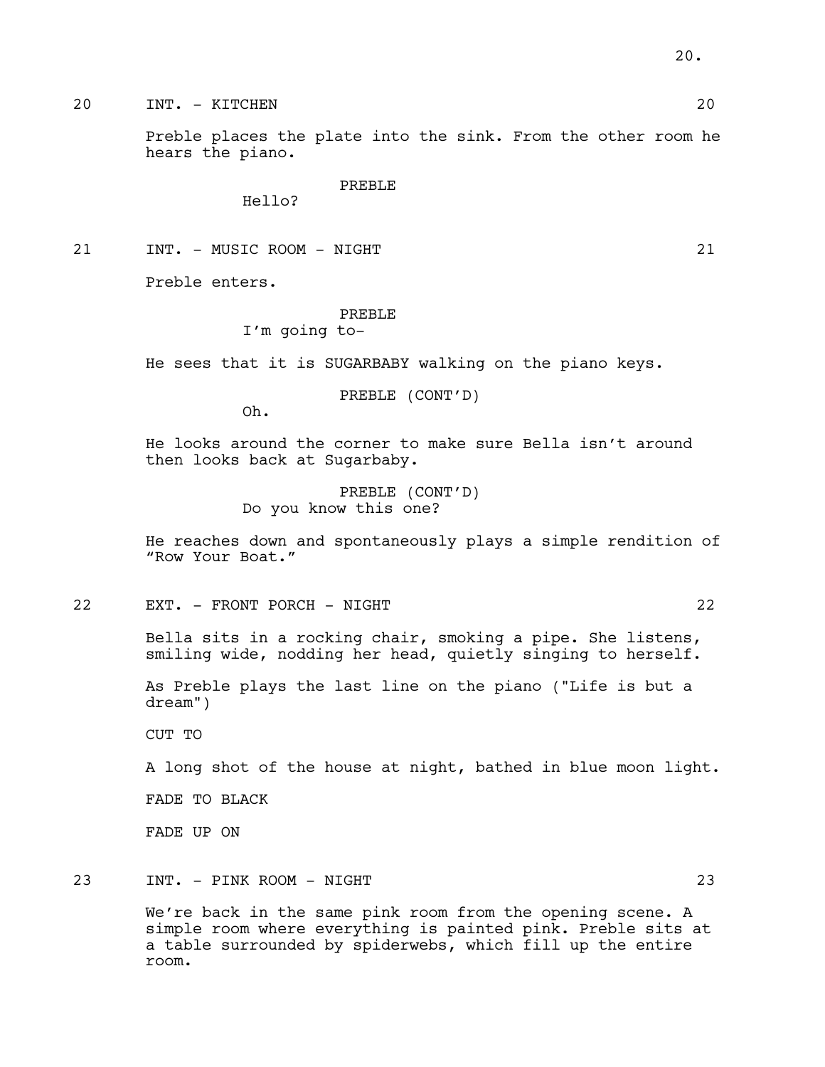20 INT. - KITCHEN 20

Preble places the plate into the sink. From the other room he hears the piano.

PREBLE
Hello?

21 INT. - MUSIC ROOM - NIGHT 21

Preble enters.

PREBLE
I'm going to-

He sees that it is SUGARBABY walking on the piano keys.

PREBLE (CONT'D)
Oh.

He looks around the corner to make sure Bella isn't around then looks back at Sugarbaby.

PREBLE (CONT'D)
Do you know this one?

He reaches down and spontaneously plays a simple rendition of "Row Your Boat."

22 EXT. - FRONT PORCH - NIGHT 22

Bella sits in a rocking chair, smoking a pipe. She listens, smiling wide, nodding her head, quietly singing to herself.

As Preble plays the last line on the piano ("Life is but a dream")

CUT TO

A long shot of the house at night, bathed in blue moon light.

FADE TO BLACK

FADE UP ON

23 INT. - PINK ROOM - NIGHT 23

We're back in the same pink room from the opening scene. A simple room where everything is painted pink. Preble sits at a table surrounded by spiderwebs, which fill up the entire room.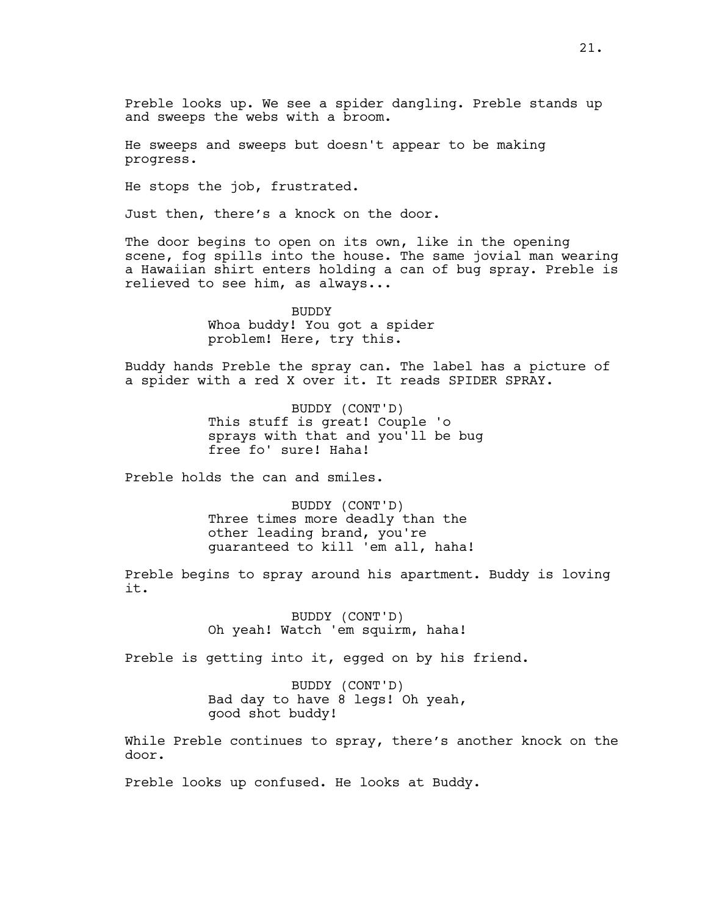Preble looks up. We see a spider dangling. Preble stands up and sweeps the webs with a broom.

He sweeps and sweeps but doesn't appear to be making progress.

He stops the job, frustrated.

Just then, there's a knock on the door.

The door begins to open on its own, like in the opening scene, fog spills into the house. The same jovial man wearing a Hawaiian shirt enters holding a can of bug spray. Preble is relieved to see him, as always...

BUDDY
Whoa buddy! You got a spider problem! Here, try this.

Buddy hands Preble the spray can. The label has a picture of a spider with a red X over it. It reads SPIDER SPRAY.

BUDDY (CONT'D)
This stuff is great! Couple 'o sprays with that and you'll be bug free fo' sure! Haha!

Preble holds the can and smiles.

BUDDY (CONT'D)
Three times more deadly than the other leading brand, you're guaranteed to kill 'em all, haha!

Preble begins to spray around his apartment. Buddy is loving it.

BUDDY (CONT'D)
Oh yeah! Watch 'em squirm, haha!

Preble is getting into it, egged on by his friend.

BUDDY (CONT'D)
Bad day to have 8 legs! Oh yeah, good shot buddy!

While Preble continues to spray, there's another knock on the door.

Preble looks up confused. He looks at Buddy.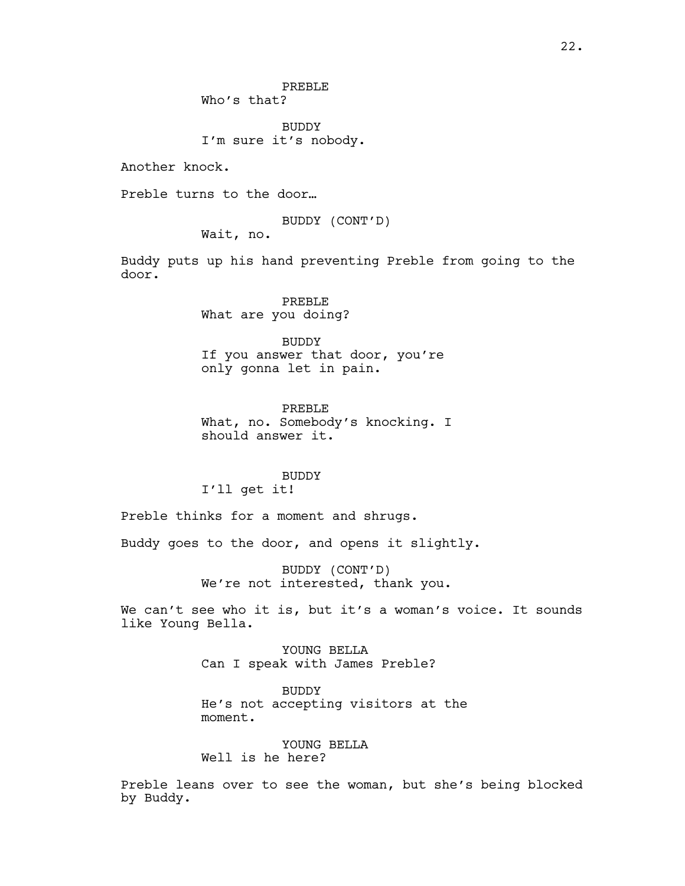PREBLE
Who's that?

BUDDY
I'm sure it's nobody.

Another knock.

Preble turns to the door…

BUDDY (CONT'D)
Wait, no.

Buddy puts up his hand preventing Preble from going to the door.

PREBLE
What are you doing?

BUDDY
If you answer that door, you're only gonna let in pain.

PREBLE
What, no. Somebody's knocking. I should answer it.

BUDDY
I'll get it!

Preble thinks for a moment and shrugs.

Buddy goes to the door, and opens it slightly.

BUDDY (CONT'D)
We're not interested, thank you.

We can't see who it is, but it's a woman's voice. It sounds like Young Bella.

YOUNG BELLA
Can I speak with James Preble?

BUDDY
He's not accepting visitors at the moment.

YOUNG BELLA
Well is he here?

Preble leans over to see the woman, but she's being blocked by Buddy.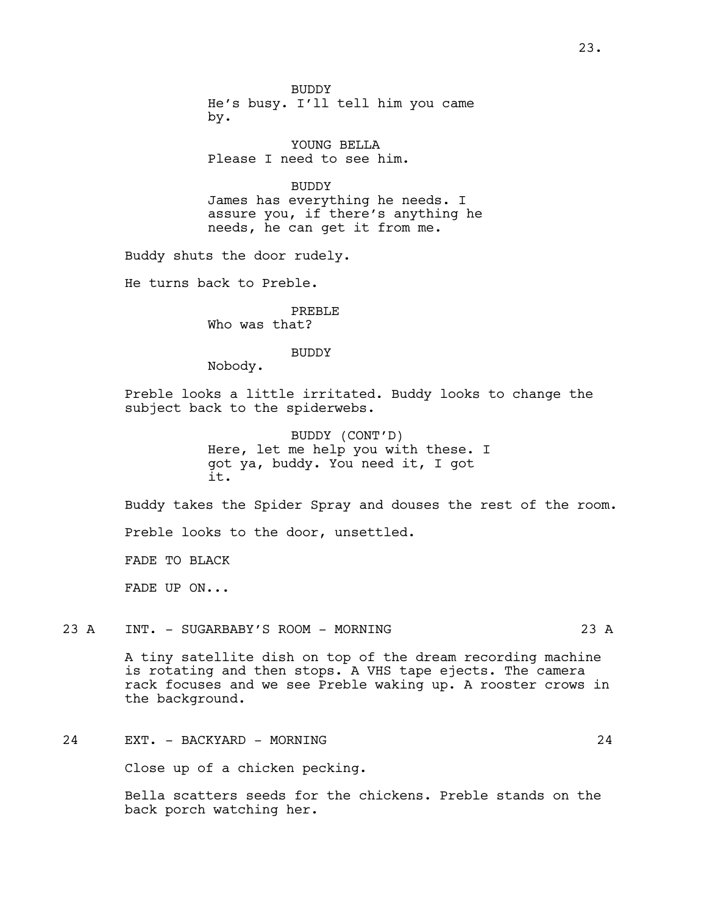BUDDY
He's busy. I'll tell him you came by.

YOUNG BELLA
Please I need to see him.

BUDDY
James has everything he needs. I assure you, if there's anything he needs, he can get it from me.

Buddy shuts the door rudely.

He turns back to Preble.

PREBLE
Who was that?

BUDDY
Nobody.

Preble looks a little irritated. Buddy looks to change the subject back to the spiderwebs.

BUDDY (CONT'D)
Here, let me help you with these. I got ya, buddy. You need it, I got it.

Buddy takes the Spider Spray and douses the rest of the room.

Preble looks to the door, unsettled.

FADE TO BLACK

FADE UP ON...

23 A INT. - SUGARBABY'S ROOM - MORNING 23 A

A tiny satellite dish on top of the dream recording machine is rotating and then stops. A VHS tape ejects. The camera rack focuses and we see Preble waking up. A rooster crows in the background.

24 EXT. - BACKYARD - MORNING 24

Close up of a chicken pecking.

Bella scatters seeds for the chickens. Preble stands on the back porch watching her.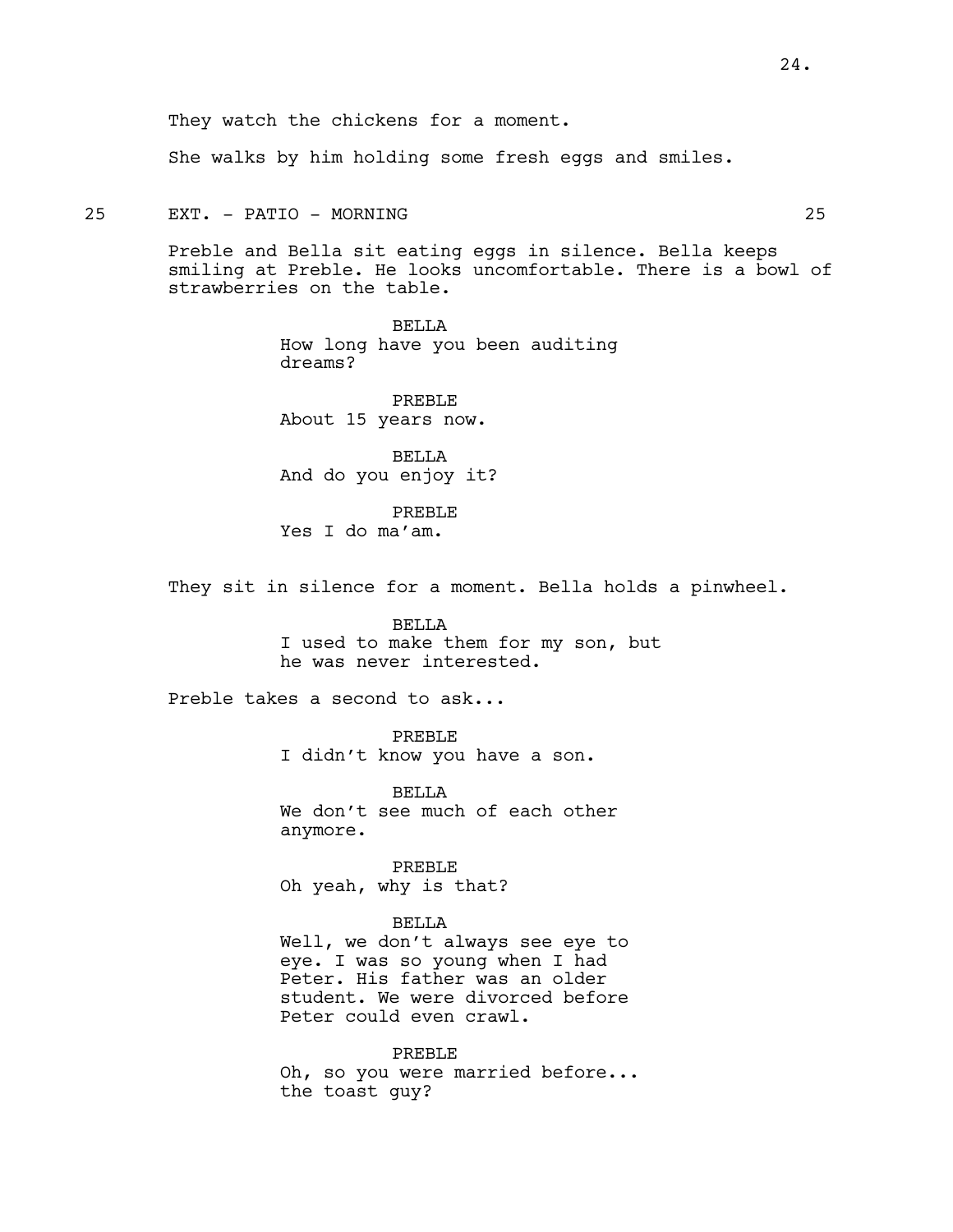They watch the chickens for a moment.

She walks by him holding some fresh eggs and smiles.

## 25 EXT. - PATIO - MORNING 25

Preble and Bella sit eating eggs in silence. Bella keeps smiling at Preble. He looks uncomfortable. There is a bowl of strawberries on the table.

BELLA
How long have you been auditing dreams?

PREBLE
About 15 years now.

BELLA
And do you enjoy it?

PREBLE
Yes I do ma'am.

They sit in silence for a moment. Bella holds a pinwheel.

BELLA
I used to make them for my son, but he was never interested.

Preble takes a second to ask...

PREBLE
I didn't know you have a son.

BELLA
We don't see much of each other anymore.

PREBLE
Oh yeah, why is that?

BELLA
Well, we don't always see eye to eye. I was so young when I had Peter. His father was an older student. We were divorced before Peter could even crawl.

PREBLE
Oh, so you were married before... the toast guy?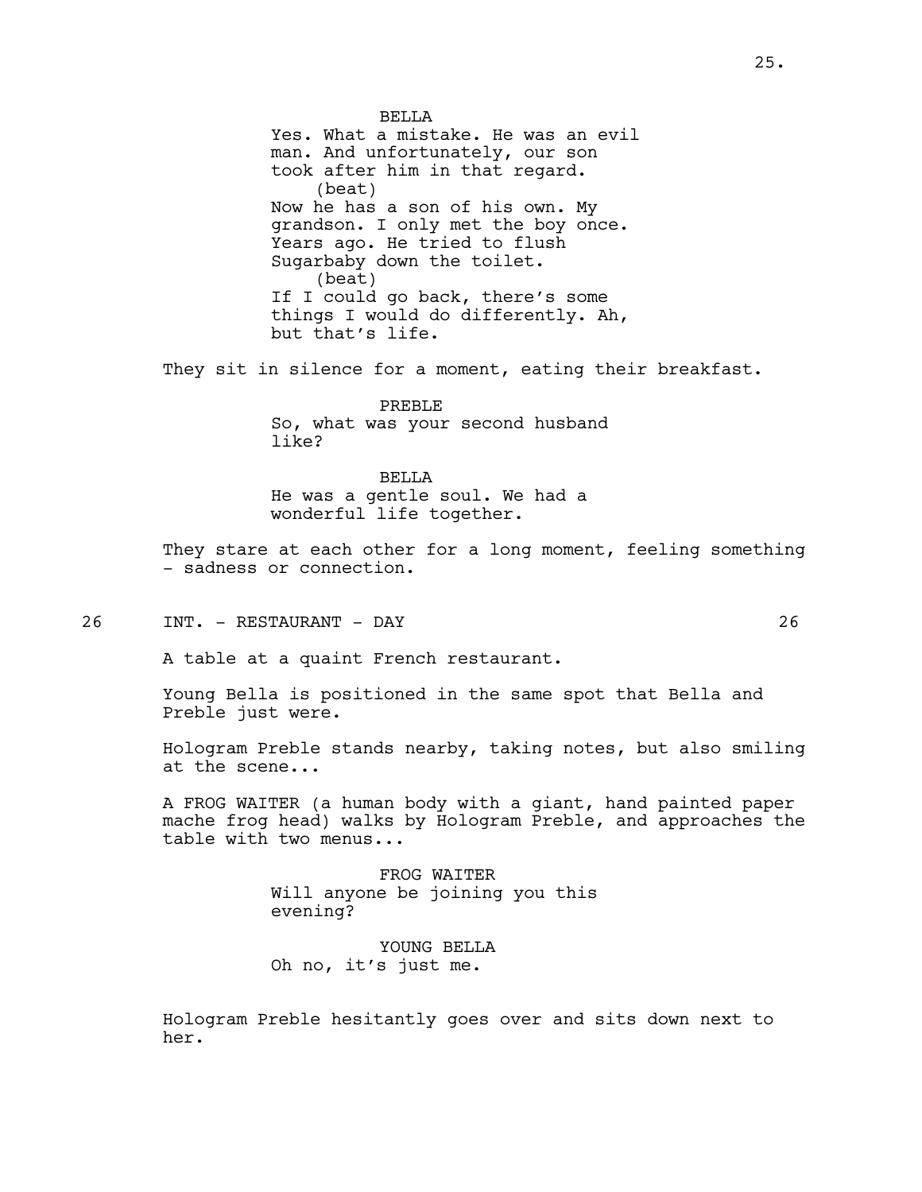BELLA
Yes. What a mistake. He was an evil man. And unfortunately, our son took after him in that regard.
(beat)
Now he has a son of his own. My grandson. I only met the boy once. Years ago. He tried to flush Sugarbaby down the toilet.
(beat)
If I could go back, there's some things I would do differently. Ah, but that's life.

They sit in silence for a moment, eating their breakfast.

PREBLE
So, what was your second husband like?

BELLA
He was a gentle soul. We had a wonderful life together.

They stare at each other for a long moment, feeling something - sadness or connection.

26 INT. - RESTAURANT - DAY 26

A table at a quaint French restaurant.

Young Bella is positioned in the same spot that Bella and Preble just were.

Hologram Preble stands nearby, taking notes, but also smiling at the scene...

A FROG WAITER (a human body with a giant, hand painted paper mache frog head) walks by Hologram Preble, and approaches the table with two menus...

FROG WAITER
Will anyone be joining you this evening?

YOUNG BELLA
Oh no, it's just me.

Hologram Preble hesitantly goes over and sits down next to her.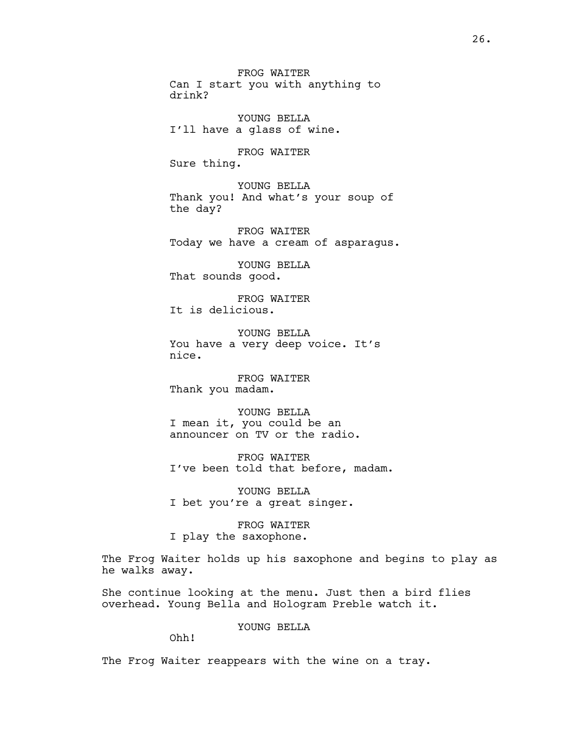FROG WAITER
Can I start you with anything to drink?

YOUNG BELLA
I'll have a glass of wine.

FROG WAITER
Sure thing.

YOUNG BELLA
Thank you! And what's your soup of the day?

FROG WAITER
Today we have a cream of asparagus.

YOUNG BELLA
That sounds good.

FROG WAITER
It is delicious.

YOUNG BELLA
You have a very deep voice. It's nice.

FROG WAITER
Thank you madam.

YOUNG BELLA
I mean it, you could be an announcer on TV or the radio.

FROG WAITER
I've been told that before, madam.

YOUNG BELLA
I bet you're a great singer.

FROG WAITER
I play the saxophone.

The Frog Waiter holds up his saxophone and begins to play as he walks away.

She continue looking at the menu. Just then a bird flies overhead. Young Bella and Hologram Preble watch it.

YOUNG BELLA
Ohh!

The Frog Waiter reappears with the wine on a tray.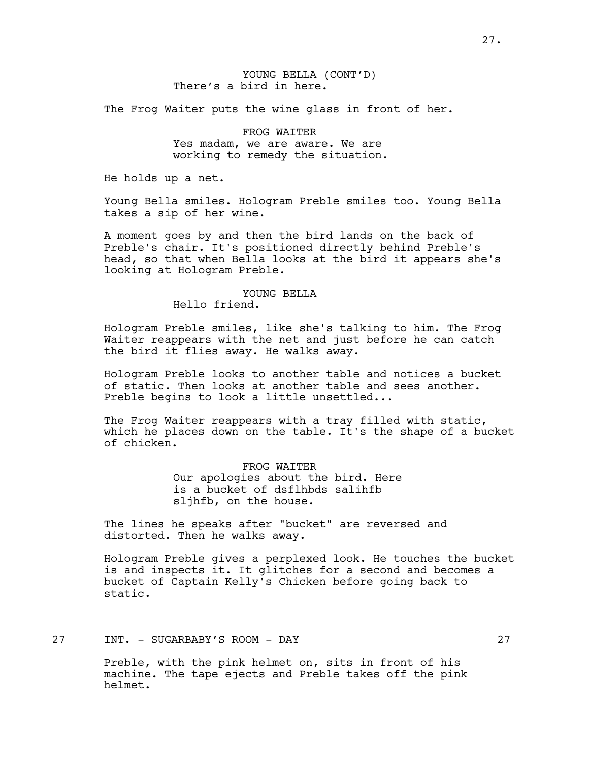YOUNG BELLA (CONT'D)
There's a bird in here.

The Frog Waiter puts the wine glass in front of her.

FROG WAITER
Yes madam, we are aware. We are working to remedy the situation.

He holds up a net.

Young Bella smiles. Hologram Preble smiles too. Young Bella takes a sip of her wine.

A moment goes by and then the bird lands on the back of Preble's chair. It's positioned directly behind Preble's head, so that when Bella looks at the bird it appears she's looking at Hologram Preble.

YOUNG BELLA
Hello friend.

Hologram Preble smiles, like she's talking to him. The Frog Waiter reappears with the net and just before he can catch the bird it flies away. He walks away.

Hologram Preble looks to another table and notices a bucket of static. Then looks at another table and sees another. Preble begins to look a little unsettled...

The Frog Waiter reappears with a tray filled with static, which he places down on the table. It's the shape of a bucket of chicken.

FROG WAITER
Our apologies about the bird. Here is a bucket of dsflhbds salihfb sljhfb, on the house.

The lines he speaks after "bucket" are reversed and distorted. Then he walks away.

Hologram Preble gives a perplexed look. He touches the bucket is and inspects it. It glitches for a second and becomes a bucket of Captain Kelly's Chicken before going back to static.

27 INT. - SUGARBABY'S ROOM - DAY 27

Preble, with the pink helmet on, sits in front of his machine. The tape ejects and Preble takes off the pink helmet.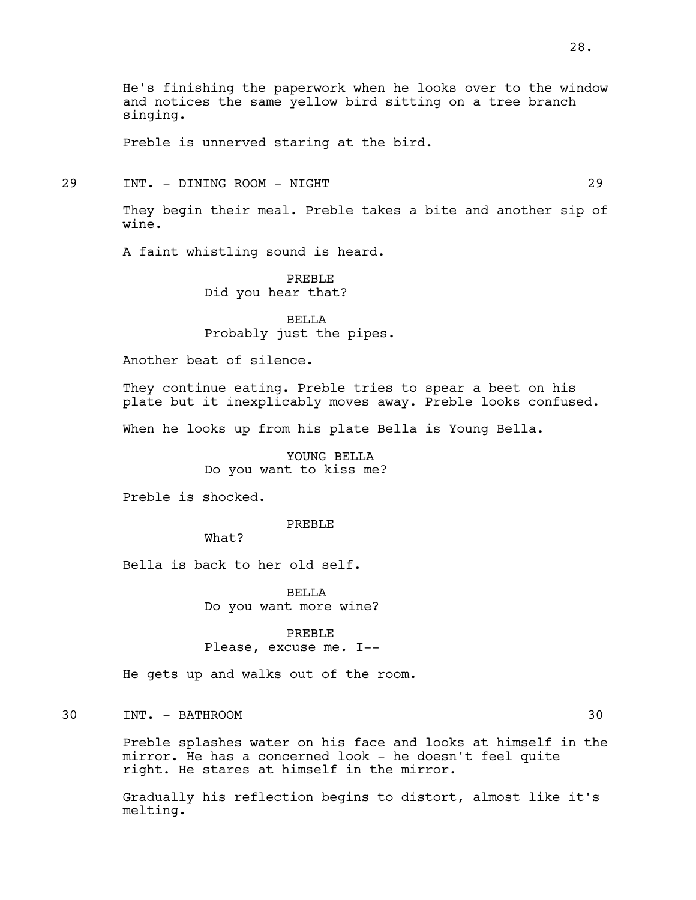He's finishing the paperwork when he looks over to the window and notices the same yellow bird sitting on a tree branch singing.

Preble is unnerved staring at the bird.

29 INT. - DINING ROOM - NIGHT 29

They begin their meal. Preble takes a bite and another sip of wine.

A faint whistling sound is heard.

PREBLE
Did you hear that?

BELLA
Probably just the pipes.

Another beat of silence.

They continue eating. Preble tries to spear a beet on his plate but it inexplicably moves away. Preble looks confused.

When he looks up from his plate Bella is Young Bella.

YOUNG BELLA
Do you want to kiss me?

Preble is shocked.

PREBLE
What?

Bella is back to her old self.

BELLA
Do you want more wine?

PREBLE
Please, excuse me. I--

He gets up and walks out of the room.

30 INT. - BATHROOM 30

Preble splashes water on his face and looks at himself in the mirror. He has a concerned look - he doesn't feel quite right. He stares at himself in the mirror.

Gradually his reflection begins to distort, almost like it's melting.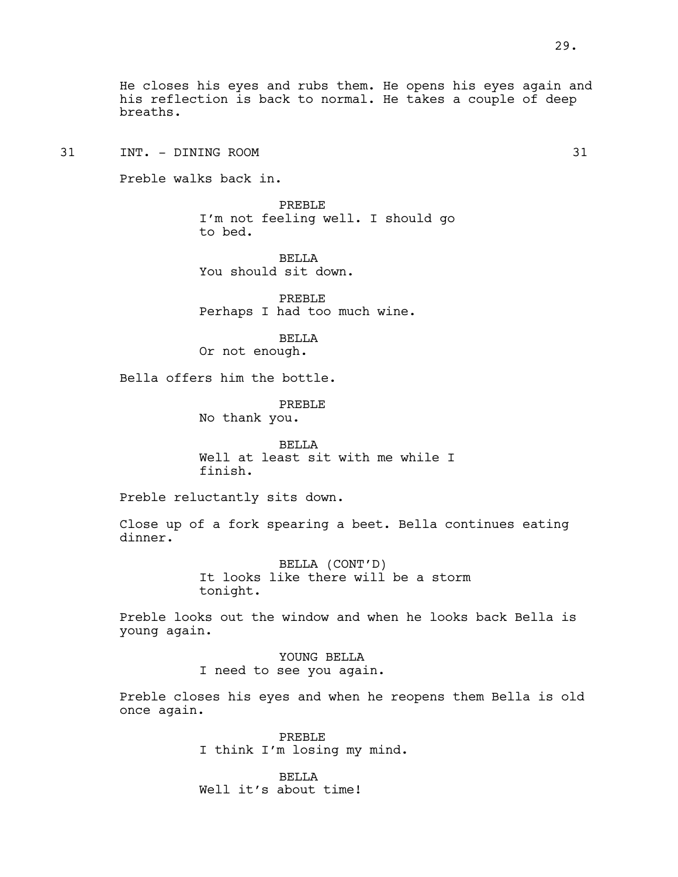He closes his eyes and rubs them. He opens his eyes again and his reflection is back to normal. He takes a couple of deep breaths.

31 INT. - DINING ROOM 31

Preble walks back in.

PREBLE
I'm not feeling well. I should go to bed.

BELLA
You should sit down.

PREBLE
Perhaps I had too much wine.

BELLA
Or not enough.

Bella offers him the bottle.

PREBLE
No thank you.

BELLA
Well at least sit with me while I finish.

Preble reluctantly sits down.

Close up of a fork spearing a beet. Bella continues eating dinner.

BELLA (CONT'D)
It looks like there will be a storm tonight.

Preble looks out the window and when he looks back Bella is young again.

YOUNG BELLA
I need to see you again.

Preble closes his eyes and when he reopens them Bella is old once again.

PREBLE
I think I'm losing my mind.

BELLA
Well it's about time!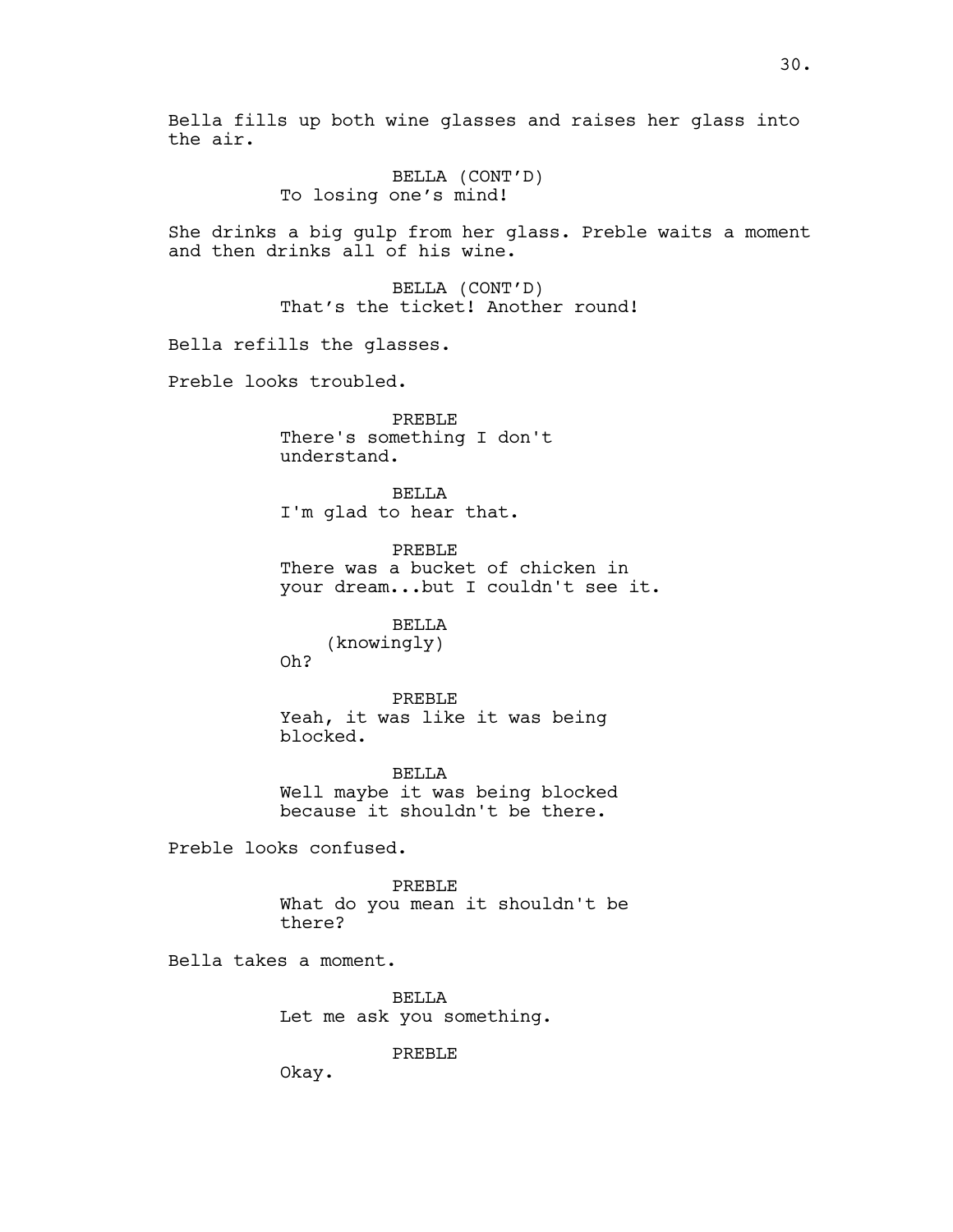Bella fills up both wine glasses and raises her glass into the air.

BELLA (CONT'D)
To losing one's mind!

She drinks a big gulp from her glass. Preble waits a moment and then drinks all of his wine.

BELLA (CONT'D)
That's the ticket! Another round!

Bella refills the glasses.

Preble looks troubled.

PREBLE
There's something I don't understand.

BELLA
I'm glad to hear that.

PREBLE
There was a bucket of chicken in your dream...but I couldn't see it.

BELLA
(knowingly)
Oh?

PREBLE
Yeah, it was like it was being blocked.

BELLA
Well maybe it was being blocked because it shouldn't be there.

Preble looks confused.

PREBLE
What do you mean it shouldn't be there?

Bella takes a moment.

BELLA
Let me ask you something.

PREBLE
Okay.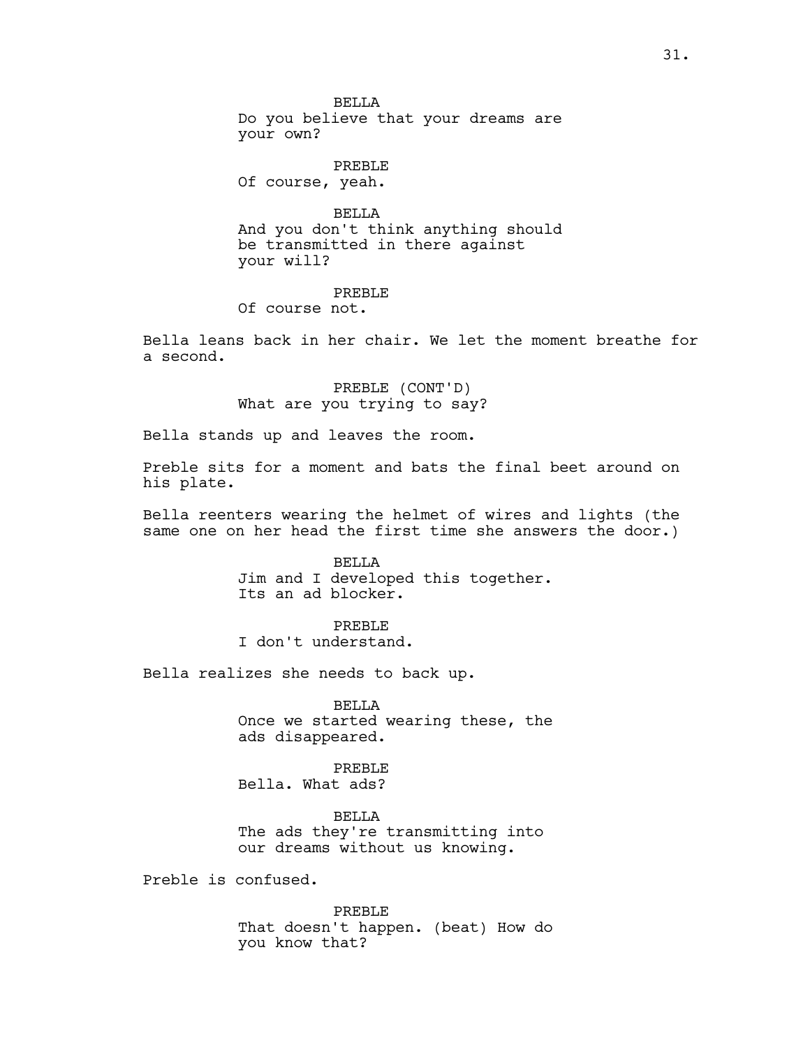BELLA
Do you believe that your dreams are your own?

PREBLE
Of course, yeah.

BELLA
And you don't think anything should be transmitted in there against your will?

PREBLE
Of course not.

Bella leans back in her chair. We let the moment breathe for a second.

PREBLE (CONT'D)
What are you trying to say?

Bella stands up and leaves the room.

Preble sits for a moment and bats the final beet around on his plate.

Bella reenters wearing the helmet of wires and lights (the same one on her head the first time she answers the door.)

BELLA
Jim and I developed this together. Its an ad blocker.

PREBLE
I don't understand.

Bella realizes she needs to back up.

BELLA
Once we started wearing these, the ads disappeared.

PREBLE
Bella. What ads?

BELLA
The ads they're transmitting into our dreams without us knowing.

Preble is confused.

PREBLE
That doesn't happen. (beat) How do you know that?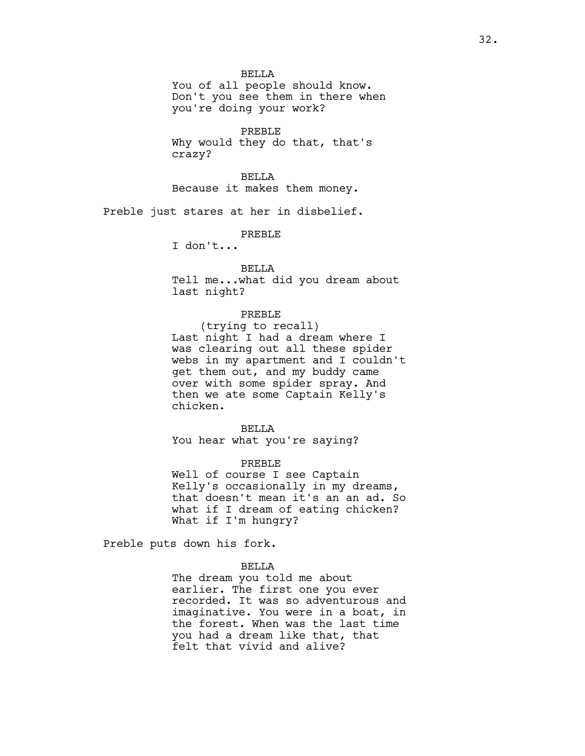BELLA
You of all people should know. Don't you see them in there when you're doing your work?

PREBLE
Why would they do that, that's crazy?

BELLA
Because it makes them money.

Preble just stares at her in disbelief.

PREBLE
I don't...

BELLA
Tell me...what did you dream about last night?

PREBLE
(trying to recall)
Last night I had a dream where I was clearing out all these spider webs in my apartment and I couldn't get them out, and my buddy came over with some spider spray. And then we ate some Captain Kelly's chicken.

BELLA
You hear what you're saying?

PREBLE
Well of course I see Captain Kelly's occasionally in my dreams, that doesn't mean it's an an ad. So what if I dream of eating chicken? What if I'm hungry?

Preble puts down his fork.

BELLA
The dream you told me about earlier. The first one you ever recorded. It was so adventurous and imaginative. You were in a boat, in the forest. When was the last time you had a dream like that, that felt that vivid and alive?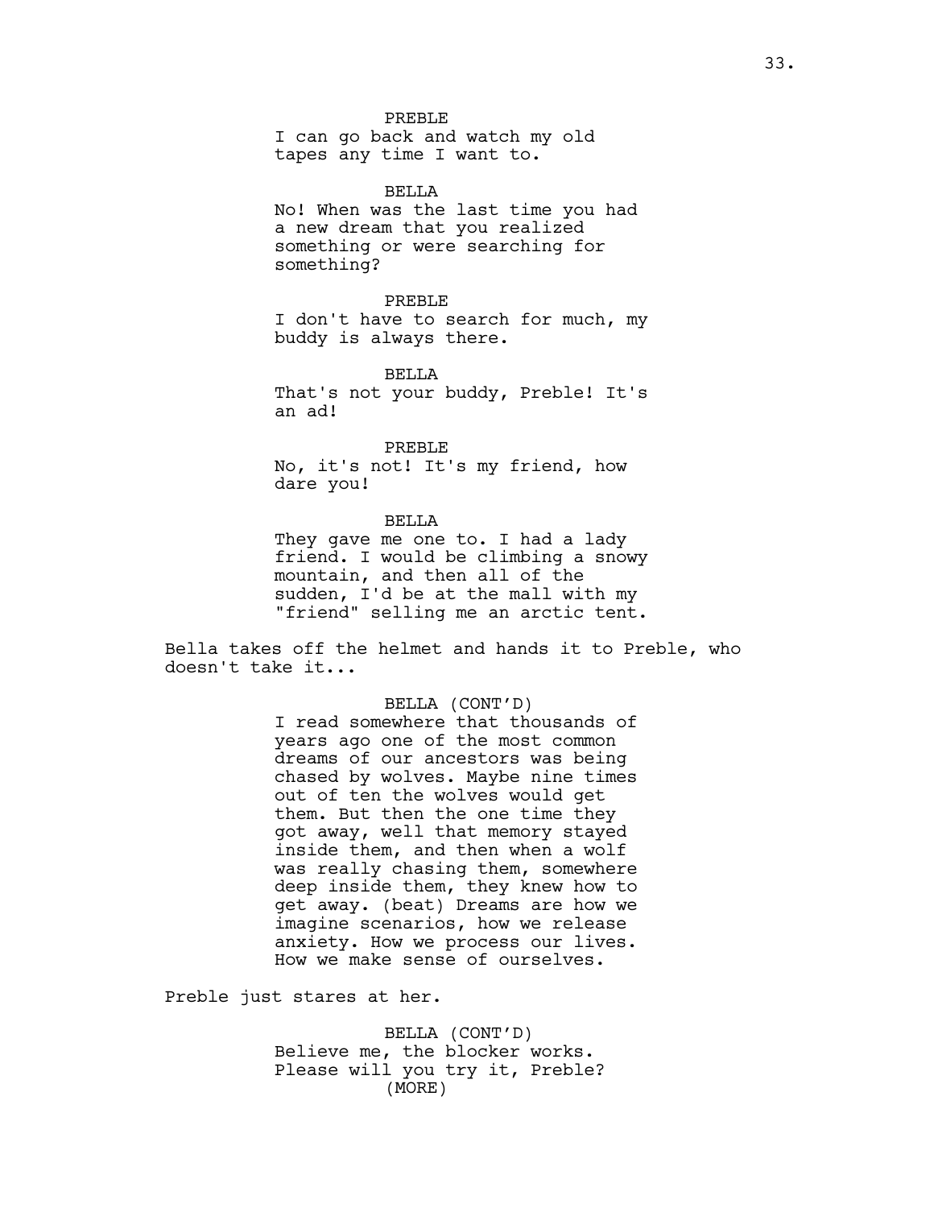PREBLE
I can go back and watch my old tapes any time I want to.

BELLA
No! When was the last time you had a new dream that you realized something or were searching for something?

PREBLE
I don't have to search for much, my buddy is always there.

BELLA
That's not your buddy, Preble! It's an ad!

PREBLE
No, it's not! It's my friend, how dare you!

BELLA
They gave me one to. I had a lady friend. I would be climbing a snowy mountain, and then all of the sudden, I'd be at the mall with my "friend" selling me an arctic tent.

Bella takes off the helmet and hands it to Preble, who doesn't take it...

BELLA (CONT'D)
I read somewhere that thousands of years ago one of the most common dreams of our ancestors was being chased by wolves. Maybe nine times out of ten the wolves would get them. But then the one time they got away, well that memory stayed inside them, and then when a wolf was really chasing them, somewhere deep inside them, they knew how to get away. (beat) Dreams are how we imagine scenarios, how we release anxiety. How we process our lives. How we make sense of ourselves.

Preble just stares at her.

BELLA (CONT'D)
Believe me, the blocker works. Please will you try it, Preble?
(MORE)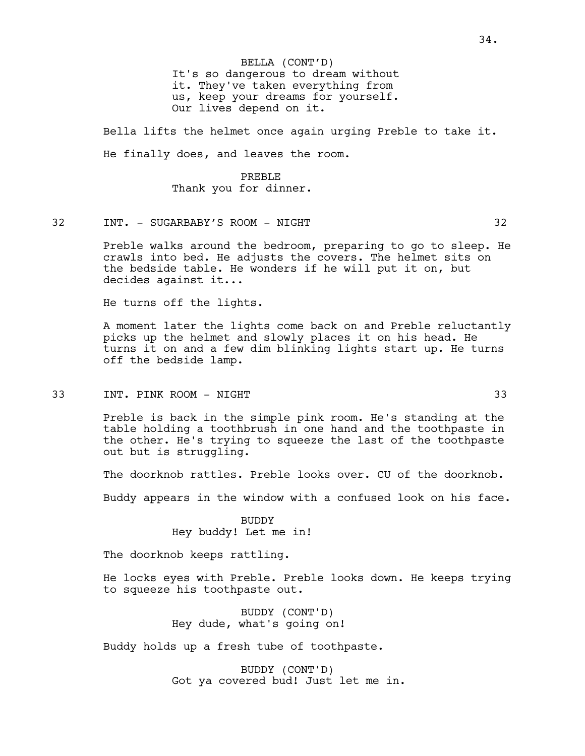BELLA (CONT'D)
It's so dangerous to dream without it. They've taken everything from us, keep your dreams for yourself. Our lives depend on it.

Bella lifts the helmet once again urging Preble to take it.

He finally does, and leaves the room.

PREBLE
Thank you for dinner.

32 INT. - SUGARBABY'S ROOM - NIGHT 32

Preble walks around the bedroom, preparing to go to sleep. He crawls into bed. He adjusts the covers. The helmet sits on the bedside table. He wonders if he will put it on, but decides against it...

He turns off the lights.

A moment later the lights come back on and Preble reluctantly picks up the helmet and slowly places it on his head. He turns it on and a few dim blinking lights start up. He turns off the bedside lamp.

33 INT. PINK ROOM - NIGHT 33

Preble is back in the simple pink room. He's standing at the table holding a toothbrush in one hand and the toothpaste in the other. He's trying to squeeze the last of the toothpaste out but is struggling.

The doorknob rattles. Preble looks over. CU of the doorknob.

Buddy appears in the window with a confused look on his face.

BUDDY
Hey buddy! Let me in!

The doorknob keeps rattling.

He locks eyes with Preble. Preble looks down. He keeps trying to squeeze his toothpaste out.

BUDDY (CONT'D)
Hey dude, what's going on!

Buddy holds up a fresh tube of toothpaste.

BUDDY (CONT'D)
Got ya covered bud! Just let me in.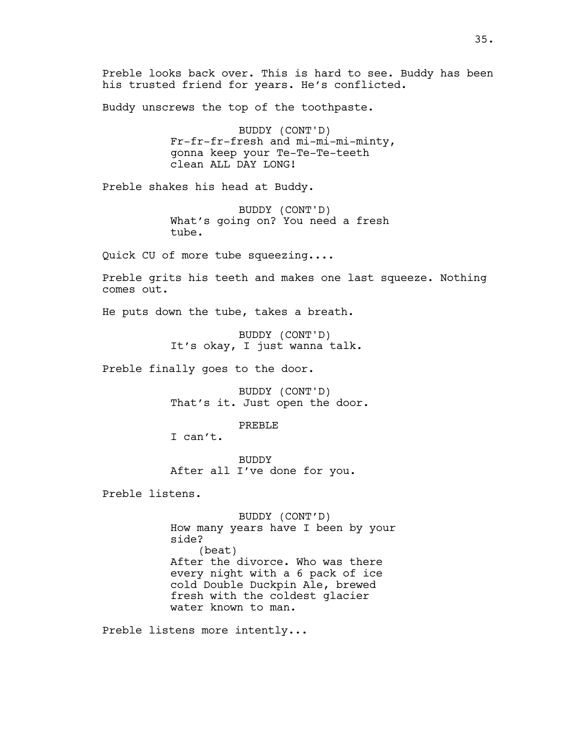Preble looks back over. This is hard to see. Buddy has been his trusted friend for years. He's conflicted.

Buddy unscrews the top of the toothpaste.

BUDDY (CONT'D)
Fr-fr-fr-fresh and mi-mi-mi-minty, gonna keep your Te-Te-Te-teeth clean ALL DAY LONG!

Preble shakes his head at Buddy.

BUDDY (CONT'D)
What's going on? You need a fresh tube.

Quick CU of more tube squeezing....

Preble grits his teeth and makes one last squeeze. Nothing comes out.

He puts down the tube, takes a breath.

BUDDY (CONT'D)
It's okay, I just wanna talk.

Preble finally goes to the door.

BUDDY (CONT'D)
That's it. Just open the door.

PREBLE
I can't.

BUDDY
After all I've done for you.

Preble listens.

BUDDY (CONT'D)
How many years have I been by your side?
(beat)
After the divorce. Who was there every night with a 6 pack of ice cold Double Duckpin Ale, brewed fresh with the coldest glacier water known to man.

Preble listens more intently...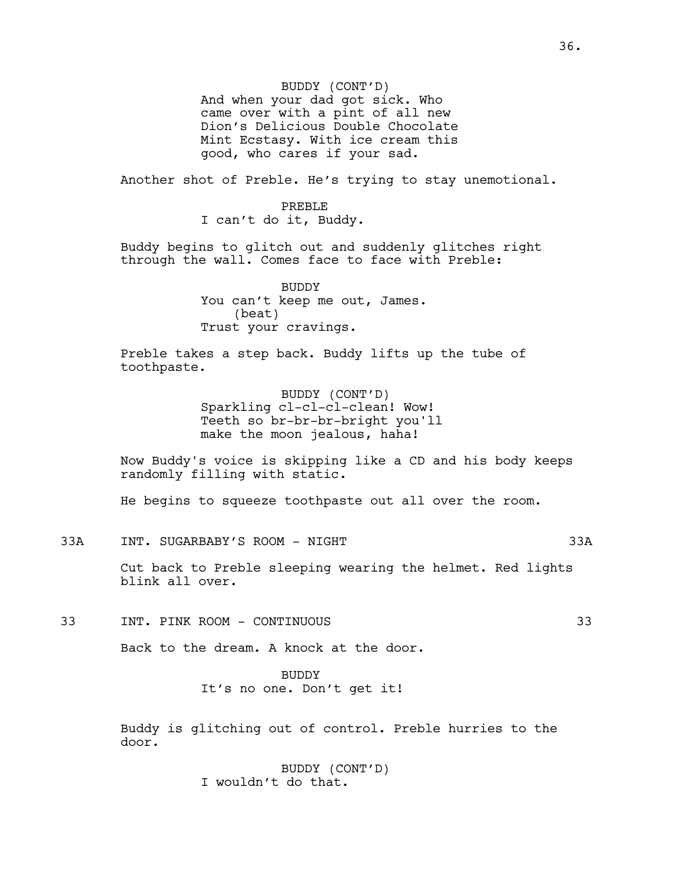BUDDY (CONT'D)
And when your dad got sick. Who came over with a pint of all new Dion's Delicious Double Chocolate Mint Ecstasy. With ice cream this good, who cares if your sad.

Another shot of Preble. He's trying to stay unemotional.

PREBLE
I can't do it, Buddy.

Buddy begins to glitch out and suddenly glitches right through the wall. Comes face to face with Preble:

BUDDY
You can't keep me out, James.
(beat)
Trust your cravings.

Preble takes a step back. Buddy lifts up the tube of toothpaste.

BUDDY (CONT'D)
Sparkling cl-cl-cl-clean! Wow! Teeth so br-br-br-bright you'll make the moon jealous, haha!

Now Buddy's voice is skipping like a CD and his body keeps randomly filling with static.

He begins to squeeze toothpaste out all over the room.

33A INT. SUGARBABY'S ROOM - NIGHT 33A

Cut back to Preble sleeping wearing the helmet. Red lights blink all over.

33 INT. PINK ROOM - CONTINUOUS 33

Back to the dream. A knock at the door.

BUDDY
It's no one. Don't get it!

Buddy is glitching out of control. Preble hurries to the door.

BUDDY (CONT'D)
I wouldn't do that.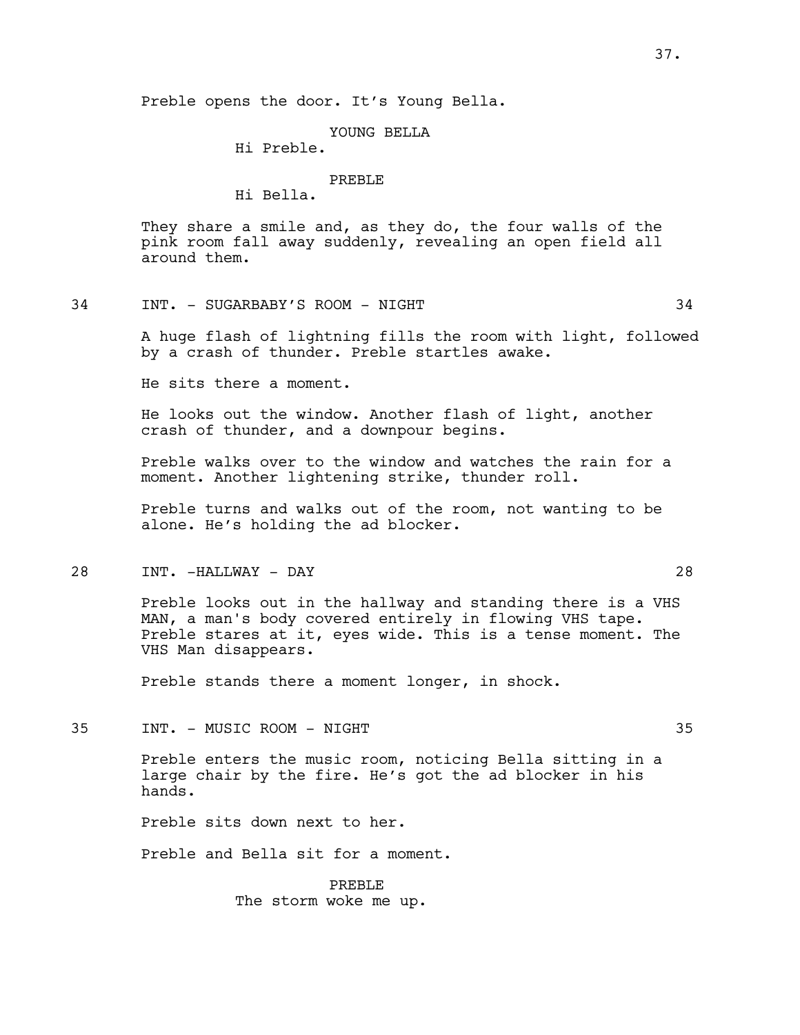Preble opens the door. It's Young Bella.

YOUNG BELLA
Hi Preble.

PREBLE
Hi Bella.

They share a smile and, as they do, the four walls of the pink room fall away suddenly, revealing an open field all around them.

34 INT. - SUGARBABY'S ROOM - NIGHT 34

A huge flash of lightning fills the room with light, followed by a crash of thunder. Preble startles awake.

He sits there a moment.

He looks out the window. Another flash of light, another crash of thunder, and a downpour begins.

Preble walks over to the window and watches the rain for a moment. Another lightening strike, thunder roll.

Preble turns and walks out of the room, not wanting to be alone. He's holding the ad blocker.

28 INT. -HALLWAY - DAY 28

Preble looks out in the hallway and standing there is a VHS MAN, a man's body covered entirely in flowing VHS tape. Preble stares at it, eyes wide. This is a tense moment. The VHS Man disappears.

Preble stands there a moment longer, in shock.

35 INT. - MUSIC ROOM - NIGHT 35

Preble enters the music room, noticing Bella sitting in a large chair by the fire. He's got the ad blocker in his hands.

Preble sits down next to her.

Preble and Bella sit for a moment.

PREBLE
The storm woke me up.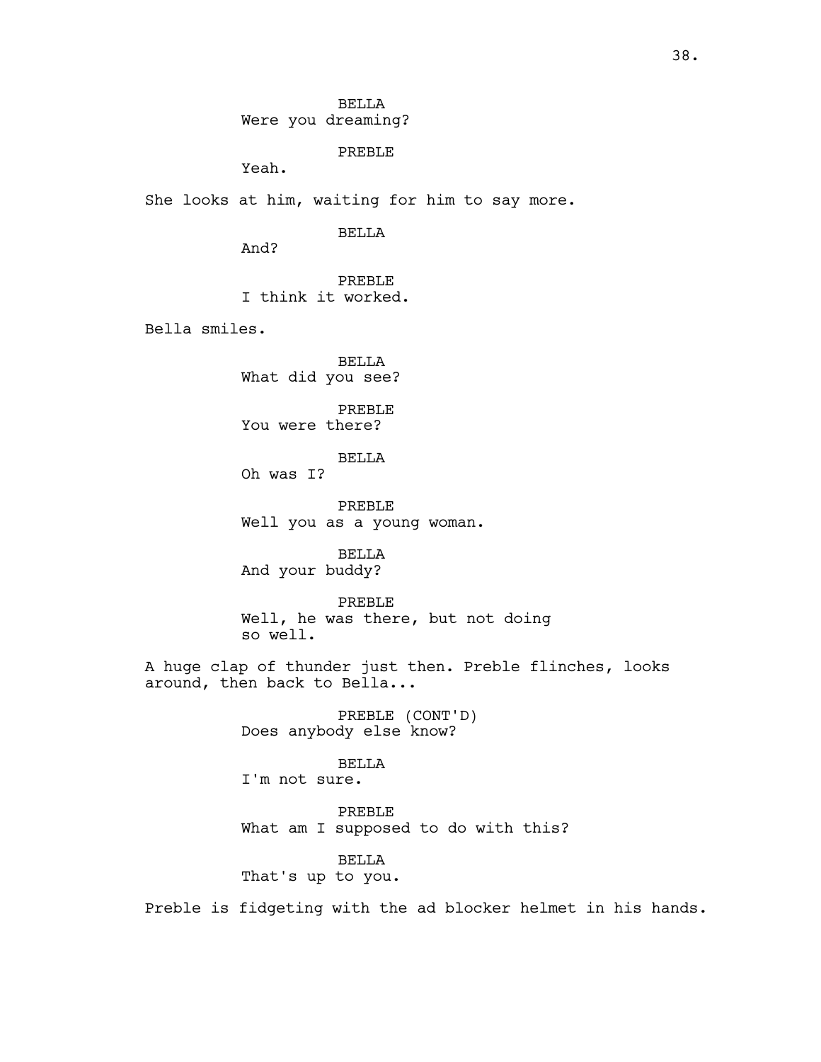BELLA
Were you dreaming?

PREBLE
Yeah.

She looks at him, waiting for him to say more.

BELLA
And?

PREBLE
I think it worked.

Bella smiles.

BELLA
What did you see?

PREBLE
You were there?

BELLA
Oh was I?

PREBLE
Well you as a young woman.

BELLA
And your buddy?

PREBLE
Well, he was there, but not doing so well.

A huge clap of thunder just then. Preble flinches, looks around, then back to Bella...

PREBLE (CONT'D)
Does anybody else know?

BELLA
I'm not sure.

PREBLE
What am I supposed to do with this?

BELLA
That's up to you.

Preble is fidgeting with the ad blocker helmet in his hands.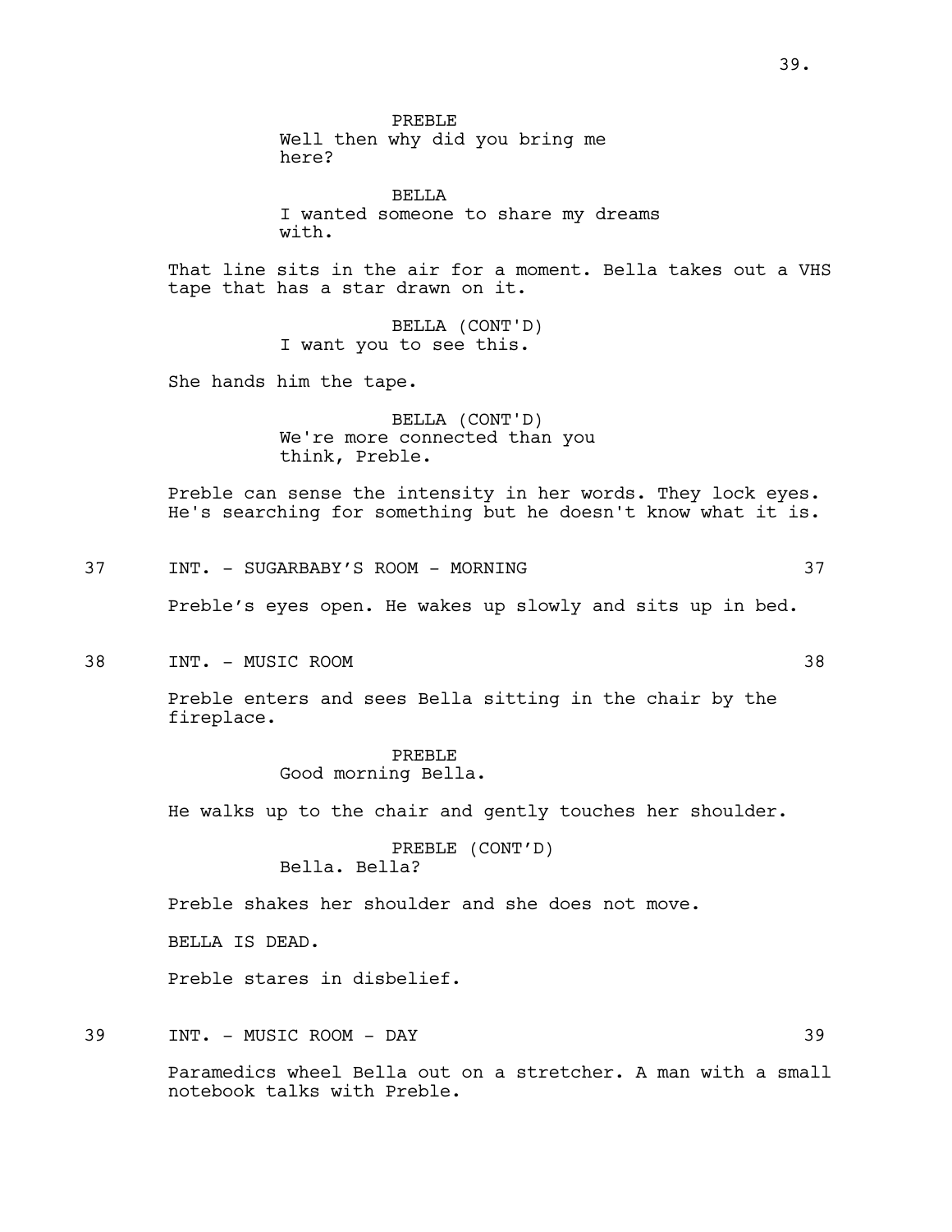PREBLE
Well then why did you bring me here?

BELLA
I wanted someone to share my dreams with.

That line sits in the air for a moment. Bella takes out a VHS tape that has a star drawn on it.

BELLA (CONT'D)
I want you to see this.

She hands him the tape.

BELLA (CONT'D)
We're more connected than you think, Preble.

Preble can sense the intensity in her words. They lock eyes. He's searching for something but he doesn't know what it is.

37 INT. - SUGARBABY'S ROOM - MORNING 37

Preble's eyes open. He wakes up slowly and sits up in bed.

38 INT. - MUSIC ROOM 38

Preble enters and sees Bella sitting in the chair by the fireplace.

PREBLE
Good morning Bella.

He walks up to the chair and gently touches her shoulder.

PREBLE (CONT'D)
Bella. Bella?

Preble shakes her shoulder and she does not move.

BELLA IS DEAD.

Preble stares in disbelief.

39 INT. - MUSIC ROOM - DAY 39

Paramedics wheel Bella out on a stretcher. A man with a small notebook talks with Preble.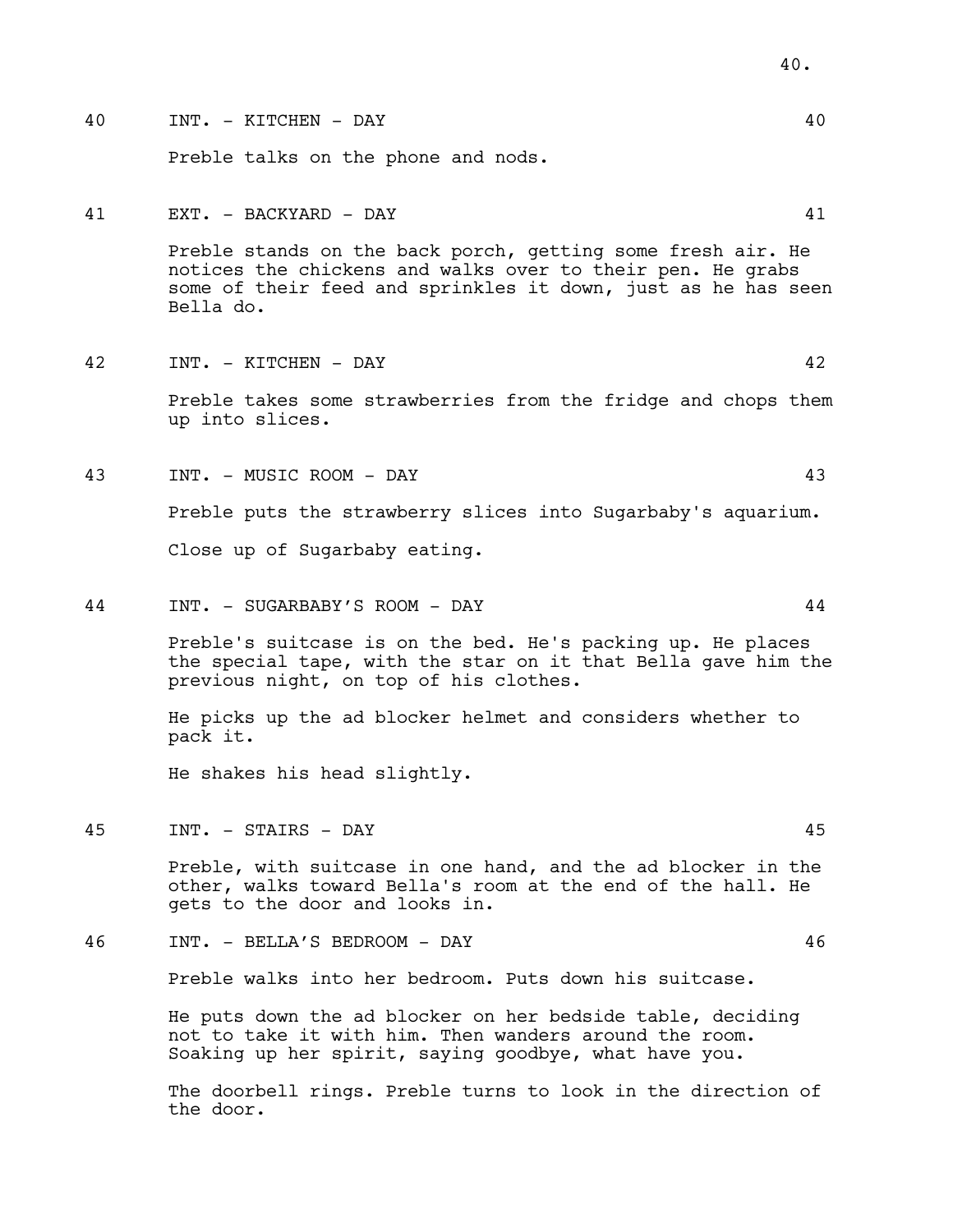40 INT. - KITCHEN - DAY 40

Preble talks on the phone and nods.

41 EXT. - BACKYARD - DAY 41

Preble stands on the back porch, getting some fresh air. He notices the chickens and walks over to their pen. He grabs some of their feed and sprinkles it down, just as he has seen Bella do.

42 INT. - KITCHEN - DAY 42

Preble takes some strawberries from the fridge and chops them up into slices.

43 INT. - MUSIC ROOM - DAY 43

Preble puts the strawberry slices into Sugarbaby's aquarium.

Close up of Sugarbaby eating.

44 INT. - SUGARBABY'S ROOM - DAY 44

Preble's suitcase is on the bed. He's packing up. He places the special tape, with the star on it that Bella gave him the previous night, on top of his clothes.

He picks up the ad blocker helmet and considers whether to pack it.

He shakes his head slightly.

45 INT. - STAIRS - DAY 45

Preble, with suitcase in one hand, and the ad blocker in the other, walks toward Bella's room at the end of the hall. He gets to the door and looks in.

46 INT. - BELLA'S BEDROOM - DAY 46

Preble walks into her bedroom. Puts down his suitcase.

He puts down the ad blocker on her bedside table, deciding not to take it with him. Then wanders around the room. Soaking up her spirit, saying goodbye, what have you.

The doorbell rings. Preble turns to look in the direction of the door.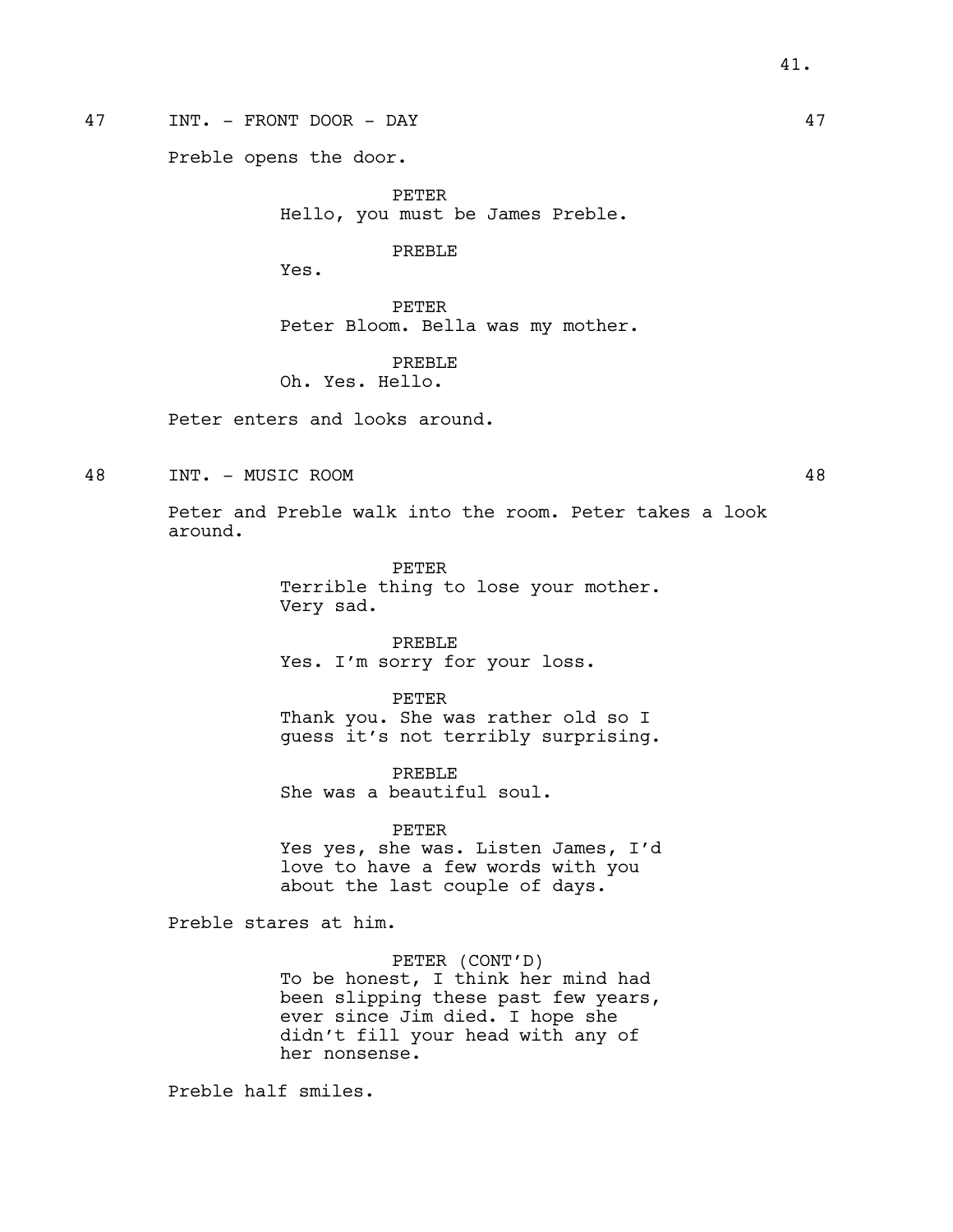47 INT. - FRONT DOOR - DAY 47

Preble opens the door.

PETER
Hello, you must be James Preble.

PREBLE
Yes.

PETER
Peter Bloom. Bella was my mother.

PREBLE
Oh. Yes. Hello.

Peter enters and looks around.

48 INT. - MUSIC ROOM 48

Peter and Preble walk into the room. Peter takes a look around.

PETER
Terrible thing to lose your mother. Very sad.

PREBLE
Yes. I'm sorry for your loss.

PETER
Thank you. She was rather old so I guess it's not terribly surprising.

PREBLE
She was a beautiful soul.

PETER
Yes yes, she was. Listen James, I'd love to have a few words with you about the last couple of days.

Preble stares at him.

PETER (CONT'D)
To be honest, I think her mind had been slipping these past few years, ever since Jim died. I hope she didn't fill your head with any of her nonsense.

Preble half smiles.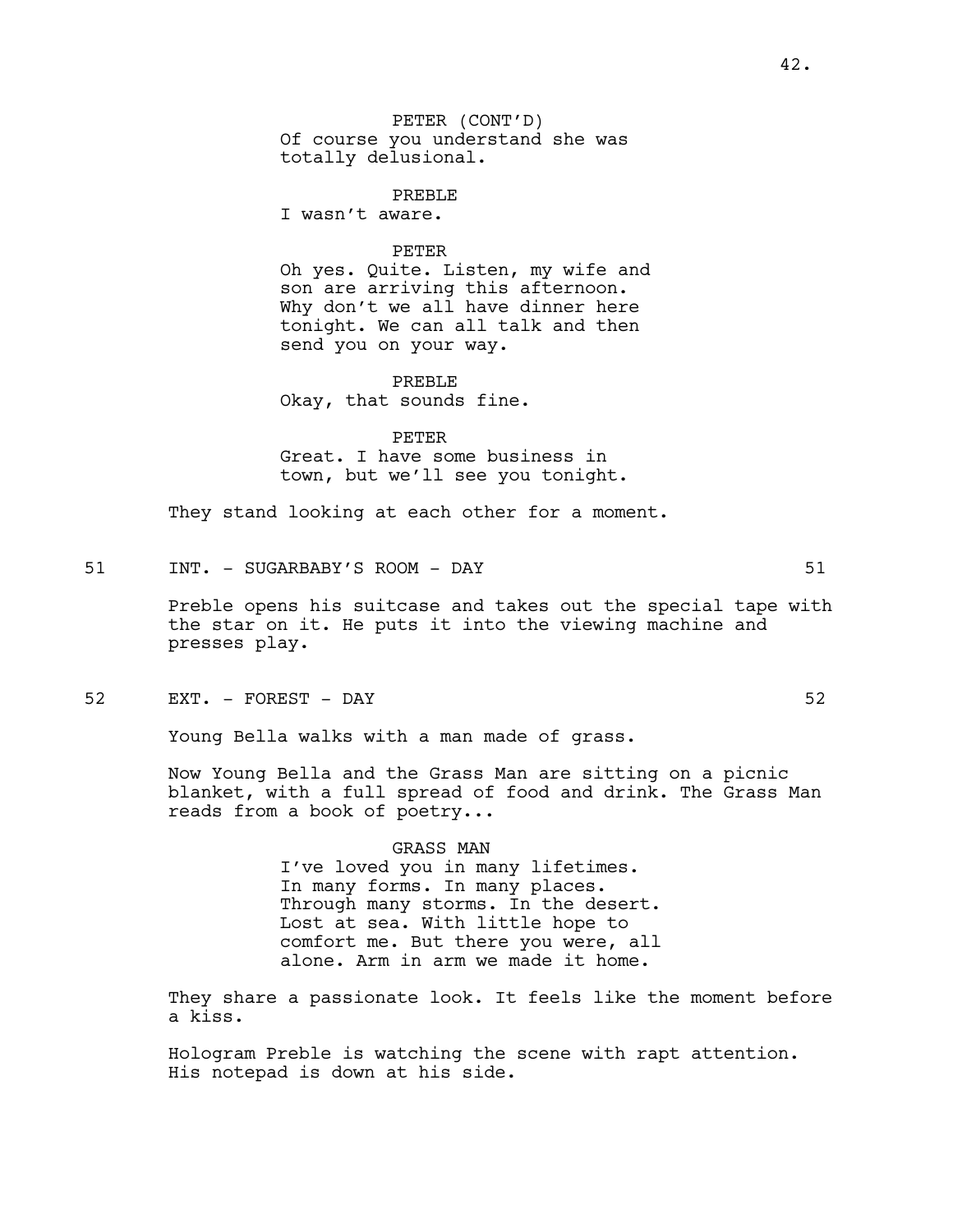PETER (CONT'D)
Of course you understand she was totally delusional.

PREBLE
I wasn't aware.

PETER
Oh yes. Quite. Listen, my wife and son are arriving this afternoon. Why don't we all have dinner here tonight. We can all talk and then send you on your way.

PREBLE
Okay, that sounds fine.

PETER
Great. I have some business in town, but we'll see you tonight.

They stand looking at each other for a moment.

51 INT. - SUGARBABY'S ROOM - DAY 51

Preble opens his suitcase and takes out the special tape with the star on it. He puts it into the viewing machine and presses play.

52 EXT. - FOREST - DAY 52

Young Bella walks with a man made of grass.

Now Young Bella and the Grass Man are sitting on a picnic blanket, with a full spread of food and drink. The Grass Man reads from a book of poetry...

GRASS MAN
I've loved you in many lifetimes. In many forms. In many places. Through many storms. In the desert. Lost at sea. With little hope to comfort me. But there you were, all alone. Arm in arm we made it home.

They share a passionate look. It feels like the moment before a kiss.

Hologram Preble is watching the scene with rapt attention. His notepad is down at his side.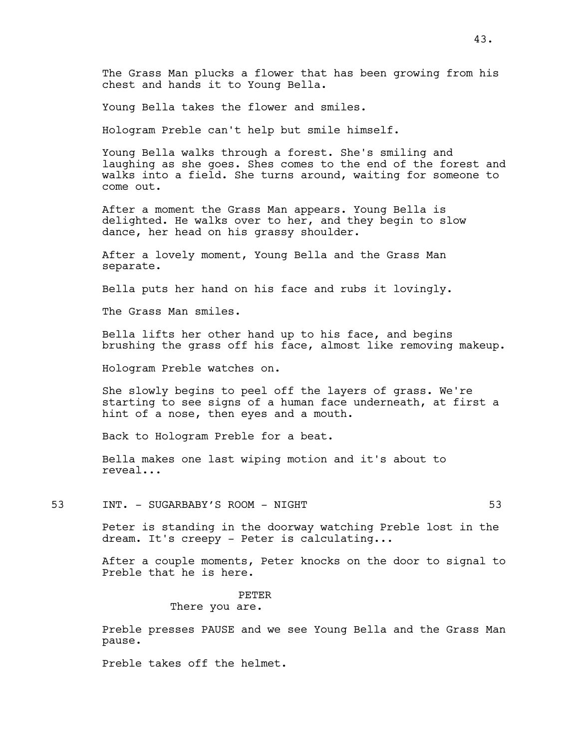The Grass Man plucks a flower that has been growing from his chest and hands it to Young Bella.

Young Bella takes the flower and smiles.

Hologram Preble can't help but smile himself.

Young Bella walks through a forest. She's smiling and laughing as she goes. Shes comes to the end of the forest and walks into a field. She turns around, waiting for someone to come out.

After a moment the Grass Man appears. Young Bella is delighted. He walks over to her, and they begin to slow dance, her head on his grassy shoulder.

After a lovely moment, Young Bella and the Grass Man separate.

Bella puts her hand on his face and rubs it lovingly.

The Grass Man smiles.

Bella lifts her other hand up to his face, and begins brushing the grass off his face, almost like removing makeup.

Hologram Preble watches on.

She slowly begins to peel off the layers of grass. We're starting to see signs of a human face underneath, at first a hint of a nose, then eyes and a mouth.

Back to Hologram Preble for a beat.

Bella makes one last wiping motion and it's about to reveal...

53 INT. - SUGARBABY'S ROOM - NIGHT 53

Peter is standing in the doorway watching Preble lost in the dream. It's creepy - Peter is calculating...

After a couple moments, Peter knocks on the door to signal to Preble that he is here.

PETER
There you are.

Preble presses PAUSE and we see Young Bella and the Grass Man pause.

Preble takes off the helmet.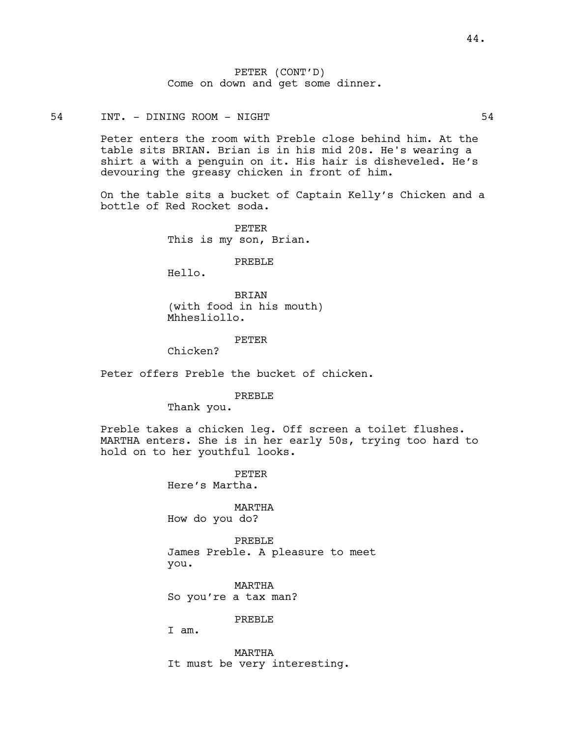PETER (CONT'D)
Come on down and get some dinner.

54 INT. - DINING ROOM - NIGHT 54

Peter enters the room with Preble close behind him. At the table sits BRIAN. Brian is in his mid 20s. He's wearing a shirt a with a penguin on it. His hair is disheveled. He's devouring the greasy chicken in front of him.

On the table sits a bucket of Captain Kelly's Chicken and a bottle of Red Rocket soda.

PETER
This is my son, Brian.

PREBLE
Hello.

BRIAN
(with food in his mouth)
Mhhesliollo.

PETER
Chicken?

Peter offers Preble the bucket of chicken.

PREBLE
Thank you.

Preble takes a chicken leg. Off screen a toilet flushes. MARTHA enters. She is in her early 50s, trying too hard to hold on to her youthful looks.

PETER
Here's Martha.

MARTHA
How do you do?

PREBLE
James Preble. A pleasure to meet you.

MARTHA
So you're a tax man?

PREBLE
I am.

MARTHA
It must be very interesting.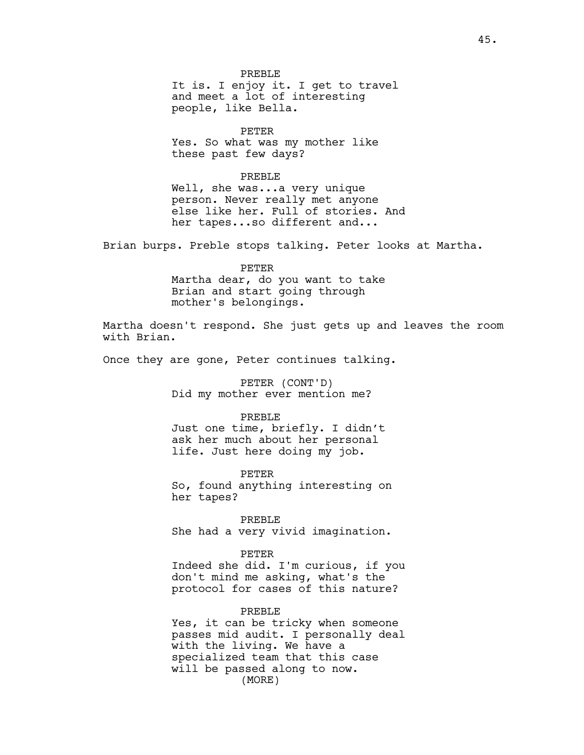PREBLE
It is. I enjoy it. I get to travel and meet a lot of interesting people, like Bella.

PETER
Yes. So what was my mother like these past few days?

PREBLE
Well, she was...a very unique person. Never really met anyone else like her. Full of stories. And her tapes...so different and...

Brian burps. Preble stops talking. Peter looks at Martha.

PETER
Martha dear, do you want to take Brian and start going through mother's belongings.

Martha doesn't respond. She just gets up and leaves the room with Brian.

Once they are gone, Peter continues talking.

PETER (CONT'D)
Did my mother ever mention me?

PREBLE
Just one time, briefly. I didn't ask her much about her personal life. Just here doing my job.

PETER
So, found anything interesting on her tapes?

PREBLE
She had a very vivid imagination.

PETER
Indeed she did. I'm curious, if you don't mind me asking, what's the protocol for cases of this nature?

PREBLE
Yes, it can be tricky when someone passes mid audit. I personally deal with the living. We have a specialized team that this case will be passed along to now.
(MORE)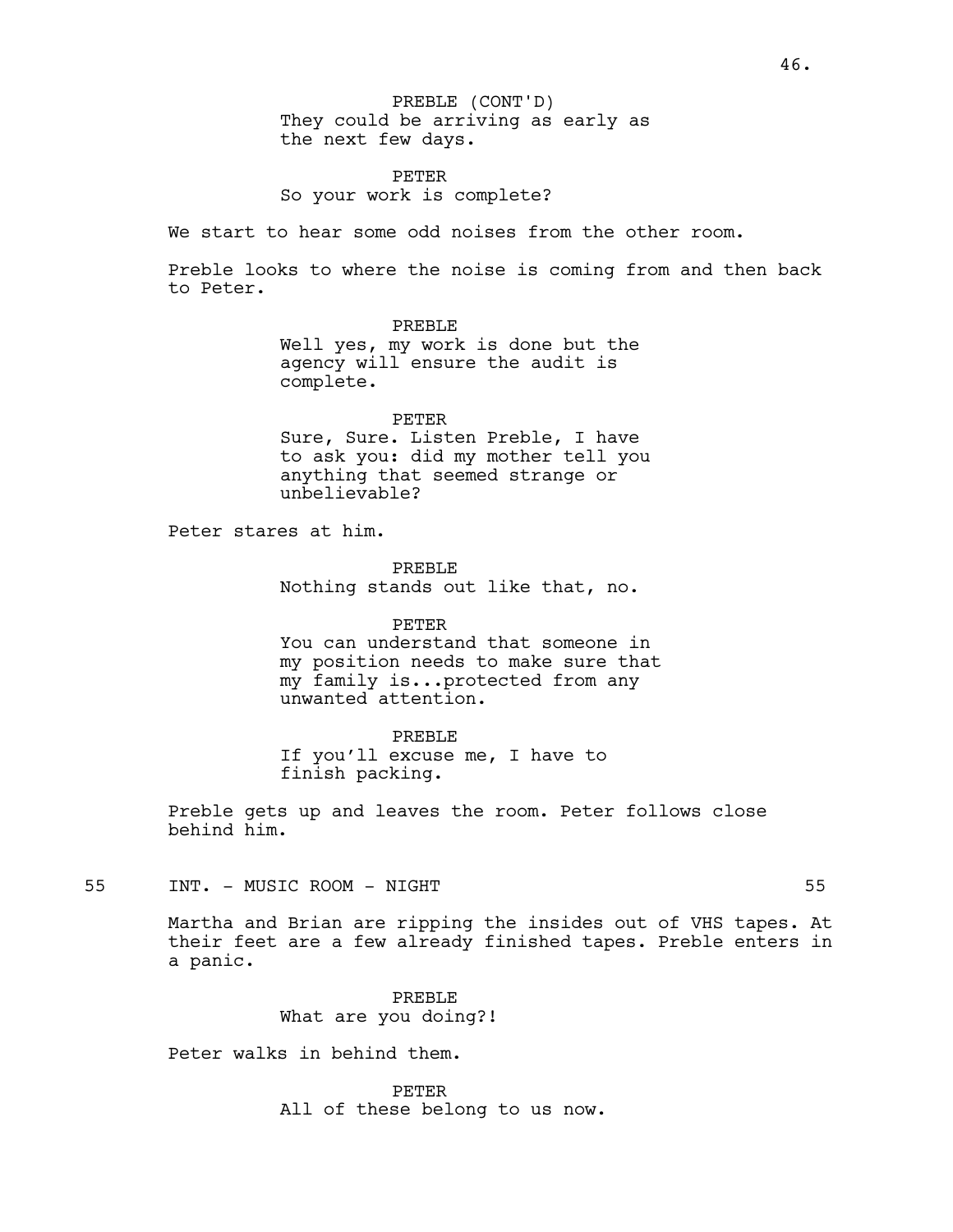PREBLE (CONT'D)
They could be arriving as early as the next few days.

PETER
So your work is complete?

We start to hear some odd noises from the other room.

Preble looks to where the noise is coming from and then back to Peter.

PREBLE
Well yes, my work is done but the agency will ensure the audit is complete.

PETER
Sure, Sure. Listen Preble, I have to ask you: did my mother tell you anything that seemed strange or unbelievable?

Peter stares at him.

PREBLE
Nothing stands out like that, no.

PETER
You can understand that someone in my position needs to make sure that my family is...protected from any unwanted attention.

PREBLE
If you'll excuse me, I have to finish packing.

Preble gets up and leaves the room. Peter follows close behind him.

55 INT. - MUSIC ROOM - NIGHT 55

Martha and Brian are ripping the insides out of VHS tapes. At their feet are a few already finished tapes. Preble enters in a panic.

PREBLE
What are you doing?!

Peter walks in behind them.

PETER
All of these belong to us now.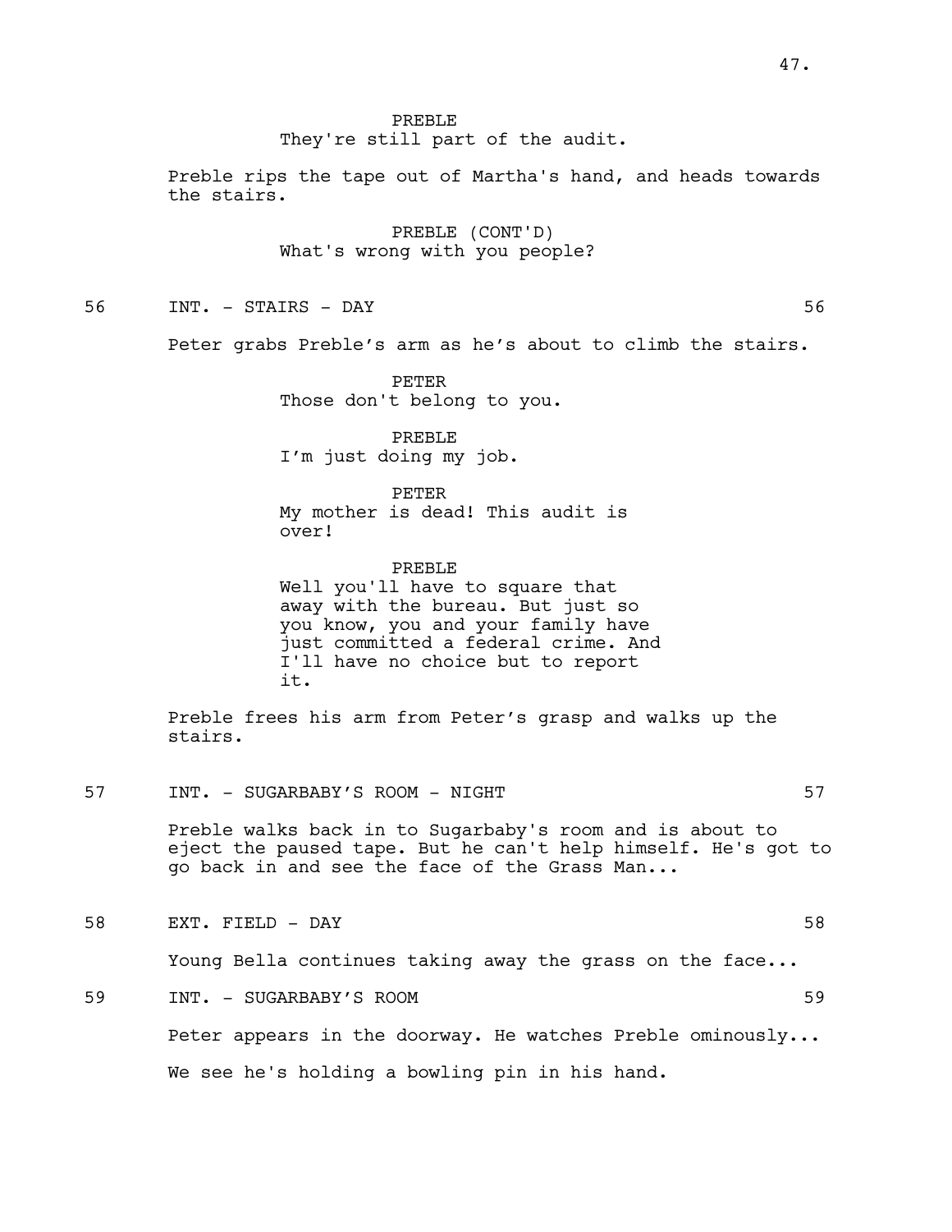PREBLE
They're still part of the audit.

Preble rips the tape out of Martha's hand, and heads towards the stairs.

PREBLE (CONT'D)
What's wrong with you people?

56 INT. - STAIRS - DAY 56

Peter grabs Preble's arm as he's about to climb the stairs.

PETER
Those don't belong to you.

PREBLE
I'm just doing my job.

PETER
My mother is dead! This audit is over!

PREBLE
Well you'll have to square that away with the bureau. But just so you know, you and your family have just committed a federal crime. And I'll have no choice but to report it.

Preble frees his arm from Peter's grasp and walks up the stairs.

57 INT. - SUGARBABY'S ROOM - NIGHT 57

Preble walks back in to Sugarbaby's room and is about to eject the paused tape. But he can't help himself. He's got to go back in and see the face of the Grass Man...

58 EXT. FIELD - DAY 58

Young Bella continues taking away the grass on the face...

59 INT. - SUGARBABY'S ROOM 59

Peter appears in the doorway. He watches Preble ominously...

We see he's holding a bowling pin in his hand.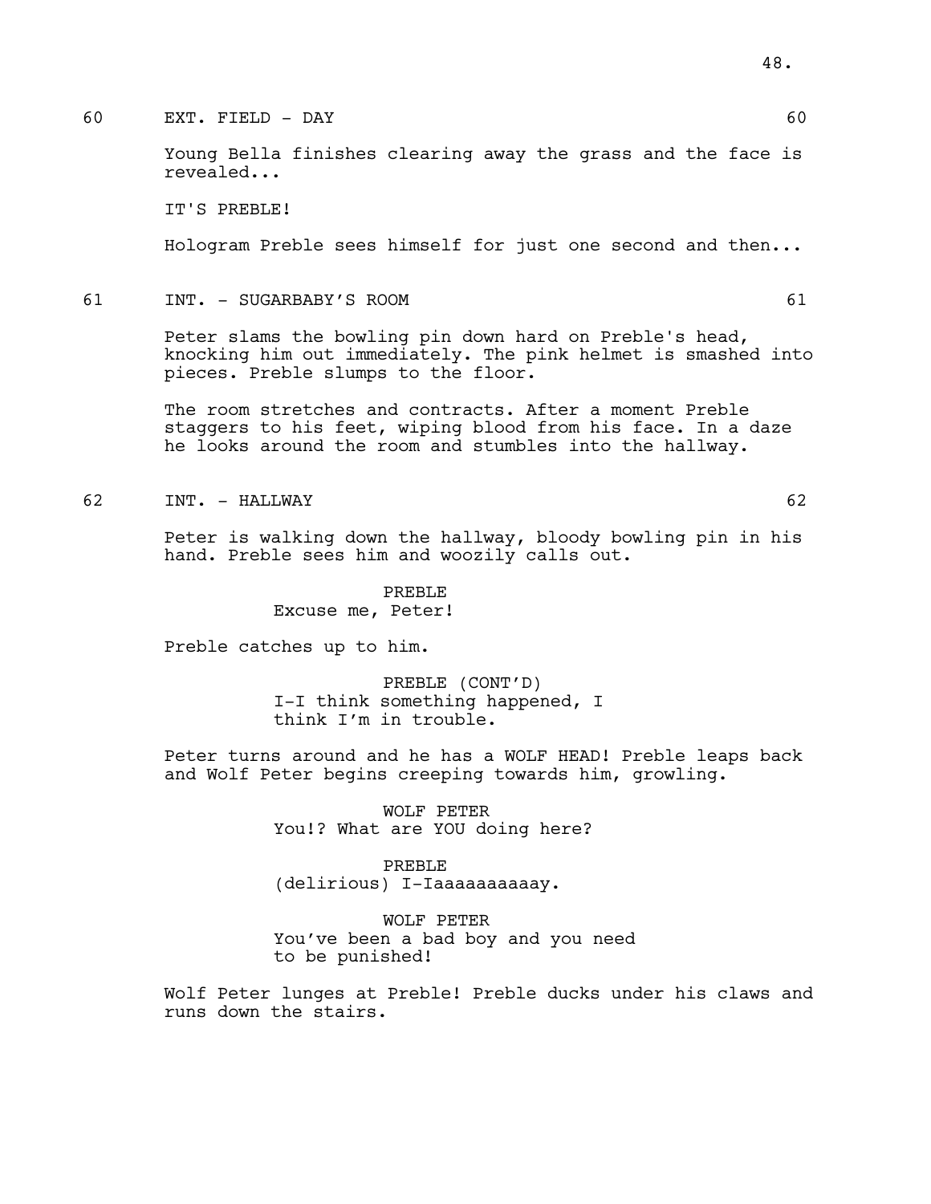60 EXT. FIELD - DAY 60

Young Bella finishes clearing away the grass and the face is revealed...

IT'S PREBLE!

Hologram Preble sees himself for just one second and then...

61 INT. - SUGARBABY'S ROOM 61

Peter slams the bowling pin down hard on Preble's head, knocking him out immediately. The pink helmet is smashed into pieces. Preble slumps to the floor.

The room stretches and contracts. After a moment Preble staggers to his feet, wiping blood from his face. In a daze he looks around the room and stumbles into the hallway.

62 INT. - HALLWAY 62

Peter is walking down the hallway, bloody bowling pin in his hand. Preble sees him and woozily calls out.

PREBLE
Excuse me, Peter!

Preble catches up to him.

PREBLE (CONT'D)
I-I think something happened, I think I'm in trouble.

Peter turns around and he has a WOLF HEAD! Preble leaps back and Wolf Peter begins creeping towards him, growling.

WOLF PETER
You!? What are YOU doing here?

PREBLE
(delirious) I-Iaaaaaaaaaay.

WOLF PETER
You've been a bad boy and you need to be punished!

Wolf Peter lunges at Preble! Preble ducks under his claws and runs down the stairs.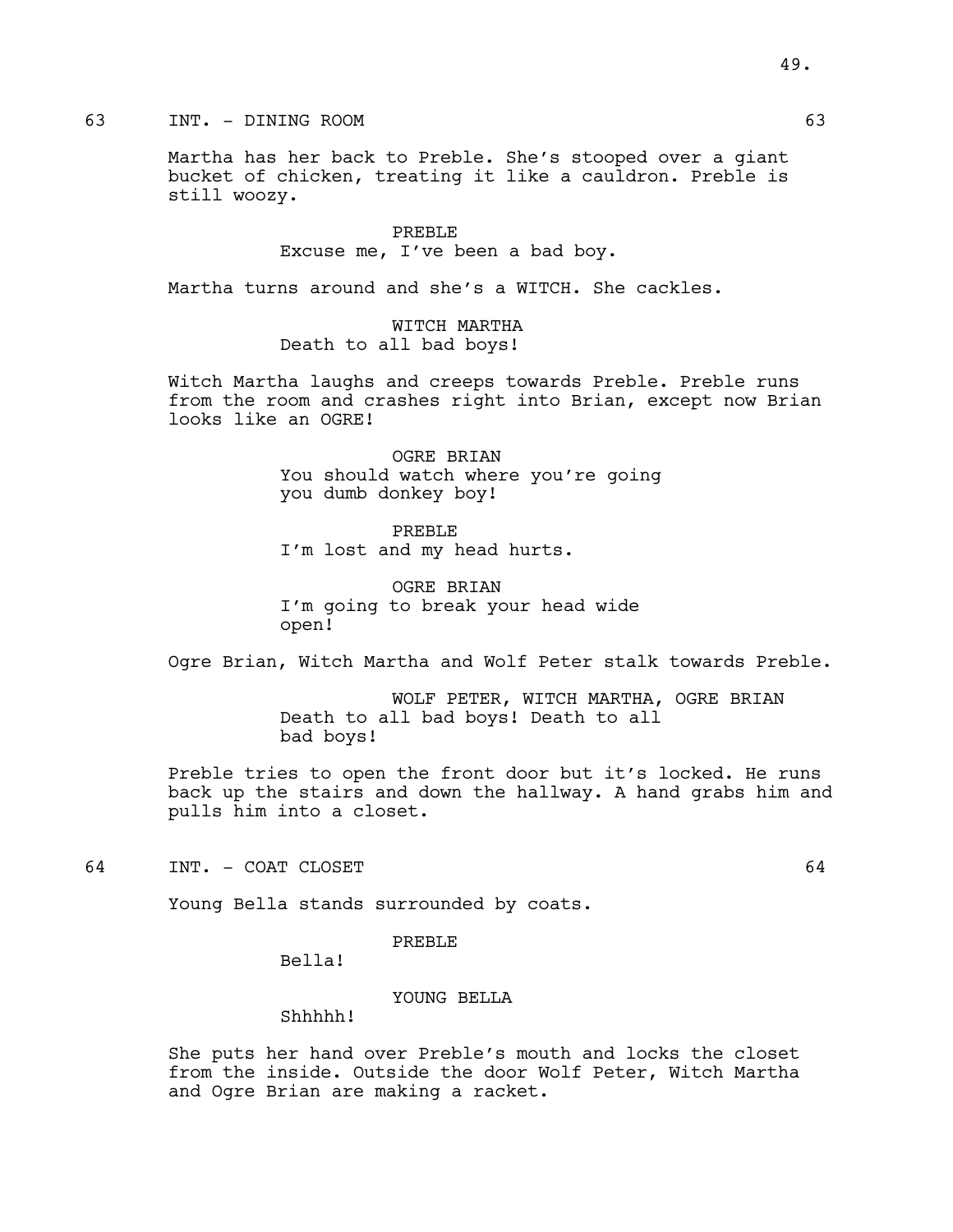63 INT. - DINING ROOM 63

Martha has her back to Preble. She's stooped over a giant bucket of chicken, treating it like a cauldron. Preble is still woozy.

PREBLE
Excuse me, I've been a bad boy.

Martha turns around and she's a WITCH. She cackles.

WITCH MARTHA
Death to all bad boys!

Witch Martha laughs and creeps towards Preble. Preble runs from the room and crashes right into Brian, except now Brian looks like an OGRE!

OGRE BRIAN
You should watch where you're going you dumb donkey boy!

PREBLE
I'm lost and my head hurts.

OGRE BRIAN
I'm going to break your head wide open!

Ogre Brian, Witch Martha and Wolf Peter stalk towards Preble.

WOLF PETER, WITCH MARTHA, OGRE BRIAN
Death to all bad boys! Death to all bad boys!

Preble tries to open the front door but it's locked. He runs back up the stairs and down the hallway. A hand grabs him and pulls him into a closet.

64 INT. - COAT CLOSET 64

Young Bella stands surrounded by coats.

PREBLE
Bella!

YOUNG BELLA
Shhhhh!

She puts her hand over Preble's mouth and locks the closet from the inside. Outside the door Wolf Peter, Witch Martha and Ogre Brian are making a racket.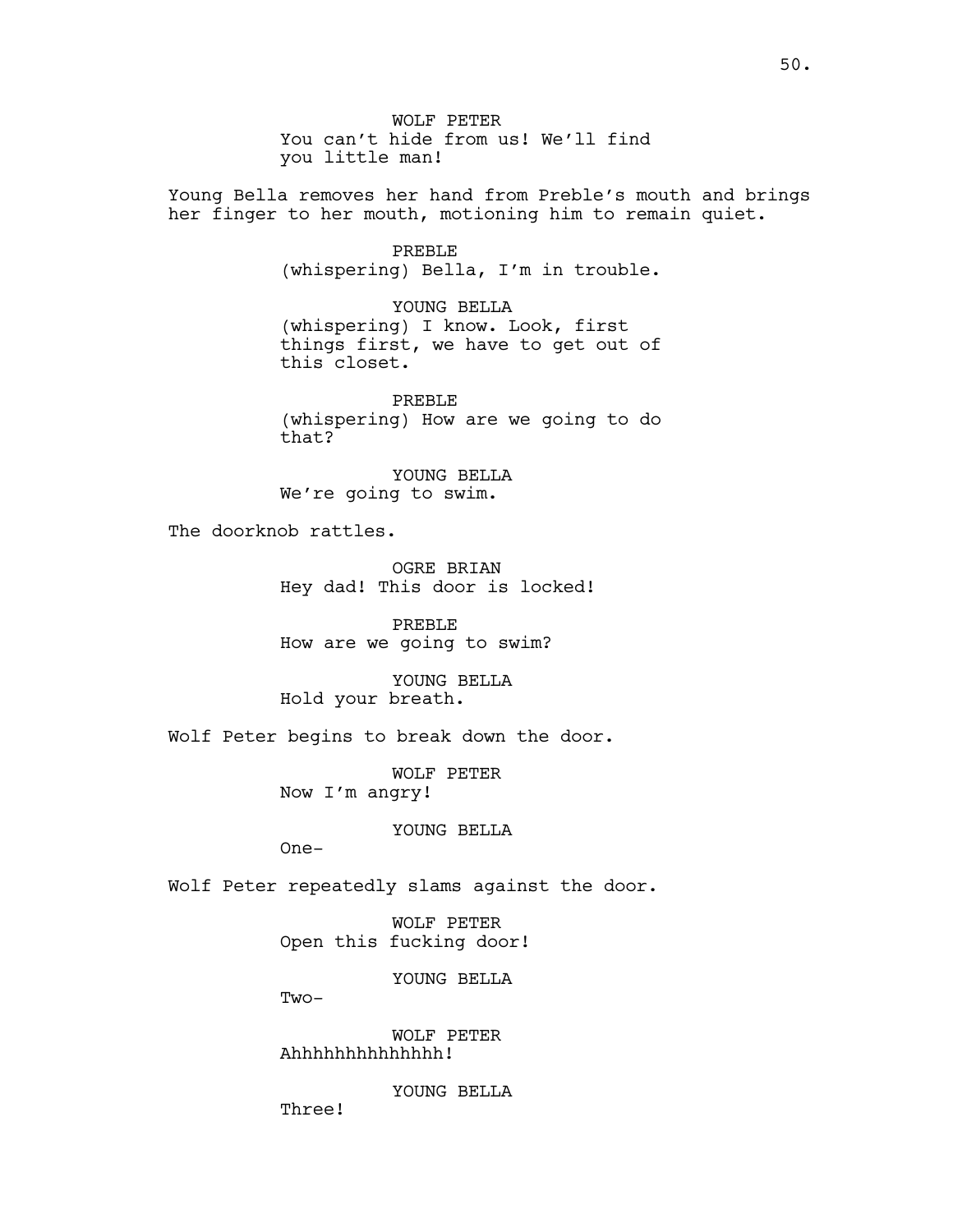WOLF PETER
You can't hide from us! We'll find you little man!

Young Bella removes her hand from Preble's mouth and brings her finger to her mouth, motioning him to remain quiet.

PREBLE
(whispering) Bella, I'm in trouble.

YOUNG BELLA
(whispering) I know. Look, first things first, we have to get out of this closet.

PREBLE
(whispering) How are we going to do that?

YOUNG BELLA
We're going to swim.

The doorknob rattles.

OGRE BRIAN
Hey dad! This door is locked!

PREBLE
How are we going to swim?

YOUNG BELLA
Hold your breath.

Wolf Peter begins to break down the door.

WOLF PETER
Now I'm angry!

YOUNG BELLA
One-

Wolf Peter repeatedly slams against the door.

WOLF PETER
Open this fucking door!

YOUNG BELLA
Two-

WOLF PETER
Ahhhhhhhhhhhhhh!

YOUNG BELLA
Three!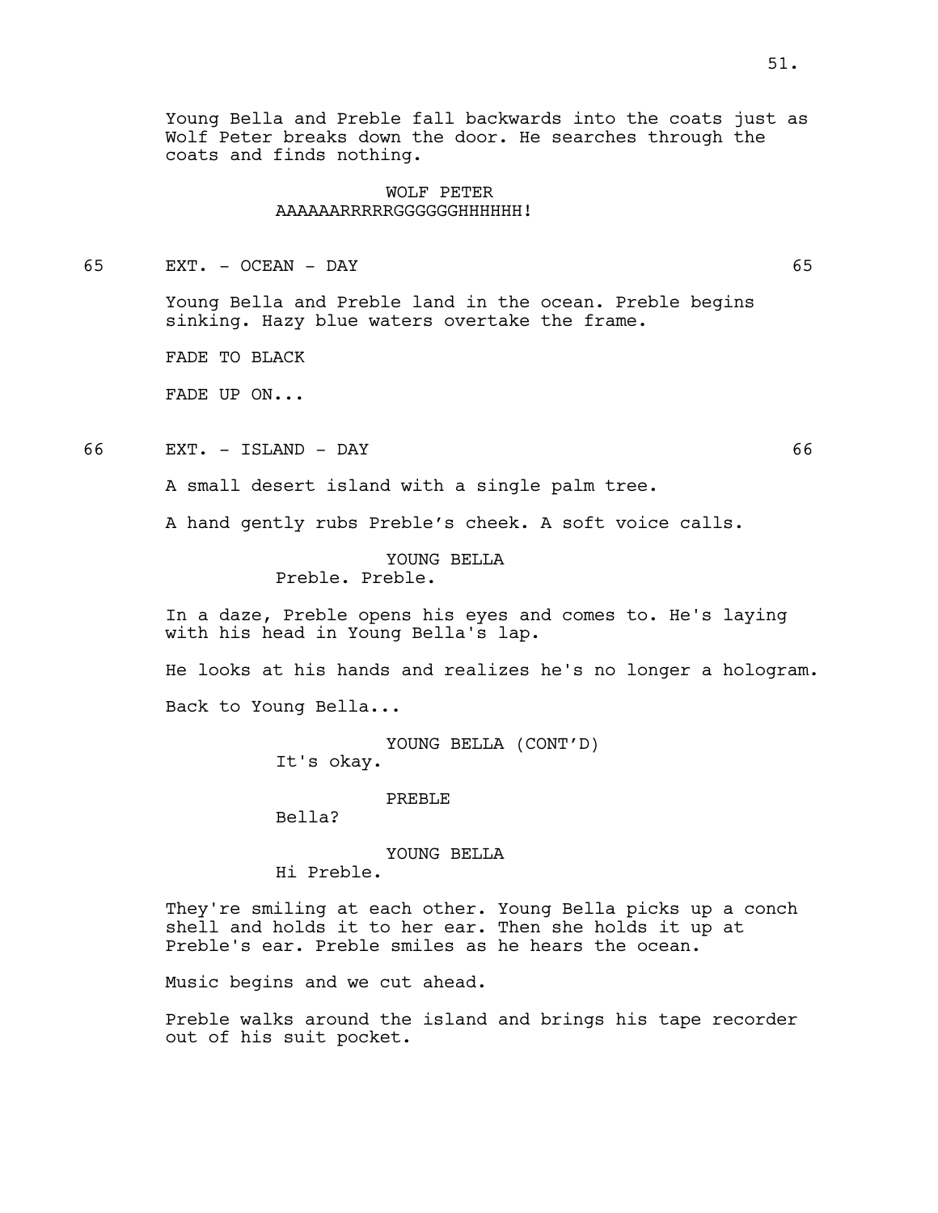Young Bella and Preble fall backwards into the coats just as Wolf Peter breaks down the door. He searches through the coats and finds nothing.

WOLF PETER
AAAAAARRRRRGGGGGGHHHHHH!

65 EXT. - OCEAN - DAY 65

Young Bella and Preble land in the ocean. Preble begins sinking. Hazy blue waters overtake the frame.

FADE TO BLACK

FADE UP ON...

66 EXT. - ISLAND - DAY 66

A small desert island with a single palm tree.

A hand gently rubs Preble's cheek. A soft voice calls.

YOUNG BELLA
Preble. Preble.

In a daze, Preble opens his eyes and comes to. He's laying with his head in Young Bella's lap.

He looks at his hands and realizes he's no longer a hologram.

Back to Young Bella...

YOUNG BELLA (CONT'D)
It's okay.

PREBLE
Bella?

YOUNG BELLA
Hi Preble.

They're smiling at each other. Young Bella picks up a conch shell and holds it to her ear. Then she holds it up at Preble's ear. Preble smiles as he hears the ocean.

Music begins and we cut ahead.

Preble walks around the island and brings his tape recorder out of his suit pocket.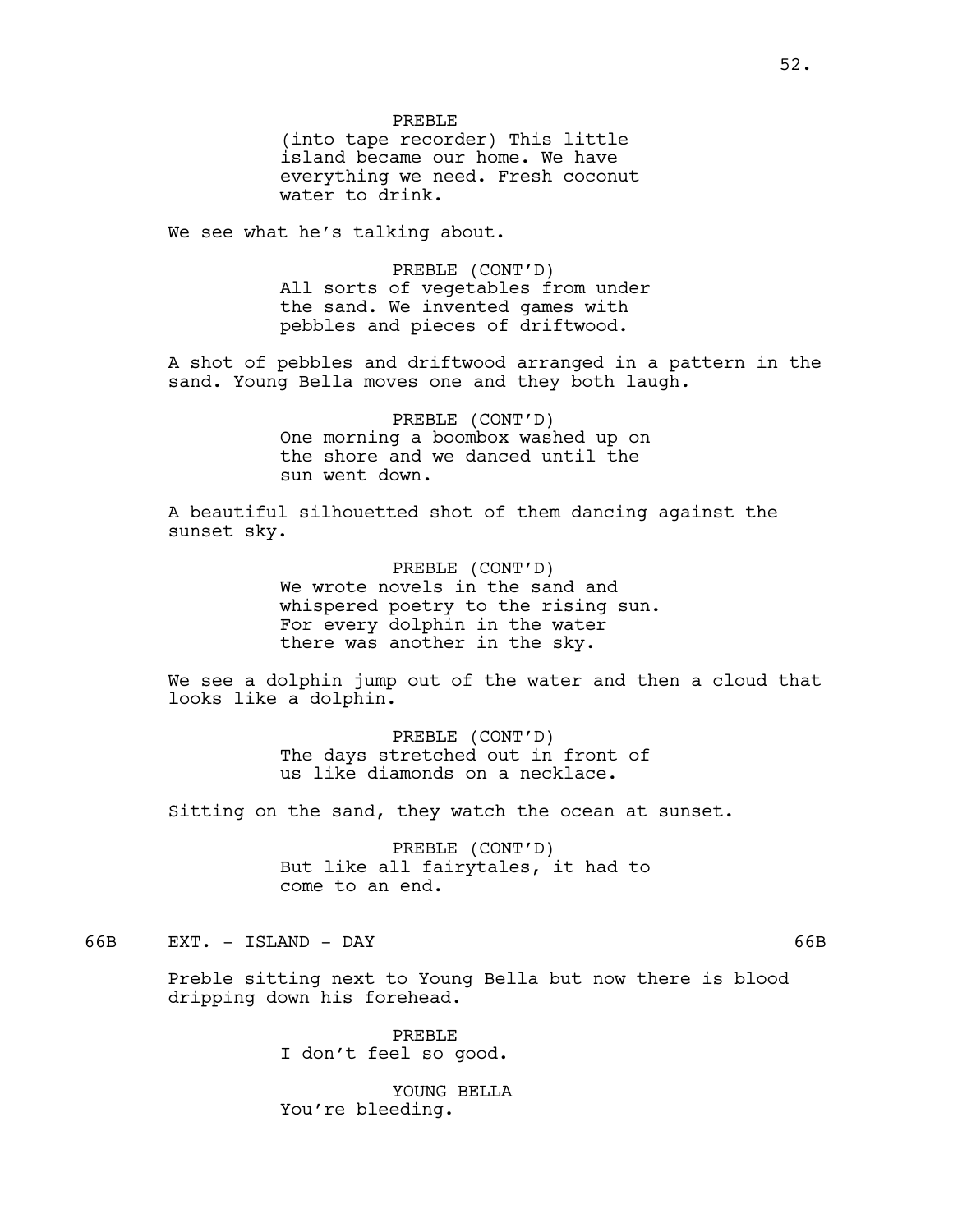PREBLE
(into tape recorder) This little island became our home. We have everything we need. Fresh coconut water to drink.

We see what he's talking about.

PREBLE (CONT'D)
All sorts of vegetables from under the sand. We invented games with pebbles and pieces of driftwood.

A shot of pebbles and driftwood arranged in a pattern in the sand. Young Bella moves one and they both laugh.

PREBLE (CONT'D)
One morning a boombox washed up on the shore and we danced until the sun went down.

A beautiful silhouetted shot of them dancing against the sunset sky.

PREBLE (CONT'D)
We wrote novels in the sand and whispered poetry to the rising sun. For every dolphin in the water there was another in the sky.

We see a dolphin jump out of the water and then a cloud that looks like a dolphin.

PREBLE (CONT'D)
The days stretched out in front of us like diamonds on a necklace.

Sitting on the sand, they watch the ocean at sunset.

PREBLE (CONT'D)
But like all fairytales, it had to come to an end.

66B EXT. - ISLAND - DAY 66B

Preble sitting next to Young Bella but now there is blood dripping down his forehead.

PREBLE
I don't feel so good.

YOUNG BELLA
You're bleeding.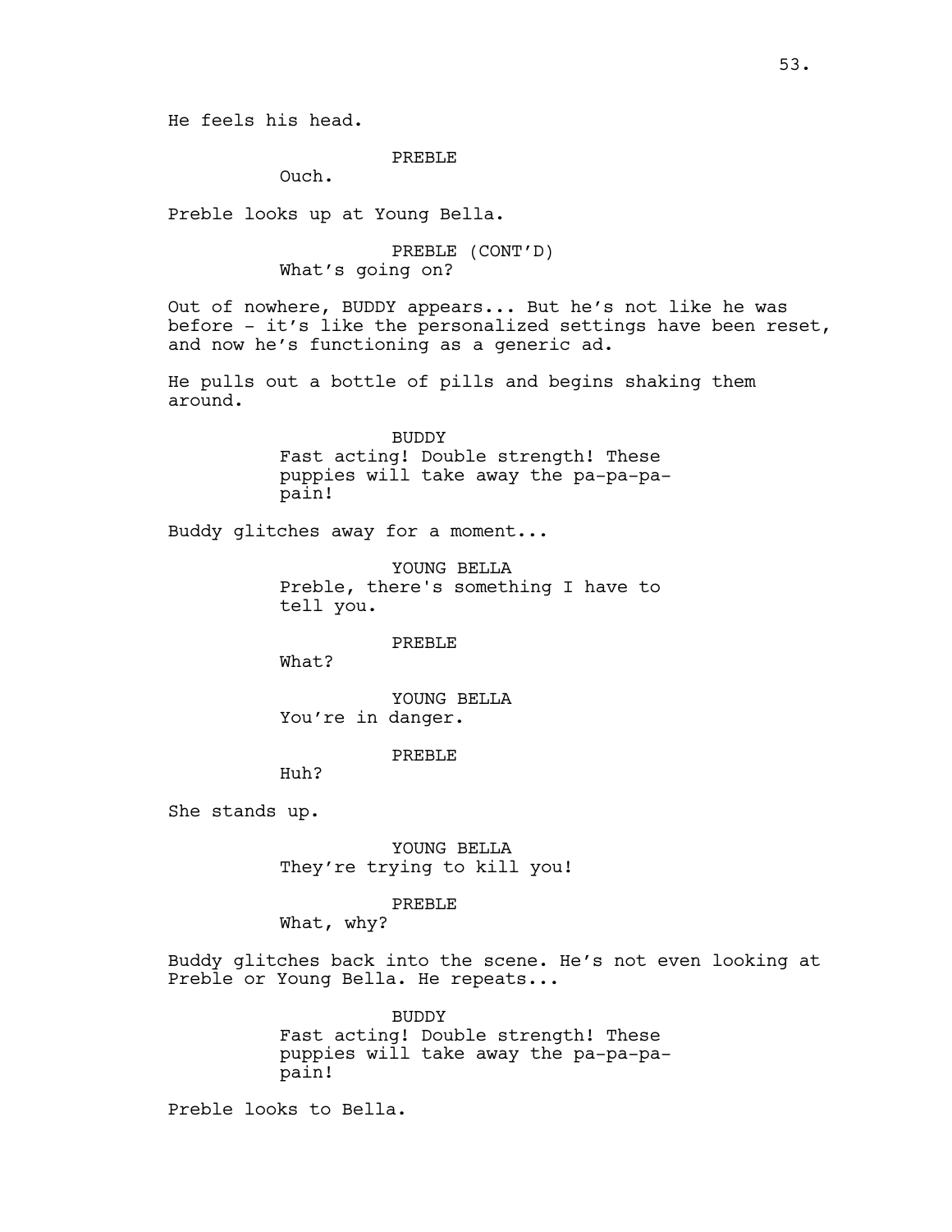He feels his head.

PREBLE

Ouch.

Preble looks up at Young Bella.

PREBLE (CONT'D)

What's going on?

Out of nowhere, BUDDY appears... But he's not like he was before - it's like the personalized settings have been reset, and now he's functioning as a generic ad.

He pulls out a bottle of pills and begins shaking them around.

BUDDY

Fast acting! Double strength! These puppies will take away the pa-pa-pa-pain!

Buddy glitches away for a moment...

YOUNG BELLA

Preble, there's something I have to tell you.

PREBLE

What?

YOUNG BELLA

You're in danger.

PREBLE

Huh?

She stands up.

YOUNG BELLA

They're trying to kill you!

PREBLE

What, why?

Buddy glitches back into the scene. He's not even looking at Preble or Young Bella. He repeats...

BUDDY

Fast acting! Double strength! These puppies will take away the pa-pa-pa-pain!

Preble looks to Bella.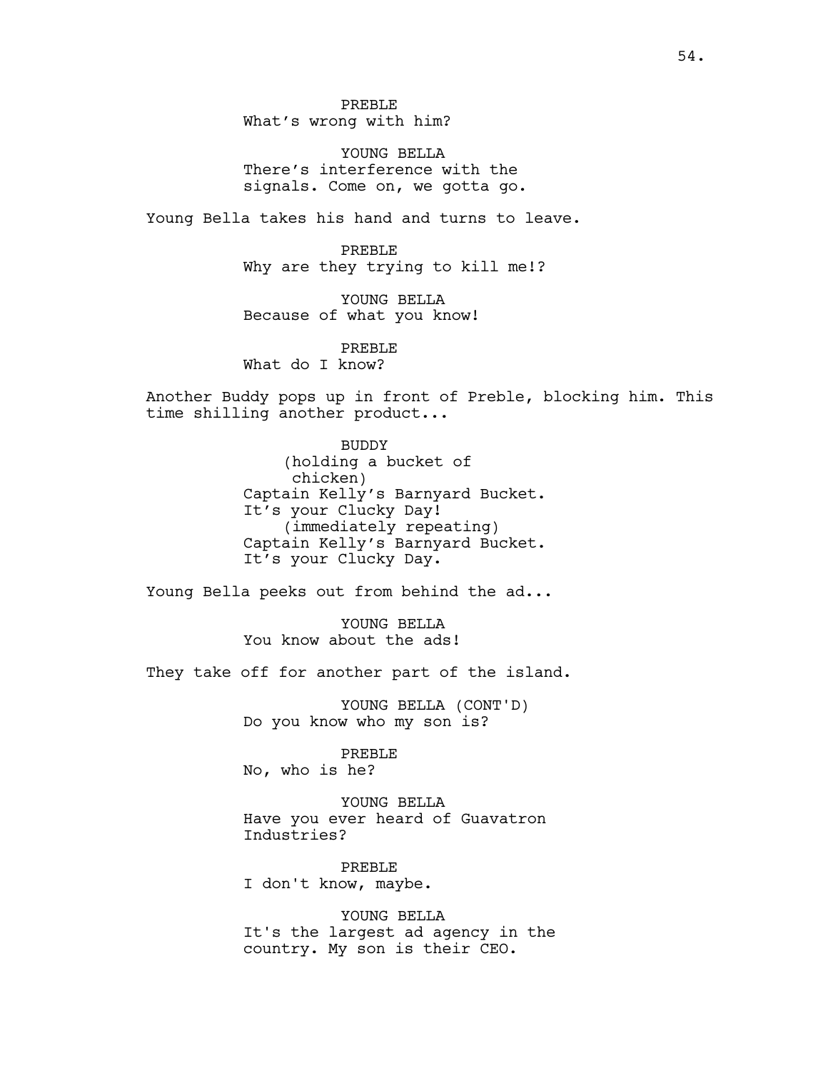PREBLE
What's wrong with him?

YOUNG BELLA
There's interference with the signals. Come on, we gotta go.

Young Bella takes his hand and turns to leave.

PREBLE
Why are they trying to kill me!?

YOUNG BELLA
Because of what you know!

PREBLE
What do I know?

Another Buddy pops up in front of Preble, blocking him. This time shilling another product...

BUDDY
(holding a bucket of chicken)
Captain Kelly's Barnyard Bucket. It's your Clucky Day!
(immediately repeating)
Captain Kelly's Barnyard Bucket. It's your Clucky Day.

Young Bella peeks out from behind the ad...

YOUNG BELLA
You know about the ads!

They take off for another part of the island.

YOUNG BELLA (CONT'D)
Do you know who my son is?

PREBLE
No, who is he?

YOUNG BELLA
Have you ever heard of Guavatron Industries?

PREBLE
I don't know, maybe.

YOUNG BELLA
It's the largest ad agency in the country. My son is their CEO.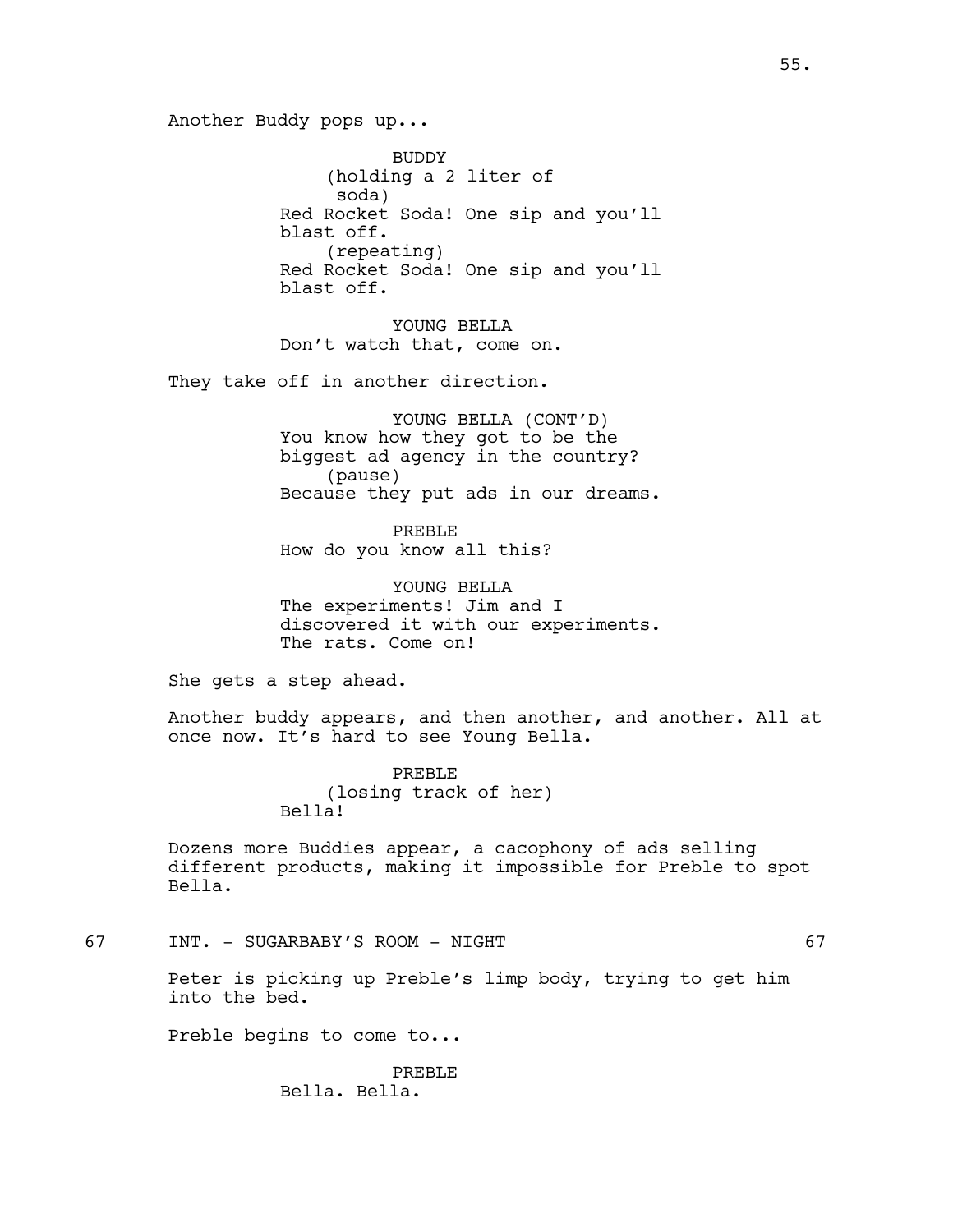Another Buddy pops up...

BUDDY
(holding a 2 liter of soda)
Red Rocket Soda! One sip and you'll blast off.
(repeating)
Red Rocket Soda! One sip and you'll blast off.

YOUNG BELLA
Don't watch that, come on.

They take off in another direction.

YOUNG BELLA (CONT'D)
You know how they got to be the biggest ad agency in the country?
(pause)
Because they put ads in our dreams.

PREBLE
How do you know all this?

YOUNG BELLA
The experiments! Jim and I discovered it with our experiments. The rats. Come on!

She gets a step ahead.

Another buddy appears, and then another, and another. All at once now. It's hard to see Young Bella.

PREBLE
(losing track of her)
Bella!

Dozens more Buddies appear, a cacophony of ads selling different products, making it impossible for Preble to spot Bella.

67 INT. - SUGARBABY'S ROOM - NIGHT 67

Peter is picking up Preble's limp body, trying to get him into the bed.

Preble begins to come to...

PREBLE
Bella. Bella.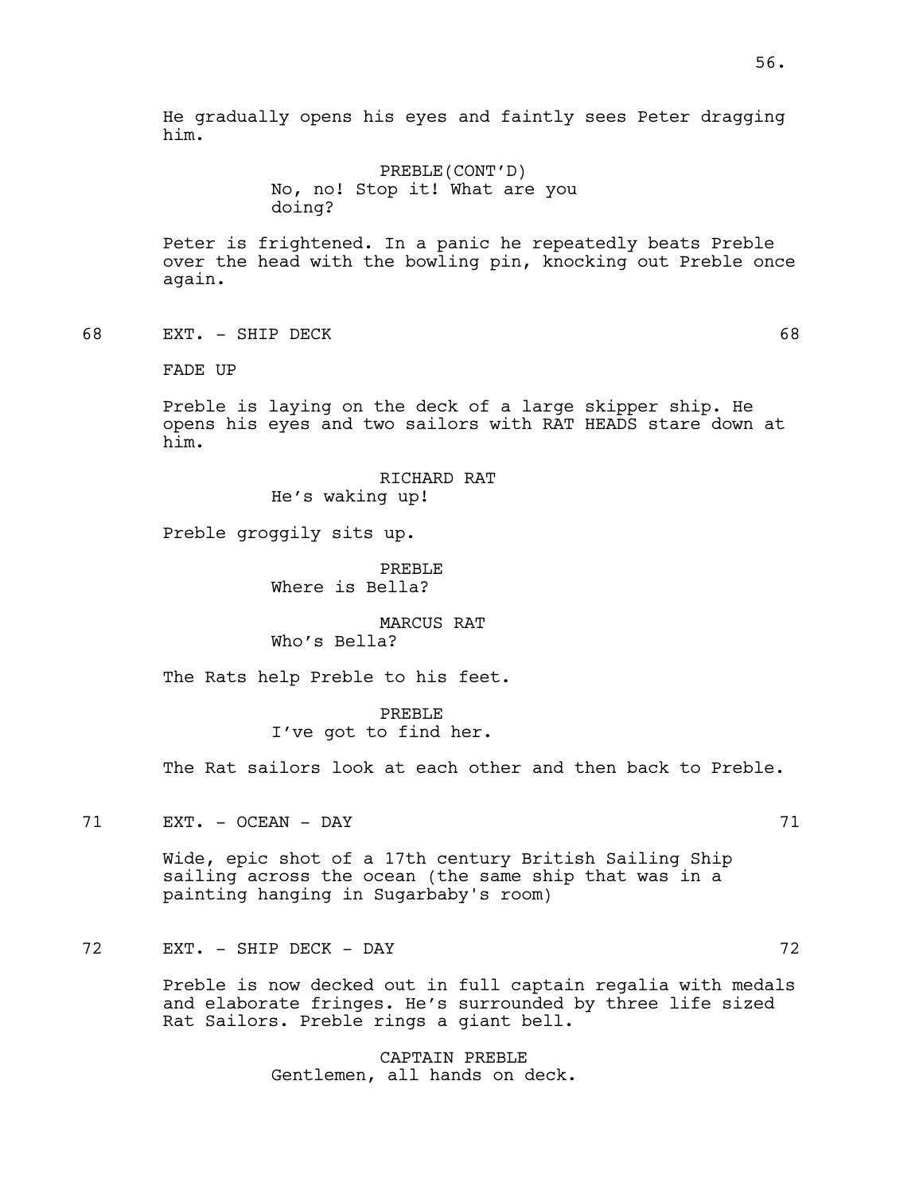He gradually opens his eyes and faintly sees Peter dragging him.

PREBLE(CONT'D)
No, no! Stop it! What are you doing?

Peter is frightened. In a panic he repeatedly beats Preble over the head with the bowling pin, knocking out Preble once again.

68 EXT. - SHIP DECK 68

FADE UP

Preble is laying on the deck of a large skipper ship. He opens his eyes and two sailors with RAT HEADS stare down at him.

RICHARD RAT
He's waking up!

Preble groggily sits up.

PREBLE
Where is Bella?

MARCUS RAT
Who's Bella?

The Rats help Preble to his feet.

PREBLE
I've got to find her.

The Rat sailors look at each other and then back to Preble.

71 EXT. - OCEAN - DAY 71

Wide, epic shot of a 17th century British Sailing Ship sailing across the ocean (the same ship that was in a painting hanging in Sugarbaby's room)

72 EXT. - SHIP DECK - DAY 72

Preble is now decked out in full captain regalia with medals and elaborate fringes. He's surrounded by three life sized Rat Sailors. Preble rings a giant bell.

CAPTAIN PREBLE
Gentlemen, all hands on deck.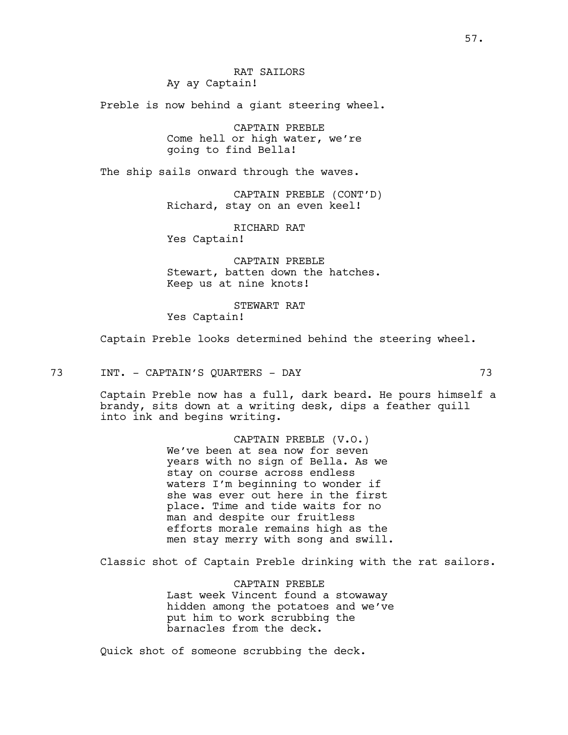RAT SAILORS
Ay ay Captain!

Preble is now behind a giant steering wheel.

CAPTAIN PREBLE
Come hell or high water, we're going to find Bella!

The ship sails onward through the waves.

CAPTAIN PREBLE (CONT'D)
Richard, stay on an even keel!

RICHARD RAT
Yes Captain!

CAPTAIN PREBLE
Stewart, batten down the hatches. Keep us at nine knots!

STEWART RAT
Yes Captain!

Captain Preble looks determined behind the steering wheel.

73 INT. - CAPTAIN'S QUARTERS - DAY 73

Captain Preble now has a full, dark beard. He pours himself a brandy, sits down at a writing desk, dips a feather quill into ink and begins writing.

CAPTAIN PREBLE (V.O.)
We've been at sea now for seven years with no sign of Bella. As we stay on course across endless waters I'm beginning to wonder if she was ever out here in the first place. Time and tide waits for no man and despite our fruitless efforts morale remains high as the men stay merry with song and swill.

Classic shot of Captain Preble drinking with the rat sailors.

CAPTAIN PREBLE
Last week Vincent found a stowaway hidden among the potatoes and we've put him to work scrubbing the barnacles from the deck.

Quick shot of someone scrubbing the deck.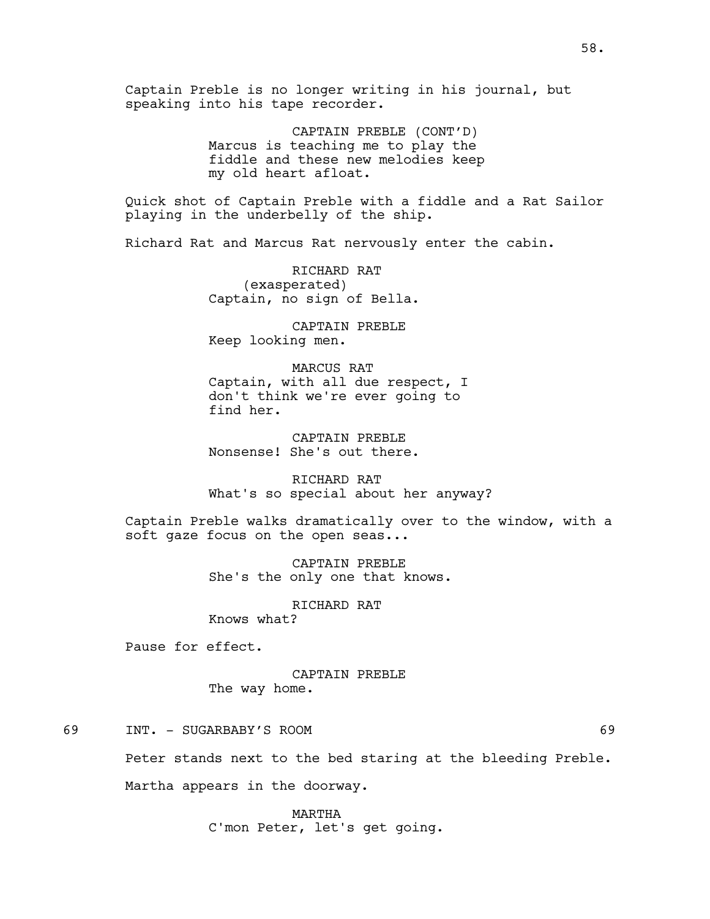Captain Preble is no longer writing in his journal, but speaking into his tape recorder.

CAPTAIN PREBLE (CONT'D)
Marcus is teaching me to play the fiddle and these new melodies keep my old heart afloat.

Quick shot of Captain Preble with a fiddle and a Rat Sailor playing in the underbelly of the ship.

Richard Rat and Marcus Rat nervously enter the cabin.

RICHARD RAT
(exasperated)
Captain, no sign of Bella.

CAPTAIN PREBLE
Keep looking men.

MARCUS RAT
Captain, with all due respect, I don't think we're ever going to find her.

CAPTAIN PREBLE
Nonsense! She's out there.

RICHARD RAT
What's so special about her anyway?

Captain Preble walks dramatically over to the window, with a soft gaze focus on the open seas...

CAPTAIN PREBLE
She's the only one that knows.

RICHARD RAT
Knows what?

Pause for effect.

CAPTAIN PREBLE
The way home.

69 INT. - SUGARBABY'S ROOM 69

Peter stands next to the bed staring at the bleeding Preble.

Martha appears in the doorway.

MARTHA
C'mon Peter, let's get going.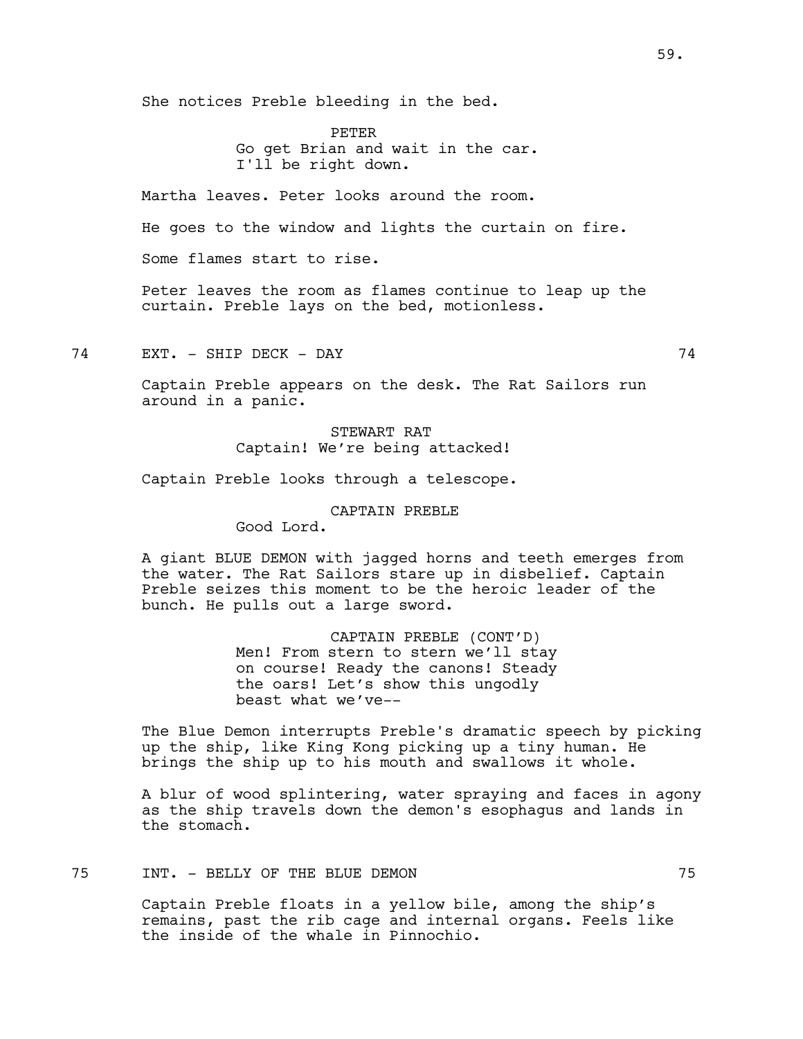She notices Preble bleeding in the bed.

PETER
Go get Brian and wait in the car. I'll be right down.

Martha leaves. Peter looks around the room.

He goes to the window and lights the curtain on fire.

Some flames start to rise.

Peter leaves the room as flames continue to leap up the curtain. Preble lays on the bed, motionless.

74 EXT. - SHIP DECK - DAY 74

Captain Preble appears on the desk. The Rat Sailors run around in a panic.

STEWART RAT
Captain! We're being attacked!

Captain Preble looks through a telescope.

CAPTAIN PREBLE
Good Lord.

A giant BLUE DEMON with jagged horns and teeth emerges from the water. The Rat Sailors stare up in disbelief. Captain Preble seizes this moment to be the heroic leader of the bunch. He pulls out a large sword.

CAPTAIN PREBLE (CONT'D)
Men! From stern to stern we'll stay on course! Ready the canons! Steady the oars! Let's show this ungodly beast what we've--

The Blue Demon interrupts Preble's dramatic speech by picking up the ship, like King Kong picking up a tiny human. He brings the ship up to his mouth and swallows it whole.

A blur of wood splintering, water spraying and faces in agony as the ship travels down the demon's esophagus and lands in the stomach.

75 INT. - BELLY OF THE BLUE DEMON 75

Captain Preble floats in a yellow bile, among the ship's remains, past the rib cage and internal organs. Feels like the inside of the whale in Pinnochio.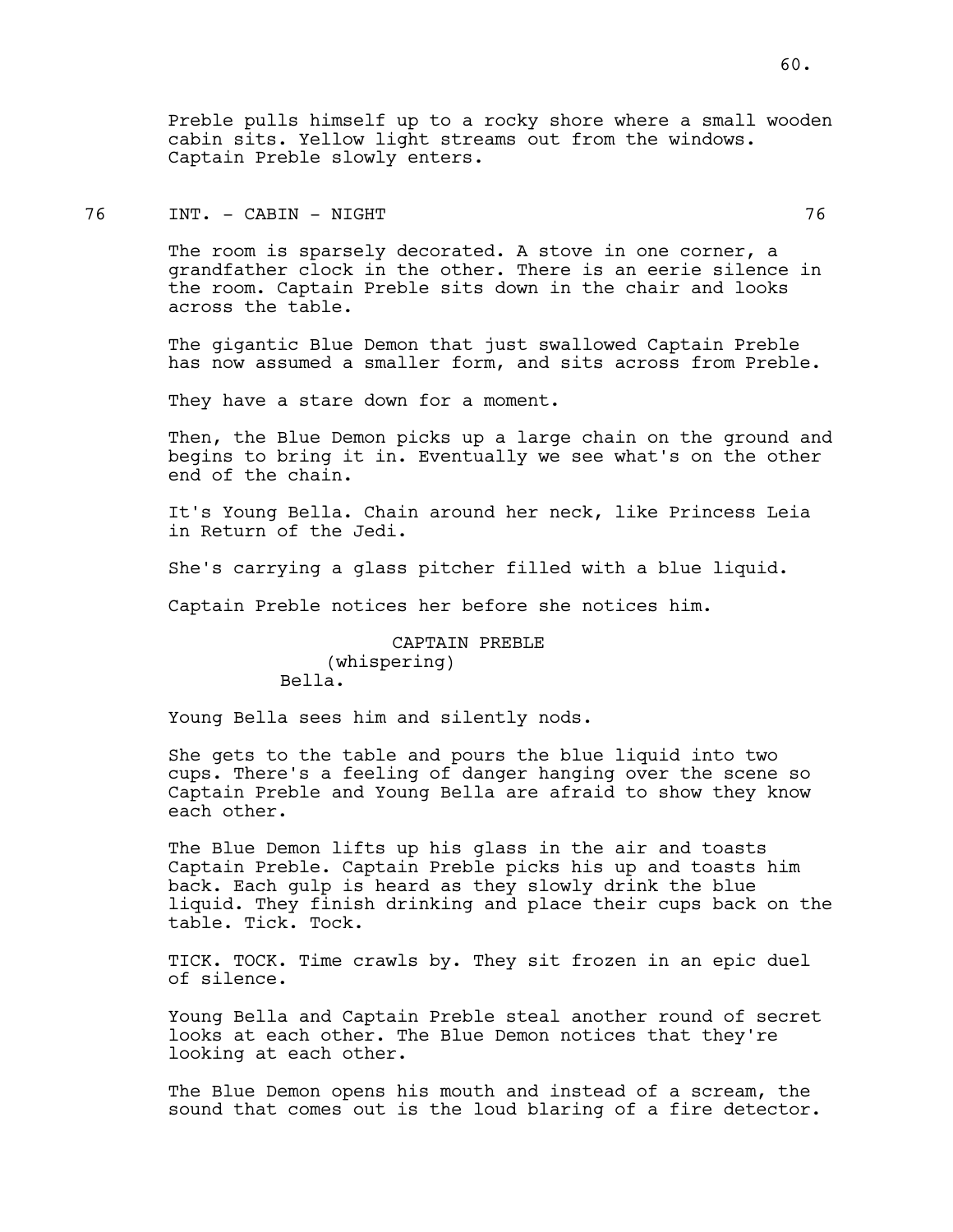Preble pulls himself up to a rocky shore where a small wooden cabin sits. Yellow light streams out from the windows. Captain Preble slowly enters.

76 INT. - CABIN - NIGHT 76

The room is sparsely decorated. A stove in one corner, a grandfather clock in the other. There is an eerie silence in the room. Captain Preble sits down in the chair and looks across the table.

The gigantic Blue Demon that just swallowed Captain Preble has now assumed a smaller form, and sits across from Preble.

They have a stare down for a moment.

Then, the Blue Demon picks up a large chain on the ground and begins to bring it in. Eventually we see what's on the other end of the chain.

It's Young Bella. Chain around her neck, like Princess Leia in Return of the Jedi.

She's carrying a glass pitcher filled with a blue liquid.

Captain Preble notices her before she notices him.

CAPTAIN PREBLE
(whispering)
Bella.

Young Bella sees him and silently nods.

She gets to the table and pours the blue liquid into two cups. There's a feeling of danger hanging over the scene so Captain Preble and Young Bella are afraid to show they know each other.

The Blue Demon lifts up his glass in the air and toasts Captain Preble. Captain Preble picks his up and toasts him back. Each gulp is heard as they slowly drink the blue liquid. They finish drinking and place their cups back on the table. Tick. Tock.

TICK. TOCK. Time crawls by. They sit frozen in an epic duel of silence.

Young Bella and Captain Preble steal another round of secret looks at each other. The Blue Demon notices that they're looking at each other.

The Blue Demon opens his mouth and instead of a scream, the sound that comes out is the loud blaring of a fire detector.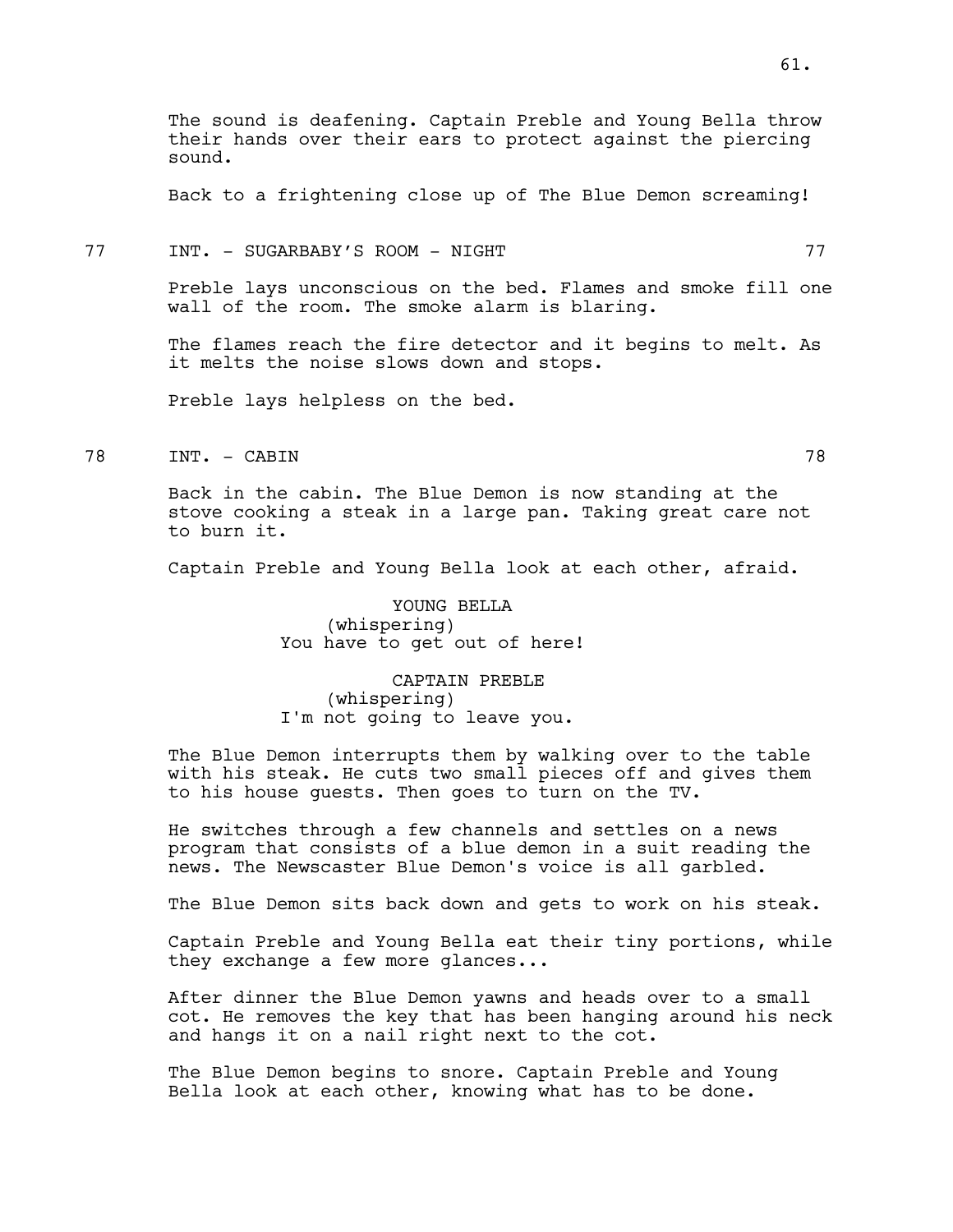The sound is deafening. Captain Preble and Young Bella throw their hands over their ears to protect against the piercing sound.

Back to a frightening close up of The Blue Demon screaming!

77 INT. - SUGARBABY'S ROOM - NIGHT 77

Preble lays unconscious on the bed. Flames and smoke fill one wall of the room. The smoke alarm is blaring.

The flames reach the fire detector and it begins to melt. As it melts the noise slows down and stops.

Preble lays helpless on the bed.

78 INT. - CABIN 78

Back in the cabin. The Blue Demon is now standing at the stove cooking a steak in a large pan. Taking great care not to burn it.

Captain Preble and Young Bella look at each other, afraid.

YOUNG BELLA
(whispering)
You have to get out of here!

CAPTAIN PREBLE
(whispering)
I'm not going to leave you.

The Blue Demon interrupts them by walking over to the table with his steak. He cuts two small pieces off and gives them to his house guests. Then goes to turn on the TV.

He switches through a few channels and settles on a news program that consists of a blue demon in a suit reading the news. The Newscaster Blue Demon's voice is all garbled.

The Blue Demon sits back down and gets to work on his steak.

Captain Preble and Young Bella eat their tiny portions, while they exchange a few more glances...

After dinner the Blue Demon yawns and heads over to a small cot. He removes the key that has been hanging around his neck and hangs it on a nail right next to the cot.

The Blue Demon begins to snore. Captain Preble and Young Bella look at each other, knowing what has to be done.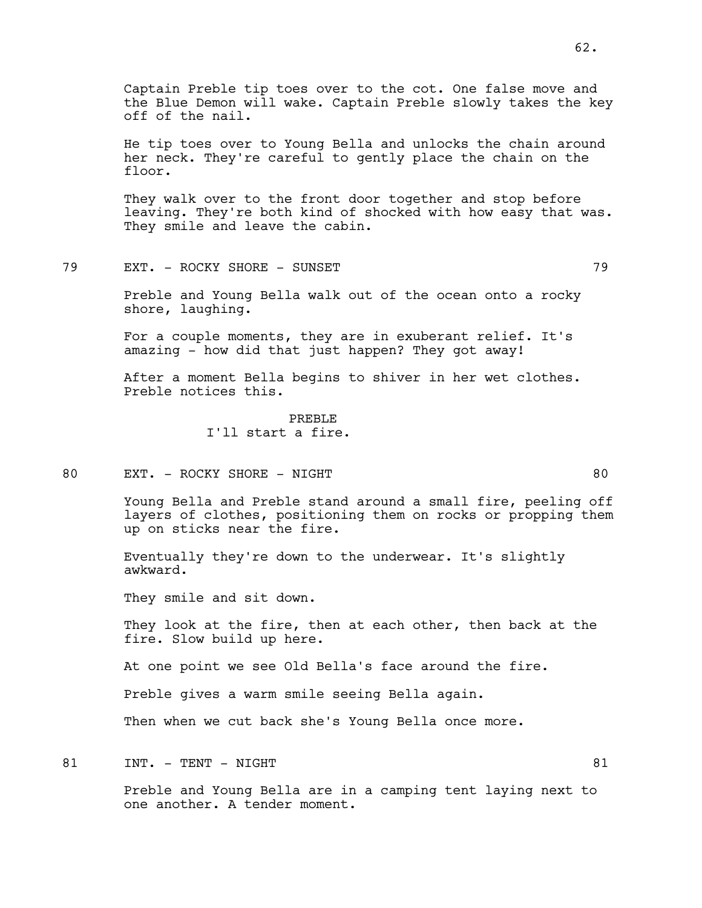Captain Preble tip toes over to the cot. One false move and the Blue Demon will wake. Captain Preble slowly takes the key off of the nail.

He tip toes over to Young Bella and unlocks the chain around her neck. They're careful to gently place the chain on the floor.

They walk over to the front door together and stop before leaving. They're both kind of shocked with how easy that was. They smile and leave the cabin.

79 EXT. - ROCKY SHORE - SUNSET 79

Preble and Young Bella walk out of the ocean onto a rocky shore, laughing.

For a couple moments, they are in exuberant relief. It's amazing - how did that just happen? They got away!

After a moment Bella begins to shiver in her wet clothes. Preble notices this.

PREBLE
I'll start a fire.

80 EXT. - ROCKY SHORE - NIGHT 80

Young Bella and Preble stand around a small fire, peeling off layers of clothes, positioning them on rocks or propping them up on sticks near the fire.

Eventually they're down to the underwear. It's slightly awkward.

They smile and sit down.

They look at the fire, then at each other, then back at the fire. Slow build up here.

At one point we see Old Bella's face around the fire.

Preble gives a warm smile seeing Bella again.

Then when we cut back she's Young Bella once more.

81 INT. - TENT - NIGHT 81

Preble and Young Bella are in a camping tent laying next to one another. A tender moment.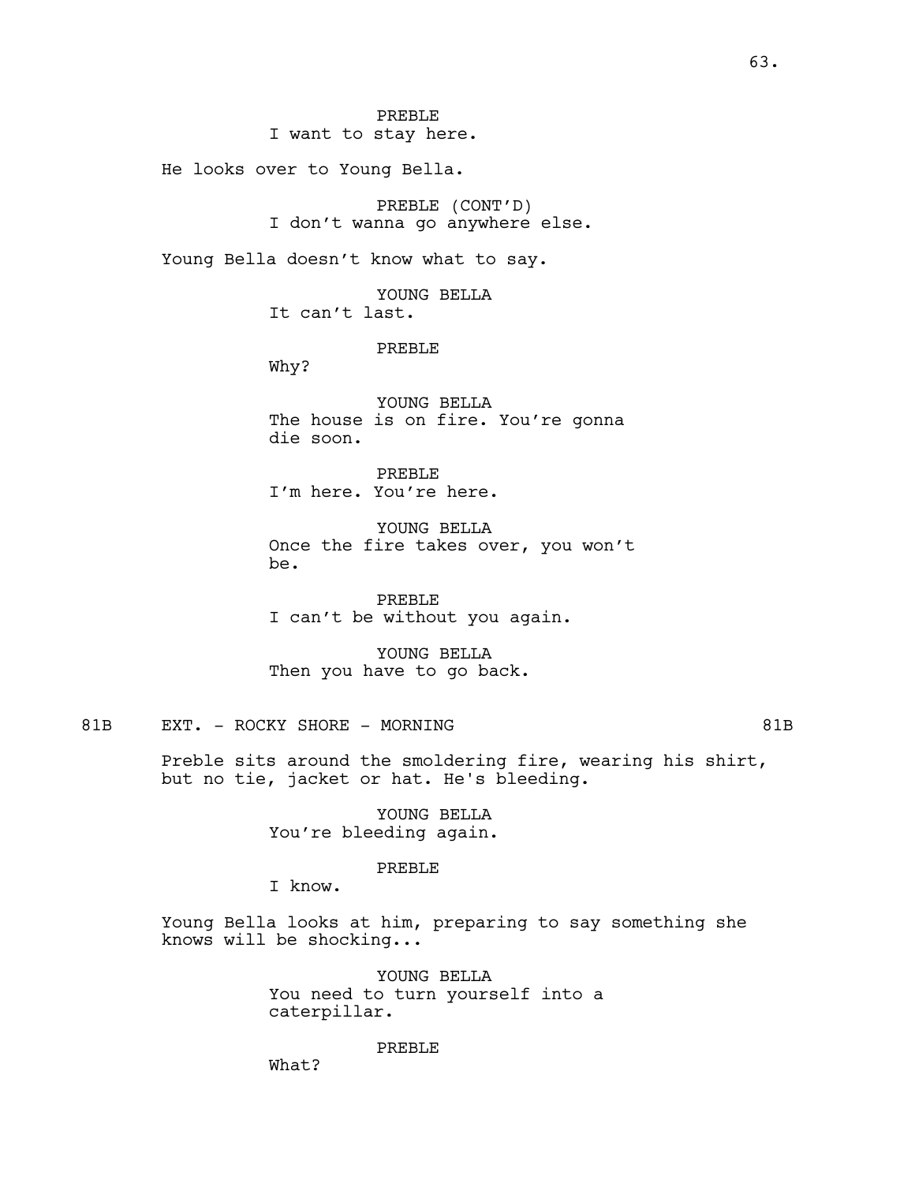PREBLE
I want to stay here.

He looks over to Young Bella.

PREBLE (CONT'D)
I don't wanna go anywhere else.

Young Bella doesn't know what to say.

YOUNG BELLA
It can't last.

PREBLE
Why?

YOUNG BELLA
The house is on fire. You're gonna die soon.

PREBLE
I'm here. You're here.

YOUNG BELLA
Once the fire takes over, you won't be.

PREBLE
I can't be without you again.

YOUNG BELLA
Then you have to go back.

81B EXT. - ROCKY SHORE - MORNING 81B

Preble sits around the smoldering fire, wearing his shirt, but no tie, jacket or hat. He's bleeding.

YOUNG BELLA
You're bleeding again.

PREBLE
I know.

Young Bella looks at him, preparing to say something she knows will be shocking...

YOUNG BELLA
You need to turn yourself into a caterpillar.

PREBLE
What?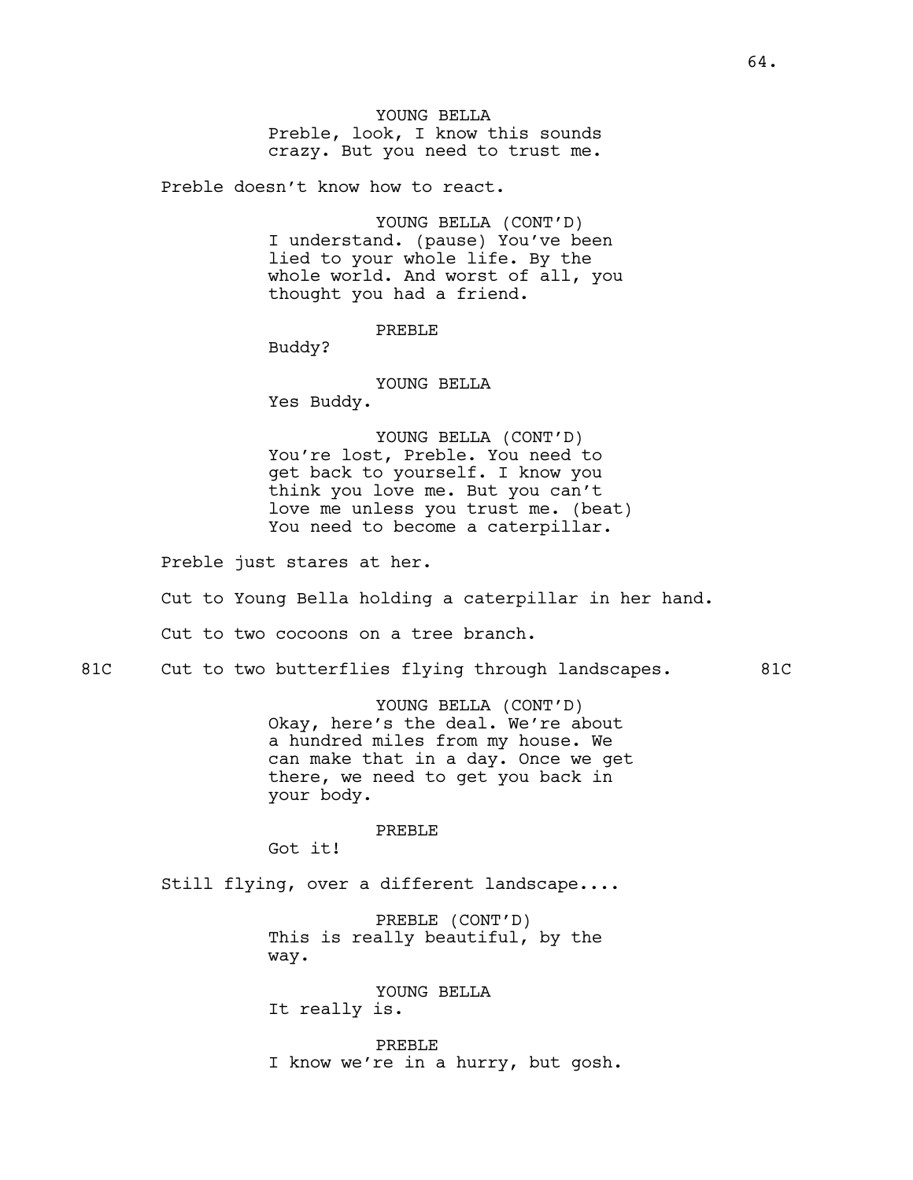YOUNG BELLA
Preble, look, I know this sounds crazy. But you need to trust me.

Preble doesn't know how to react.

YOUNG BELLA (CONT'D)
I understand. (pause) You've been lied to your whole life. By the whole world. And worst of all, you thought you had a friend.

PREBLE
Buddy?

YOUNG BELLA
Yes Buddy.

YOUNG BELLA (CONT'D)
You're lost, Preble. You need to get back to yourself. I know you think you love me. But you can't love me unless you trust me. (beat) You need to become a caterpillar.

Preble just stares at her.

Cut to Young Bella holding a caterpillar in her hand.

Cut to two cocoons on a tree branch.

81C Cut to two butterflies flying through landscapes. 81C

YOUNG BELLA (CONT'D)
Okay, here's the deal. We're about a hundred miles from my house. We can make that in a day. Once we get there, we need to get you back in your body.

PREBLE
Got it!

Still flying, over a different landscape....

PREBLE (CONT'D)
This is really beautiful, by the way.

YOUNG BELLA
It really is.

PREBLE
I know we're in a hurry, but gosh.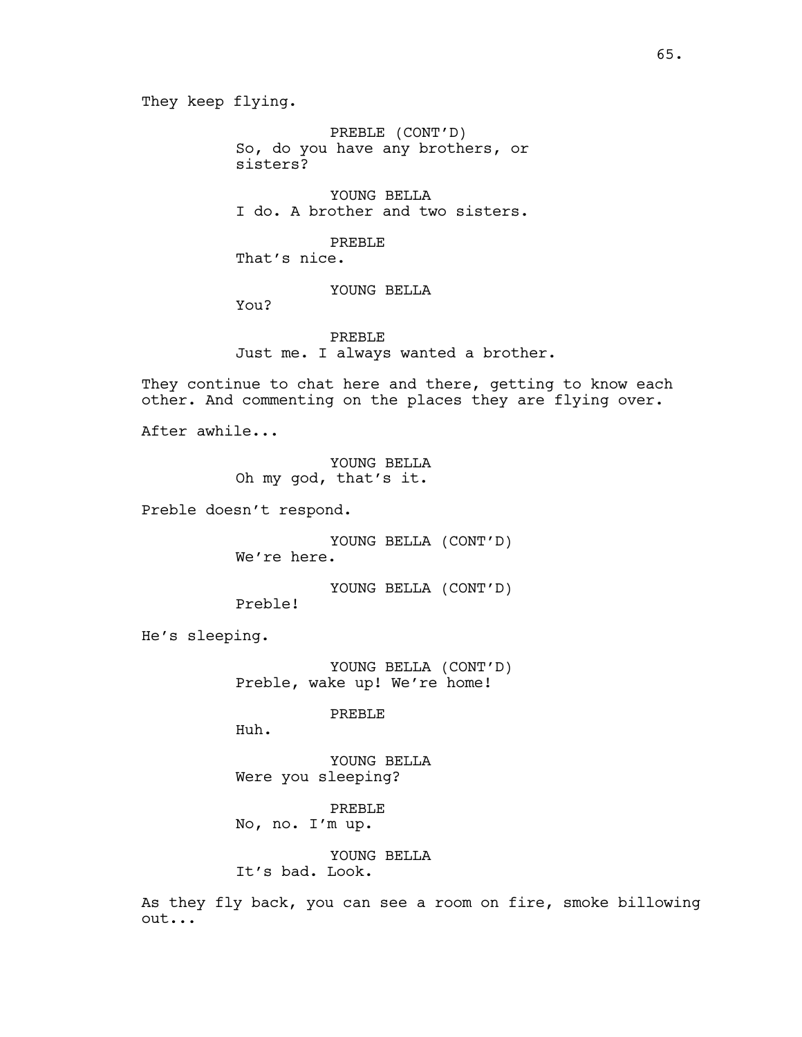They keep flying.

PREBLE (CONT'D)
So, do you have any brothers, or sisters?

YOUNG BELLA
I do. A brother and two sisters.

PREBLE
That's nice.

YOUNG BELLA
You?

PREBLE
Just me. I always wanted a brother.

They continue to chat here and there, getting to know each other. And commenting on the places they are flying over.

After awhile...

YOUNG BELLA
Oh my god, that's it.

Preble doesn't respond.

YOUNG BELLA (CONT'D)
We're here.

YOUNG BELLA (CONT'D)
Preble!

He's sleeping.

YOUNG BELLA (CONT'D)
Preble, wake up! We're home!

PREBLE
Huh.

YOUNG BELLA
Were you sleeping?

PREBLE
No, no. I'm up.

YOUNG BELLA
It's bad. Look.

As they fly back, you can see a room on fire, smoke billowing out...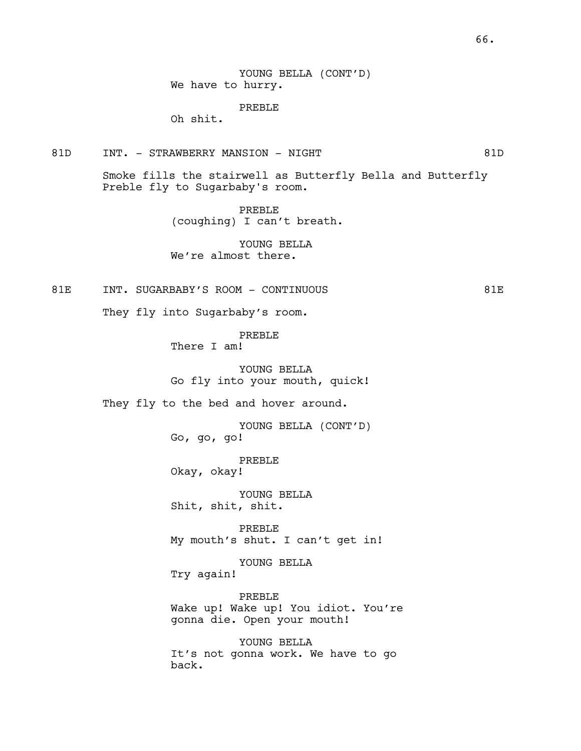YOUNG BELLA (CONT'D)
We have to hurry.

PREBLE
Oh shit.

81D INT. - STRAWBERRY MANSION - NIGHT 81D

Smoke fills the stairwell as Butterfly Bella and Butterfly Preble fly to Sugarbaby's room.

PREBLE
(coughing) I can't breath.

YOUNG BELLA
We're almost there.

81E INT. SUGARBABY'S ROOM - CONTINUOUS 81E

They fly into Sugarbaby's room.

PREBLE
There I am!

YOUNG BELLA
Go fly into your mouth, quick!

They fly to the bed and hover around.

YOUNG BELLA (CONT'D)
Go, go, go!

PREBLE
Okay, okay!

YOUNG BELLA
Shit, shit, shit.

PREBLE
My mouth's shut. I can't get in!

YOUNG BELLA
Try again!

PREBLE
Wake up! Wake up! You idiot. You're gonna die. Open your mouth!

YOUNG BELLA
It's not gonna work. We have to go back.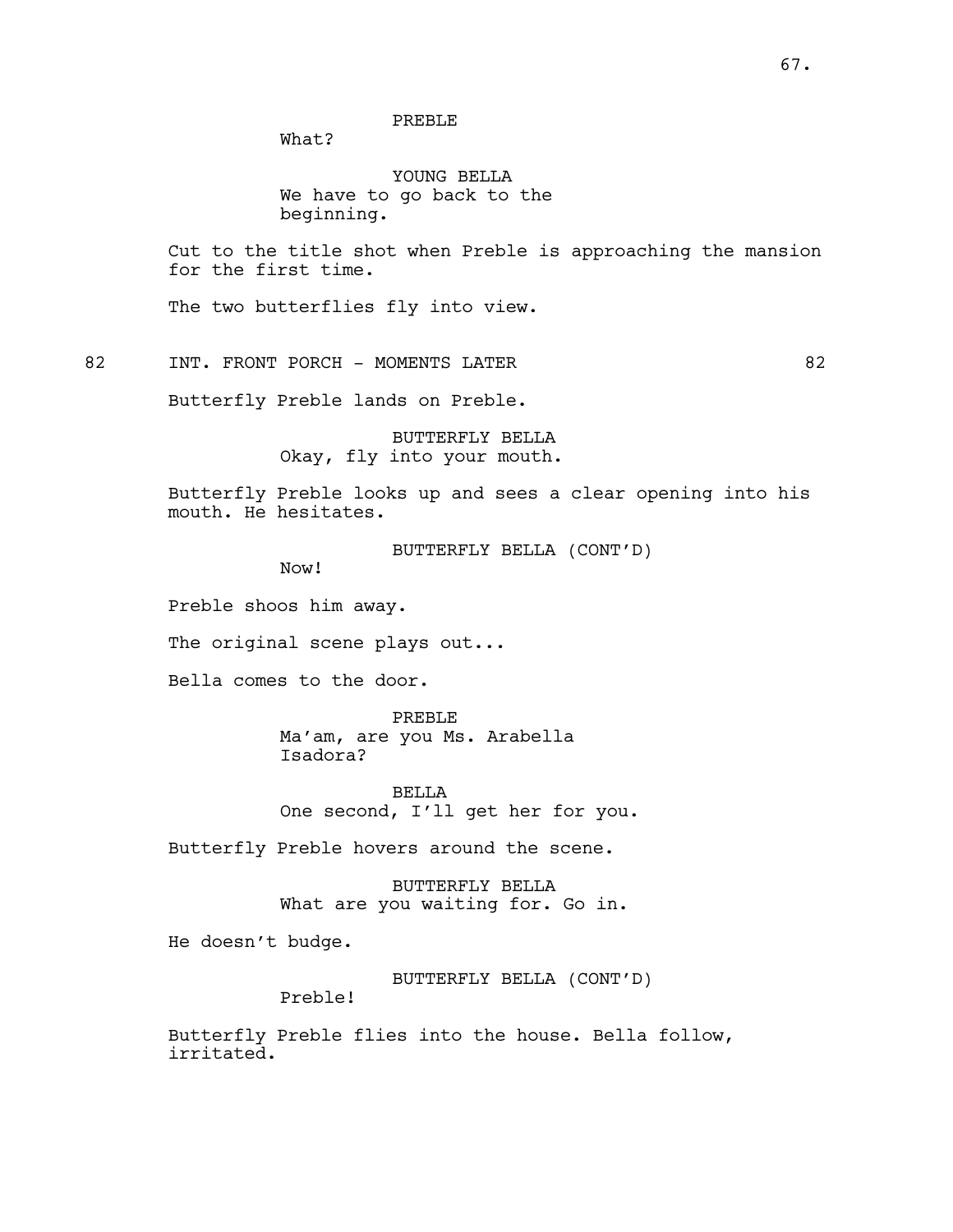PREBLE

What?

YOUNG BELLA

We have to go back to the beginning.

Cut to the title shot when Preble is approaching the mansion for the first time.

The two butterflies fly into view.

82 INT. FRONT PORCH - MOMENTS LATER 82

Butterfly Preble lands on Preble.

BUTTERFLY BELLA

Okay, fly into your mouth.

Butterfly Preble looks up and sees a clear opening into his mouth. He hesitates.

BUTTERFLY BELLA (CONT'D)

Now!

Preble shoos him away.

The original scene plays out...

Bella comes to the door.

PREBLE

Ma'am, are you Ms. Arabella Isadora?

BELLA

One second, I'll get her for you.

Butterfly Preble hovers around the scene.

BUTTERFLY BELLA

What are you waiting for. Go in.

He doesn't budge.

BUTTERFLY BELLA (CONT'D)

Preble!

Butterfly Preble flies into the house. Bella follow, irritated.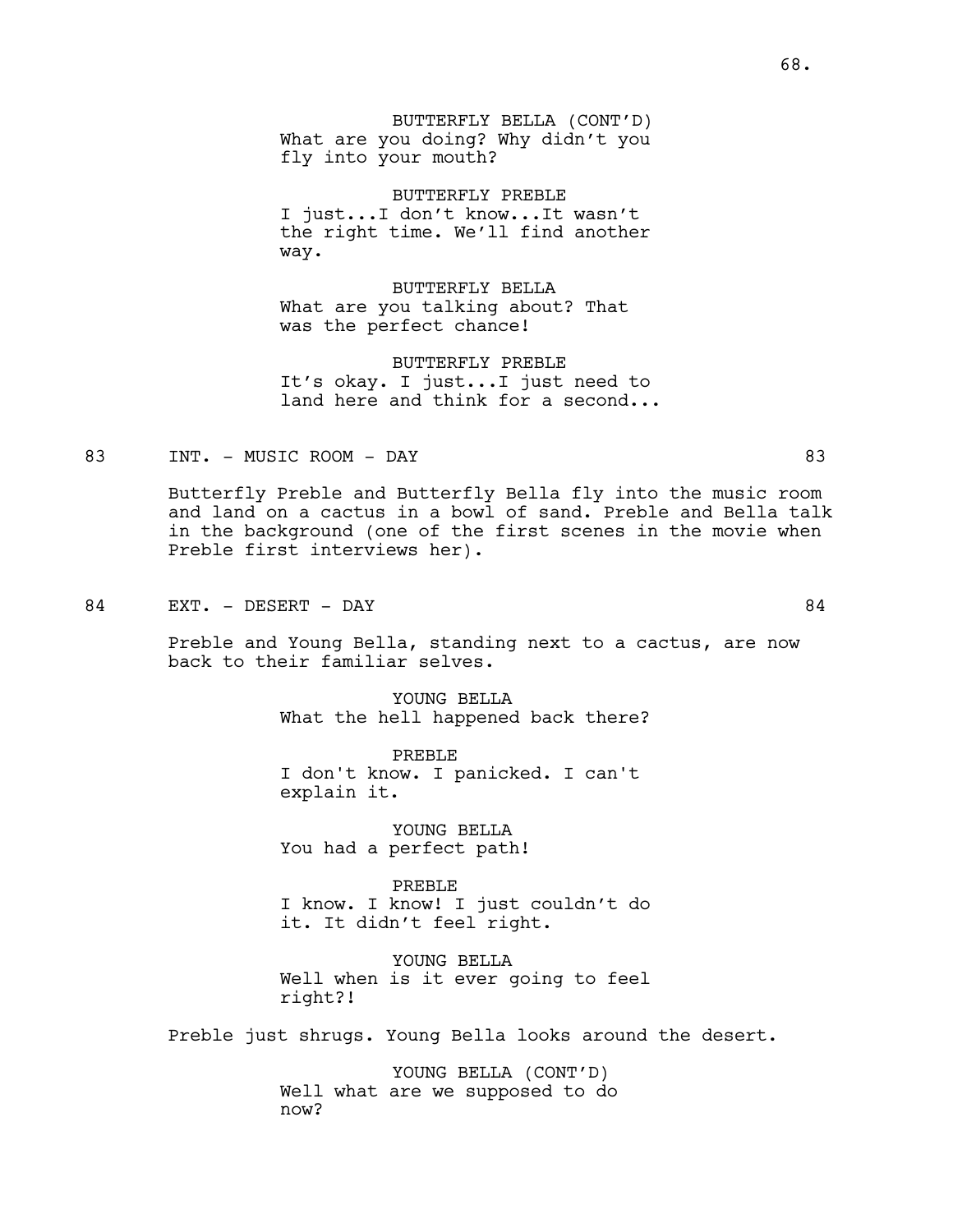BUTTERFLY BELLA (CONT'D)
What are you doing? Why didn't you fly into your mouth?

BUTTERFLY PREBLE
I just...I don't know...It wasn't the right time. We'll find another way.

BUTTERFLY BELLA
What are you talking about? That was the perfect chance!

BUTTERFLY PREBLE
It's okay. I just...I just need to land here and think for a second...

83 INT. - MUSIC ROOM - DAY 83

Butterfly Preble and Butterfly Bella fly into the music room and land on a cactus in a bowl of sand. Preble and Bella talk in the background (one of the first scenes in the movie when Preble first interviews her).

84 EXT. - DESERT - DAY 84

Preble and Young Bella, standing next to a cactus, are now back to their familiar selves.

YOUNG BELLA
What the hell happened back there?

PREBLE
I don't know. I panicked. I can't explain it.

YOUNG BELLA
You had a perfect path!

PREBLE
I know. I know! I just couldn't do it. It didn't feel right.

YOUNG BELLA
Well when is it ever going to feel right?!

Preble just shrugs. Young Bella looks around the desert.

YOUNG BELLA (CONT'D)
Well what are we supposed to do now?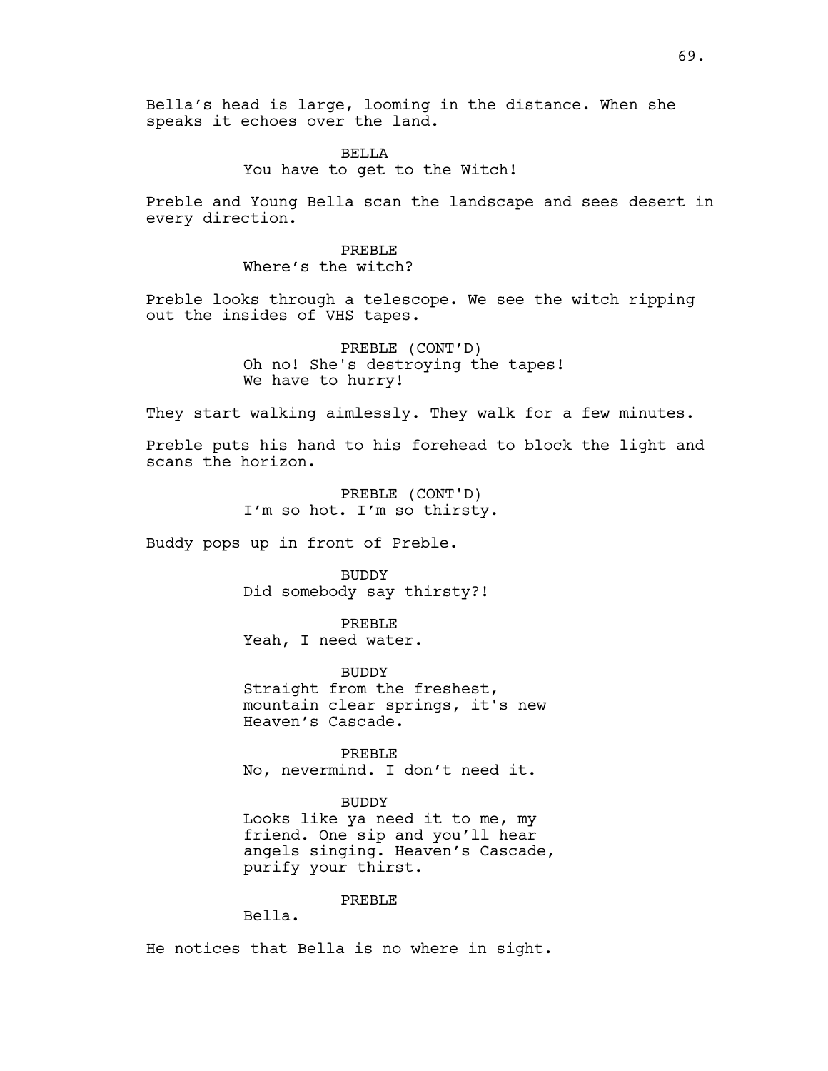Bella's head is large, looming in the distance. When she speaks it echoes over the land.

BELLA
You have to get to the Witch!

Preble and Young Bella scan the landscape and sees desert in every direction.

PREBLE
Where's the witch?

Preble looks through a telescope. We see the witch ripping out the insides of VHS tapes.

PREBLE (CONT'D)
Oh no! She's destroying the tapes! We have to hurry!

They start walking aimlessly. They walk for a few minutes.

Preble puts his hand to his forehead to block the light and scans the horizon.

PREBLE (CONT'D)
I'm so hot. I'm so thirsty.

Buddy pops up in front of Preble.

BUDDY
Did somebody say thirsty?!

PREBLE
Yeah, I need water.

BUDDY
Straight from the freshest, mountain clear springs, it's new Heaven's Cascade.

PREBLE
No, nevermind. I don't need it.

BUDDY
Looks like ya need it to me, my friend. One sip and you'll hear angels singing. Heaven's Cascade, purify your thirst.

PREBLE
Bella.

He notices that Bella is no where in sight.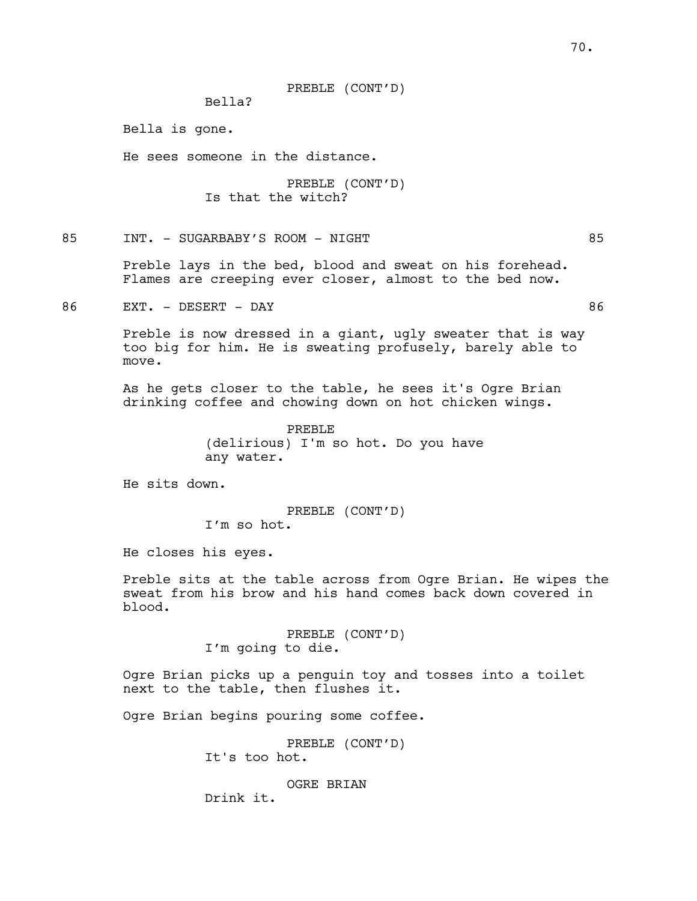PREBLE (CONT'D)
Bella?

Bella is gone.

He sees someone in the distance.

PREBLE (CONT'D)
Is that the witch?

85 INT. - SUGARBABY'S ROOM - NIGHT 85

Preble lays in the bed, blood and sweat on his forehead. Flames are creeping ever closer, almost to the bed now.

86 EXT. - DESERT - DAY 86

Preble is now dressed in a giant, ugly sweater that is way too big for him. He is sweating profusely, barely able to move.

As he gets closer to the table, he sees it's Ogre Brian drinking coffee and chowing down on hot chicken wings.

PREBLE
(delirious) I'm so hot. Do you have any water.

He sits down.

PREBLE (CONT'D)
I'm so hot.

He closes his eyes.

Preble sits at the table across from Ogre Brian. He wipes the sweat from his brow and his hand comes back down covered in blood.

PREBLE (CONT'D)
I'm going to die.

Ogre Brian picks up a penguin toy and tosses into a toilet next to the table, then flushes it.

Ogre Brian begins pouring some coffee.

PREBLE (CONT'D)
It's too hot.

OGRE BRIAN
Drink it.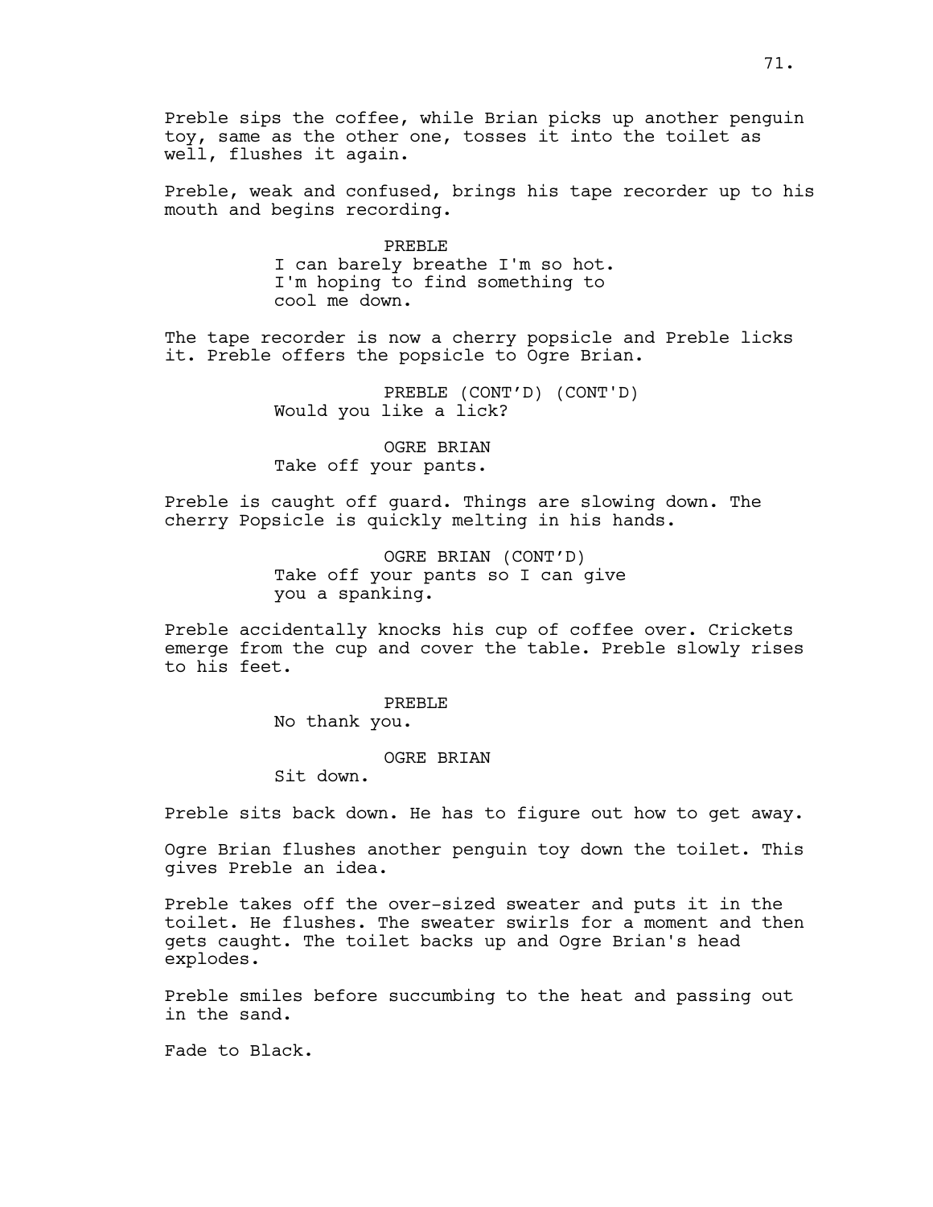Preble sips the coffee, while Brian picks up another penguin toy, same as the other one, tosses it into the toilet as well, flushes it again.

Preble, weak and confused, brings his tape recorder up to his mouth and begins recording.

PREBLE
I can barely breathe I'm so hot. I'm hoping to find something to cool me down.

The tape recorder is now a cherry popsicle and Preble licks it. Preble offers the popsicle to Ogre Brian.

PREBLE (CONT'D) (CONT'D)
Would you like a lick?

OGRE BRIAN
Take off your pants.

Preble is caught off guard. Things are slowing down. The cherry Popsicle is quickly melting in his hands.

OGRE BRIAN (CONT'D)
Take off your pants so I can give you a spanking.

Preble accidentally knocks his cup of coffee over. Crickets emerge from the cup and cover the table. Preble slowly rises to his feet.

PREBLE
No thank you.

OGRE BRIAN
Sit down.

Preble sits back down. He has to figure out how to get away.

Ogre Brian flushes another penguin toy down the toilet. This gives Preble an idea.

Preble takes off the over-sized sweater and puts it in the toilet. He flushes. The sweater swirls for a moment and then gets caught. The toilet backs up and Ogre Brian's head explodes.

Preble smiles before succumbing to the heat and passing out in the sand.

Fade to Black.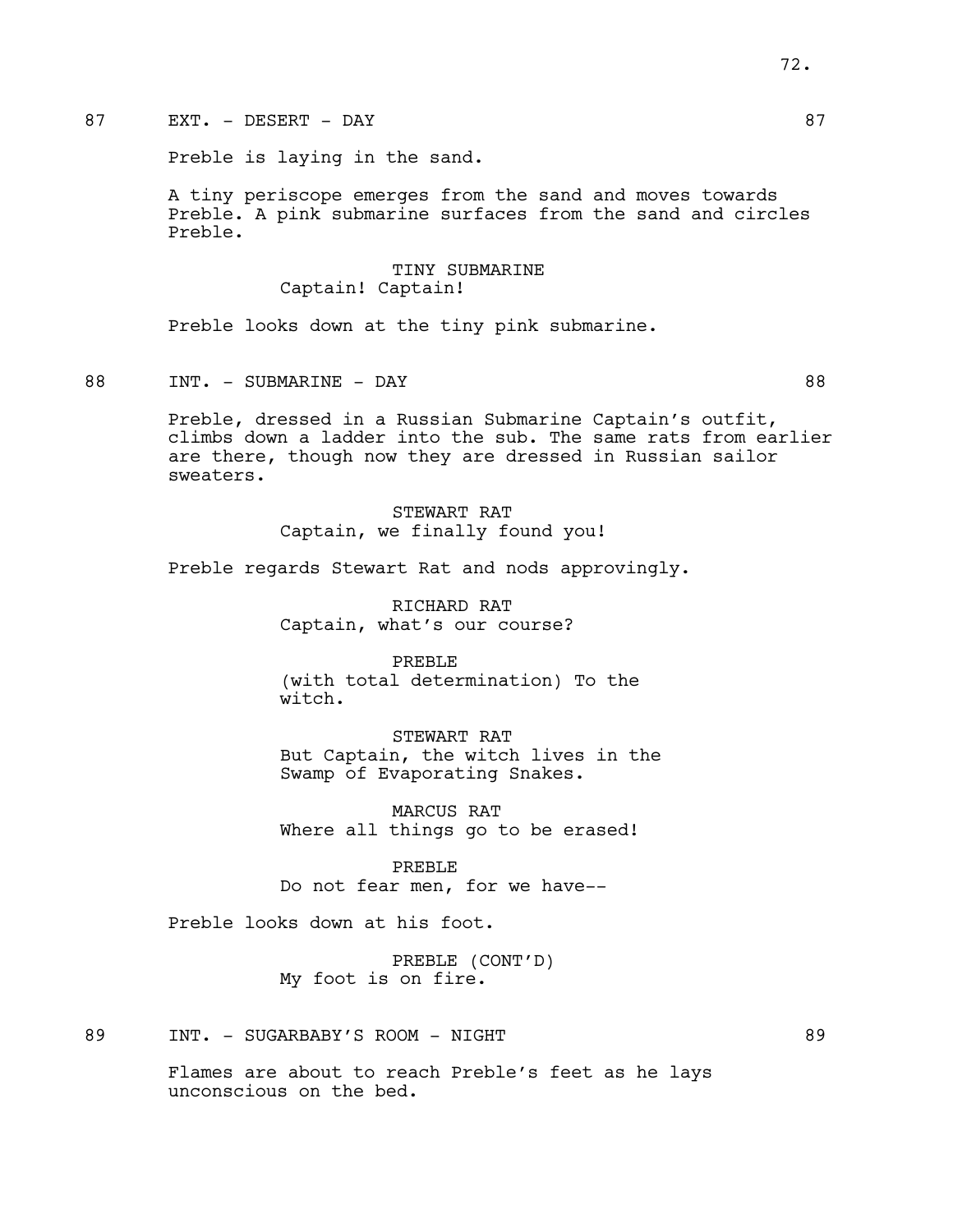87 EXT. - DESERT - DAY 87

Preble is laying in the sand.

A tiny periscope emerges from the sand and moves towards Preble. A pink submarine surfaces from the sand and circles Preble.

TINY SUBMARINE
Captain! Captain!

Preble looks down at the tiny pink submarine.

88 INT. - SUBMARINE - DAY 88

Preble, dressed in a Russian Submarine Captain's outfit, climbs down a ladder into the sub. The same rats from earlier are there, though now they are dressed in Russian sailor sweaters.

STEWART RAT
Captain, we finally found you!

Preble regards Stewart Rat and nods approvingly.

RICHARD RAT
Captain, what's our course?

PREBLE
(with total determination) To the witch.

STEWART RAT
But Captain, the witch lives in the Swamp of Evaporating Snakes.

MARCUS RAT
Where all things go to be erased!

PREBLE
Do not fear men, for we have--

Preble looks down at his foot.

PREBLE (CONT'D)
My foot is on fire.

89 INT. - SUGARBABY'S ROOM - NIGHT 89

Flames are about to reach Preble's feet as he lays unconscious on the bed.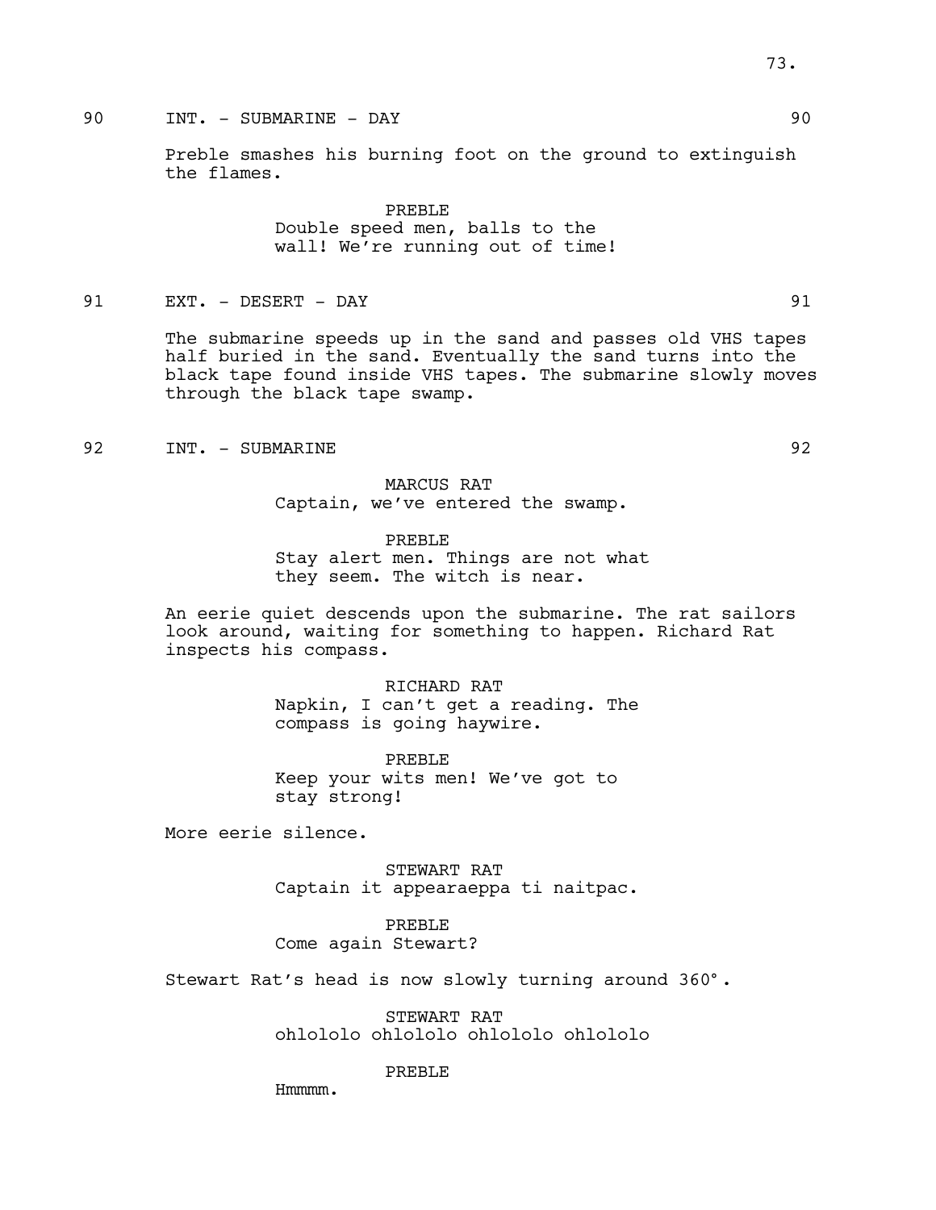90 INT. - SUBMARINE - DAY 90

Preble smashes his burning foot on the ground to extinguish the flames.

PREBLE
Double speed men, balls to the wall! We're running out of time!

91 EXT. - DESERT - DAY 91

The submarine speeds up in the sand and passes old VHS tapes half buried in the sand. Eventually the sand turns into the black tape found inside VHS tapes. The submarine slowly moves through the black tape swamp.

92 INT. - SUBMARINE 92

MARCUS RAT
Captain, we've entered the swamp.

PREBLE
Stay alert men. Things are not what they seem. The witch is near.

An eerie quiet descends upon the submarine. The rat sailors look around, waiting for something to happen. Richard Rat inspects his compass.

RICHARD RAT
Napkin, I can't get a reading. The compass is going haywire.

PREBLE
Keep your wits men! We've got to stay strong!

More eerie silence.

STEWART RAT
Captain it appearaeppa ti naitpac.

PREBLE
Come again Stewart?

Stewart Rat's head is now slowly turning around 360°.

STEWART RAT
ohlololo ohlololo ohlololo ohlololo

PREBLE
Hmmmm.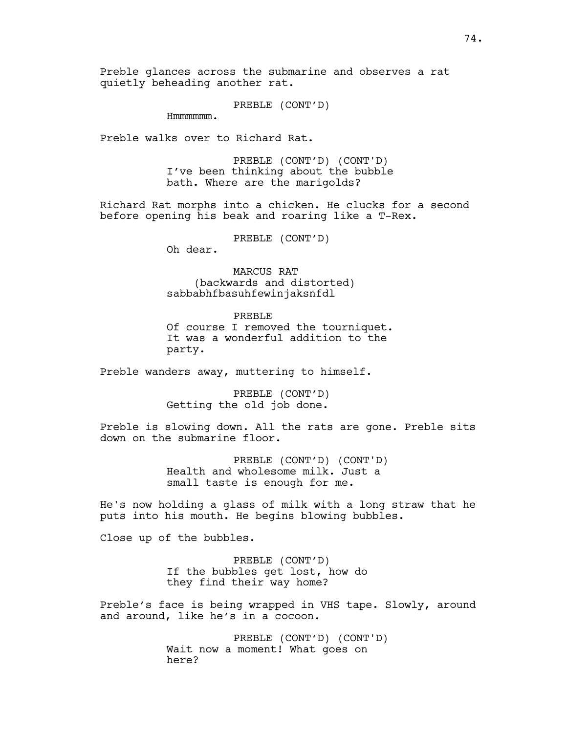Preble glances across the submarine and observes a rat quietly beheading another rat.

PREBLE (CONT'D)
Hmmmmmm.

Preble walks over to Richard Rat.

PREBLE (CONT'D) (CONT'D)
I've been thinking about the bubble bath. Where are the marigolds?

Richard Rat morphs into a chicken. He clucks for a second before opening his beak and roaring like a T-Rex.

PREBLE (CONT'D)
Oh dear.

MARCUS RAT
(backwards and distorted)
sabbabhfbasuhfewinjaksnfdl

PREBLE
Of course I removed the tourniquet. It was a wonderful addition to the party.

Preble wanders away, muttering to himself.

PREBLE (CONT'D)
Getting the old job done.

Preble is slowing down. All the rats are gone. Preble sits down on the submarine floor.

PREBLE (CONT'D) (CONT'D)
Health and wholesome milk. Just a small taste is enough for me.

He's now holding a glass of milk with a long straw that he puts into his mouth. He begins blowing bubbles.

Close up of the bubbles.

PREBLE (CONT'D)
If the bubbles get lost, how do they find their way home?

Preble's face is being wrapped in VHS tape. Slowly, around and around, like he's in a cocoon.

PREBLE (CONT'D) (CONT'D)
Wait now a moment! What goes on here?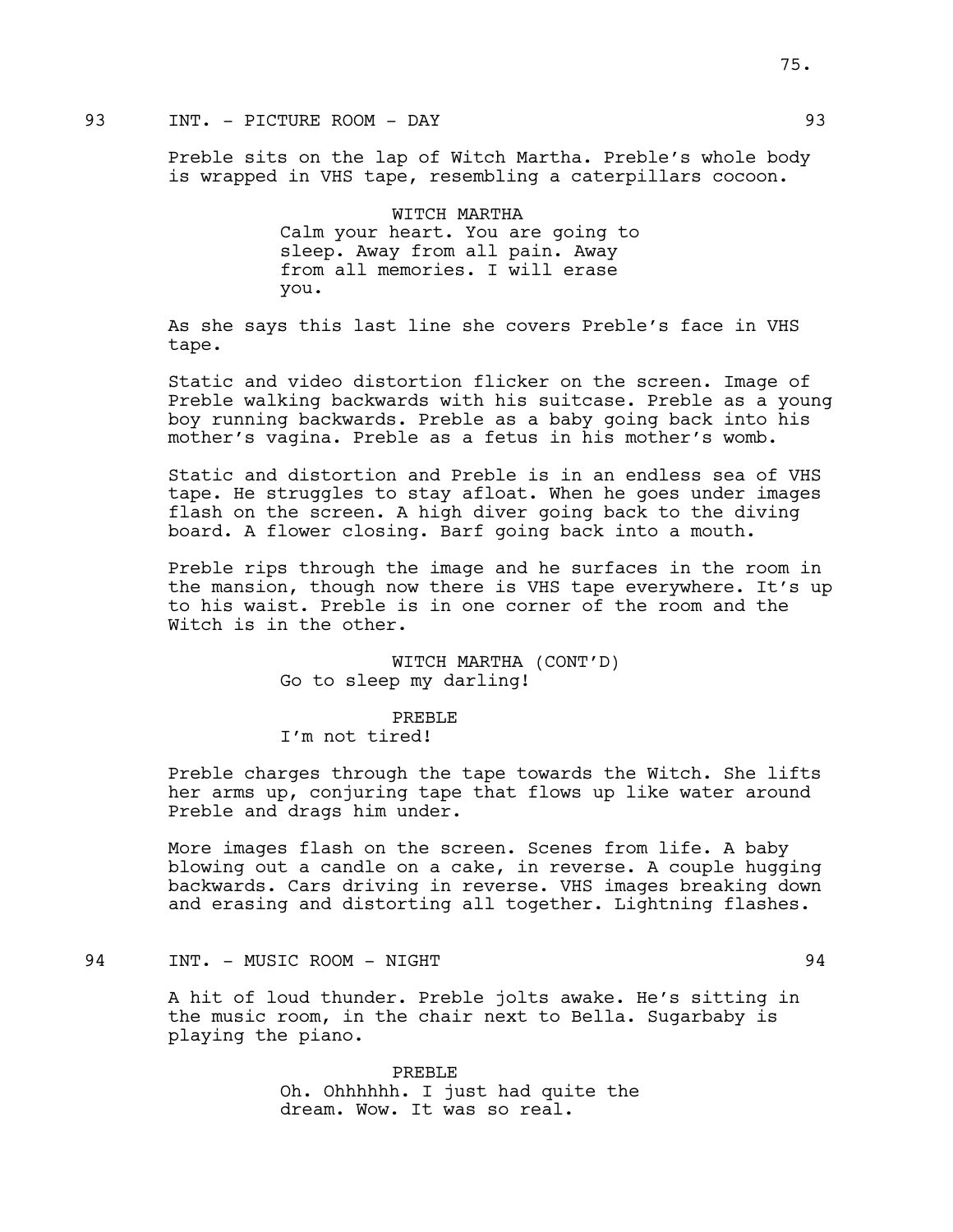93 INT. - PICTURE ROOM - DAY 93

Preble sits on the lap of Witch Martha. Preble's whole body is wrapped in VHS tape, resembling a caterpillars cocoon.

WITCH MARTHA
Calm your heart. You are going to sleep. Away from all pain. Away from all memories. I will erase you.

As she says this last line she covers Preble's face in VHS tape.

Static and video distortion flicker on the screen. Image of Preble walking backwards with his suitcase. Preble as a young boy running backwards. Preble as a baby going back into his mother's vagina. Preble as a fetus in his mother's womb.

Static and distortion and Preble is in an endless sea of VHS tape. He struggles to stay afloat. When he goes under images flash on the screen. A high diver going back to the diving board. A flower closing. Barf going back into a mouth.

Preble rips through the image and he surfaces in the room in the mansion, though now there is VHS tape everywhere. It's up to his waist. Preble is in one corner of the room and the Witch is in the other.

WITCH MARTHA (CONT'D)
Go to sleep my darling!

PREBLE
I'm not tired!

Preble charges through the tape towards the Witch. She lifts her arms up, conjuring tape that flows up like water around Preble and drags him under.

More images flash on the screen. Scenes from life. A baby blowing out a candle on a cake, in reverse. A couple hugging backwards. Cars driving in reverse. VHS images breaking down and erasing and distorting all together. Lightning flashes.

94 INT. - MUSIC ROOM - NIGHT 94

A hit of loud thunder. Preble jolts awake. He's sitting in the music room, in the chair next to Bella. Sugarbaby is playing the piano.

PREBLE
Oh. Ohhhhhh. I just had quite the dream. Wow. It was so real.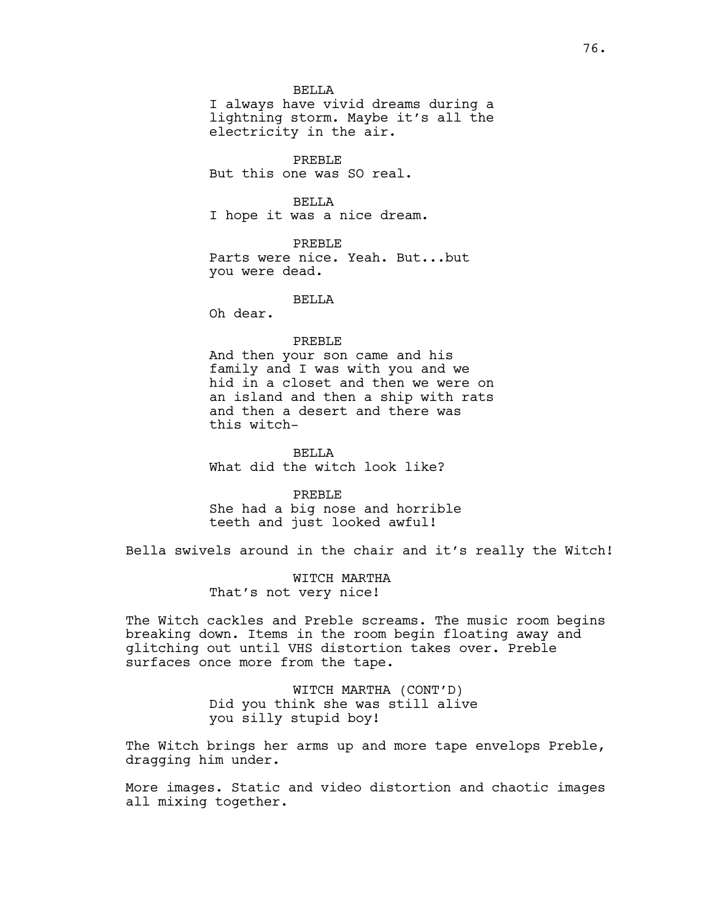BELLA
I always have vivid dreams during a lightning storm. Maybe it's all the electricity in the air.

PREBLE
But this one was SO real.

BELLA
I hope it was a nice dream.

PREBLE
Parts were nice. Yeah. But...but you were dead.

BELLA
Oh dear.

PREBLE
And then your son came and his family and I was with you and we hid in a closet and then we were on an island and then a ship with rats and then a desert and there was this witch-

BELLA
What did the witch look like?

PREBLE
She had a big nose and horrible teeth and just looked awful!

Bella swivels around in the chair and it's really the Witch!

WITCH MARTHA
That's not very nice!

The Witch cackles and Preble screams. The music room begins breaking down. Items in the room begin floating away and glitching out until VHS distortion takes over. Preble surfaces once more from the tape.

WITCH MARTHA (CONT'D)
Did you think she was still alive you silly stupid boy!

The Witch brings her arms up and more tape envelops Preble, dragging him under.

More images. Static and video distortion and chaotic images all mixing together.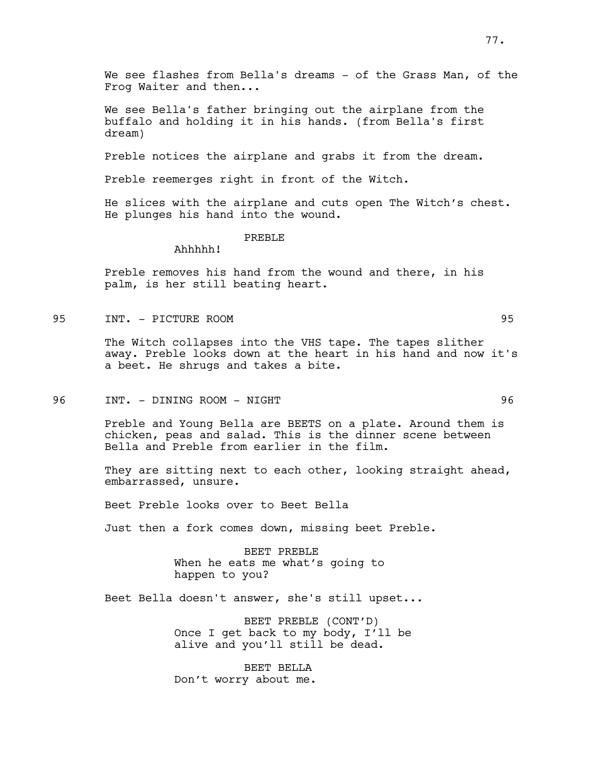We see flashes from Bella's dreams - of the Grass Man, of the Frog Waiter and then...

We see Bella's father bringing out the airplane from the buffalo and holding it in his hands. (from Bella's first dream)

Preble notices the airplane and grabs it from the dream.

Preble reemerges right in front of the Witch.

He slices with the airplane and cuts open The Witch's chest. He plunges his hand into the wound.

PREBLE

Ahhhhh!

Preble removes his hand from the wound and there, in his palm, is her still beating heart.

95 INT. - PICTURE ROOM 95

The Witch collapses into the VHS tape. The tapes slither away. Preble looks down at the heart in his hand and now it's a beet. He shrugs and takes a bite.

96 INT. - DINING ROOM - NIGHT 96

Preble and Young Bella are BEETS on a plate. Around them is chicken, peas and salad. This is the dinner scene between Bella and Preble from earlier in the film.

They are sitting next to each other, looking straight ahead, embarrassed, unsure.

Beet Preble looks over to Beet Bella

Just then a fork comes down, missing beet Preble.

BEET PREBLE

When he eats me what's going to happen to you?

Beet Bella doesn't answer, she's still upset...

BEET PREBLE (CONT'D)

Once I get back to my body, I'll be alive and you'll still be dead.

BEET BELLA

Don't worry about me.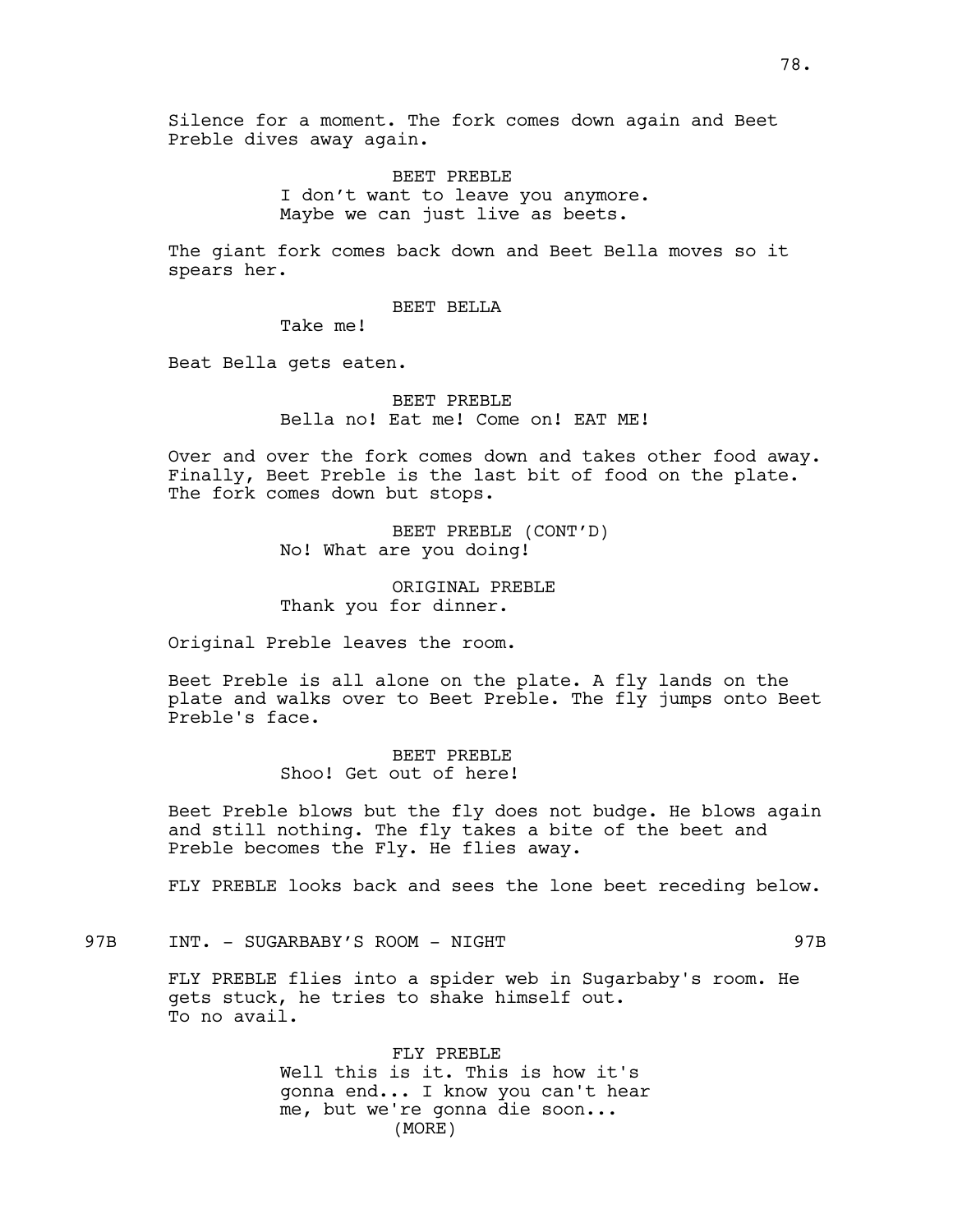Silence for a moment. The fork comes down again and Beet Preble dives away again.

BEET PREBLE
I don't want to leave you anymore. Maybe we can just live as beets.

The giant fork comes back down and Beet Bella moves so it spears her.

BEET BELLA
Take me!

Beat Bella gets eaten.

BEET PREBLE
Bella no! Eat me! Come on! EAT ME!

Over and over the fork comes down and takes other food away. Finally, Beet Preble is the last bit of food on the plate. The fork comes down but stops.

BEET PREBLE (CONT'D)
No! What are you doing!

ORIGINAL PREBLE
Thank you for dinner.

Original Preble leaves the room.

Beet Preble is all alone on the plate. A fly lands on the plate and walks over to Beet Preble. The fly jumps onto Beet Preble's face.

BEET PREBLE
Shoo! Get out of here!

Beet Preble blows but the fly does not budge. He blows again and still nothing. The fly takes a bite of the beet and Preble becomes the Fly. He flies away.

FLY PREBLE looks back and sees the lone beet receding below.

97B INT. - SUGARBABY'S ROOM - NIGHT 97B

FLY PREBLE flies into a spider web in Sugarbaby's room. He gets stuck, he tries to shake himself out. To no avail.

FLY PREBLE
Well this is it. This is how it's gonna end... I know you can't hear me, but we're gonna die soon...
(MORE)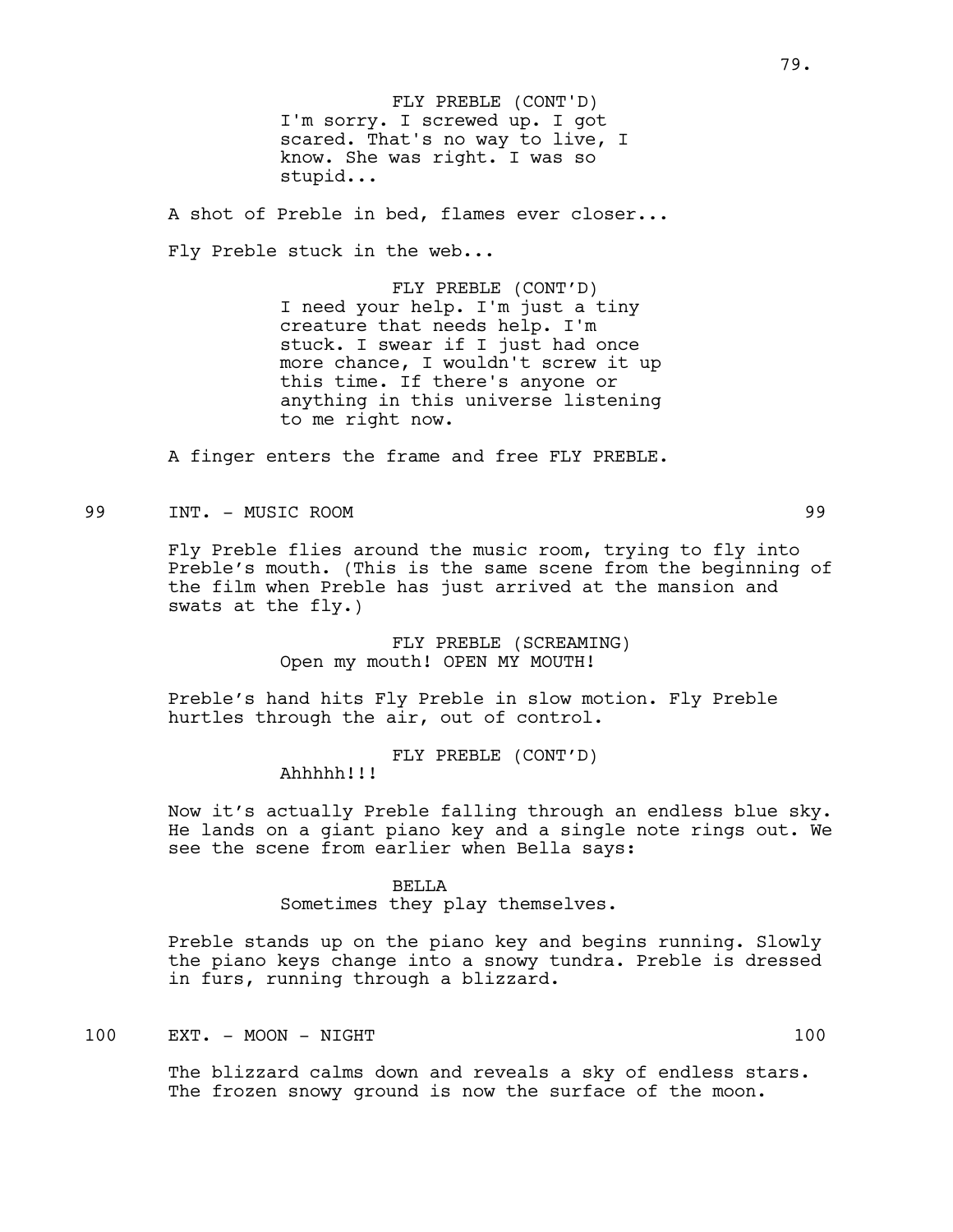FLY PREBLE (CONT'D)
I'm sorry. I screwed up. I got scared. That's no way to live, I know. She was right. I was so stupid...

A shot of Preble in bed, flames ever closer...

Fly Preble stuck in the web...

FLY PREBLE (CONT'D)
I need your help. I'm just a tiny creature that needs help. I'm stuck. I swear if I just had once more chance, I wouldn't screw it up this time. If there's anyone or anything in this universe listening to me right now.

A finger enters the frame and free FLY PREBLE.

99 INT. - MUSIC ROOM 99

Fly Preble flies around the music room, trying to fly into Preble's mouth. (This is the same scene from the beginning of the film when Preble has just arrived at the mansion and swats at the fly.)

FLY PREBLE (SCREAMING)
Open my mouth! OPEN MY MOUTH!

Preble's hand hits Fly Preble in slow motion. Fly Preble hurtles through the air, out of control.

FLY PREBLE (CONT'D)
Ahhhhh!!!

Now it's actually Preble falling through an endless blue sky. He lands on a giant piano key and a single note rings out. We see the scene from earlier when Bella says:

BELLA
Sometimes they play themselves.

Preble stands up on the piano key and begins running. Slowly the piano keys change into a snowy tundra. Preble is dressed in furs, running through a blizzard.

100 EXT. - MOON - NIGHT 100

The blizzard calms down and reveals a sky of endless stars. The frozen snowy ground is now the surface of the moon.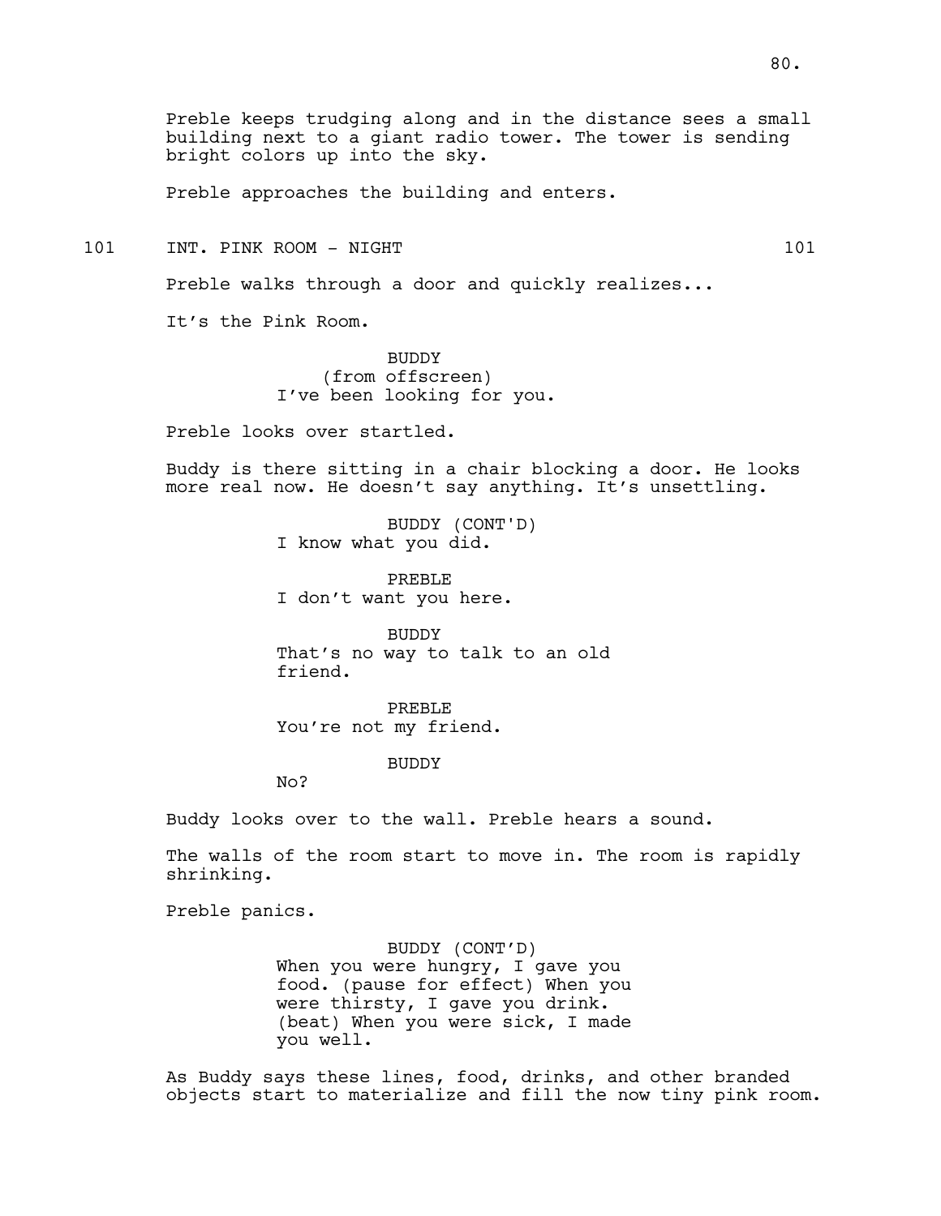Preble keeps trudging along and in the distance sees a small building next to a giant radio tower. The tower is sending bright colors up into the sky.

Preble approaches the building and enters.

101 INT. PINK ROOM - NIGHT 101

Preble walks through a door and quickly realizes...

It's the Pink Room.

BUDDY
(from offscreen)
I've been looking for you.

Preble looks over startled.

Buddy is there sitting in a chair blocking a door. He looks more real now. He doesn't say anything. It's unsettling.

BUDDY (CONT'D)
I know what you did.

PREBLE
I don't want you here.

BUDDY
That's no way to talk to an old friend.

PREBLE
You're not my friend.

BUDDY
No?

Buddy looks over to the wall. Preble hears a sound.

The walls of the room start to move in. The room is rapidly shrinking.

Preble panics.

BUDDY (CONT'D)
When you were hungry, I gave you food. (pause for effect) When you were thirsty, I gave you drink. (beat) When you were sick, I made you well.

As Buddy says these lines, food, drinks, and other branded objects start to materialize and fill the now tiny pink room.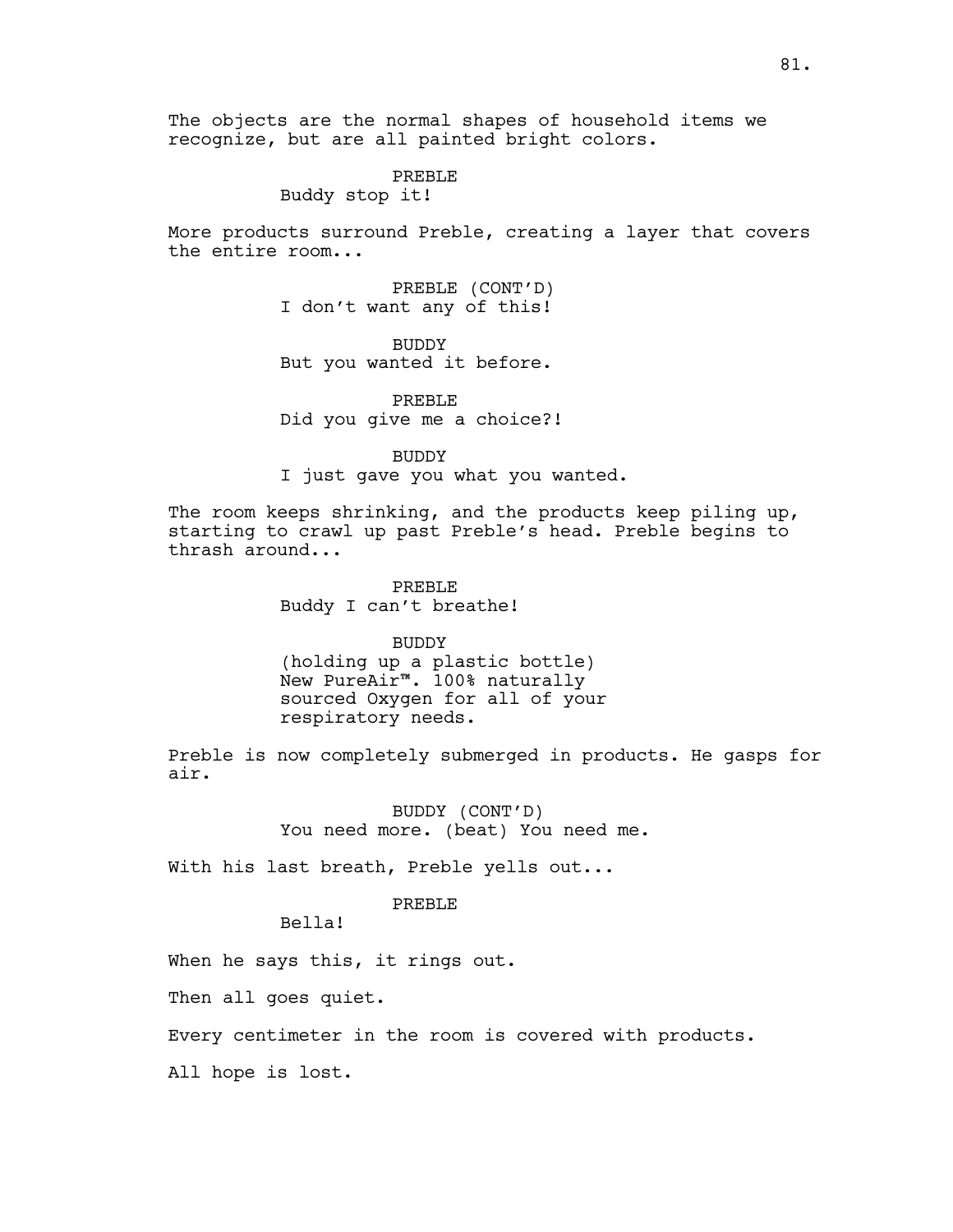The objects are the normal shapes of household items we recognize, but are all painted bright colors.

PREBLE
Buddy stop it!

More products surround Preble, creating a layer that covers the entire room...

PREBLE (CONT'D)
I don't want any of this!

BUDDY
But you wanted it before.

PREBLE
Did you give me a choice?!

BUDDY
I just gave you what you wanted.

The room keeps shrinking, and the products keep piling up, starting to crawl up past Preble's head. Preble begins to thrash around...

PREBLE
Buddy I can't breathe!

BUDDY
(holding up a plastic bottle)
New PureAir™. 100% naturally sourced Oxygen for all of your respiratory needs.

Preble is now completely submerged in products. He gasps for air.

BUDDY (CONT'D)
You need more. (beat) You need me.

With his last breath, Preble yells out...

PREBLE
Bella!

When he says this, it rings out.

Then all goes quiet.

Every centimeter in the room is covered with products.

All hope is lost.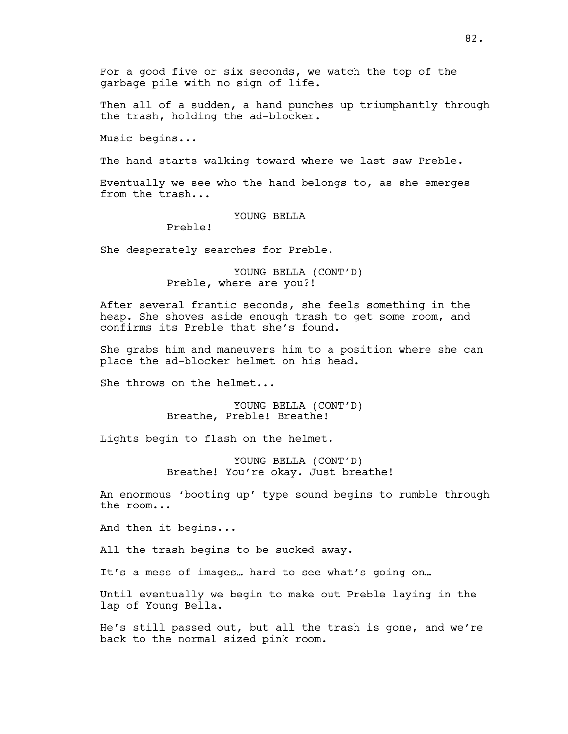For a good five or six seconds, we watch the top of the garbage pile with no sign of life.

Then all of a sudden, a hand punches up triumphantly through the trash, holding the ad-blocker.

Music begins...

The hand starts walking toward where we last saw Preble.

Eventually we see who the hand belongs to, as she emerges from the trash...

YOUNG BELLA
Preble!

She desperately searches for Preble.

YOUNG BELLA (CONT'D)
Preble, where are you?!

After several frantic seconds, she feels something in the heap. She shoves aside enough trash to get some room, and confirms its Preble that she's found.

She grabs him and maneuvers him to a position where she can place the ad-blocker helmet on his head.

She throws on the helmet...

YOUNG BELLA (CONT'D)
Breathe, Preble! Breathe!

Lights begin to flash on the helmet.

YOUNG BELLA (CONT'D)
Breathe! You're okay. Just breathe!

An enormous 'booting up' type sound begins to rumble through the room...

And then it begins...

All the trash begins to be sucked away.

It's a mess of images… hard to see what's going on…

Until eventually we begin to make out Preble laying in the lap of Young Bella.

He's still passed out, but all the trash is gone, and we're back to the normal sized pink room.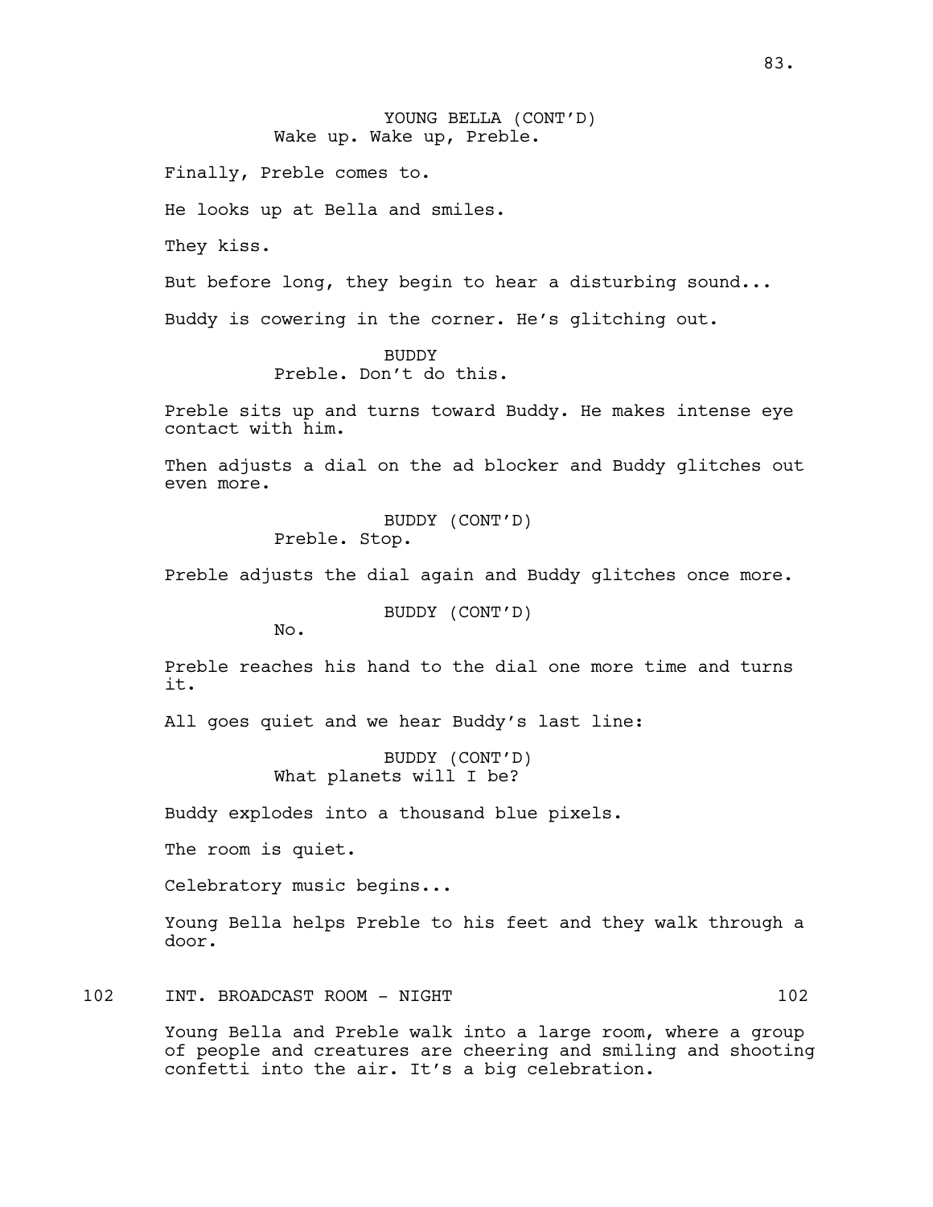YOUNG BELLA (CONT'D)
Wake up. Wake up, Preble.

Finally, Preble comes to.

He looks up at Bella and smiles.

They kiss.

But before long, they begin to hear a disturbing sound...

Buddy is cowering in the corner. He's glitching out.

BUDDY
Preble. Don't do this.

Preble sits up and turns toward Buddy. He makes intense eye contact with him.

Then adjusts a dial on the ad blocker and Buddy glitches out even more.

BUDDY (CONT'D)
Preble. Stop.

Preble adjusts the dial again and Buddy glitches once more.

BUDDY (CONT'D)
No.

Preble reaches his hand to the dial one more time and turns it.

All goes quiet and we hear Buddy's last line:

BUDDY (CONT'D)
What planets will I be?

Buddy explodes into a thousand blue pixels.

The room is quiet.

Celebratory music begins...

Young Bella helps Preble to his feet and they walk through a door.

102 INT. BROADCAST ROOM - NIGHT 102

Young Bella and Preble walk into a large room, where a group of people and creatures are cheering and smiling and shooting confetti into the air. It's a big celebration.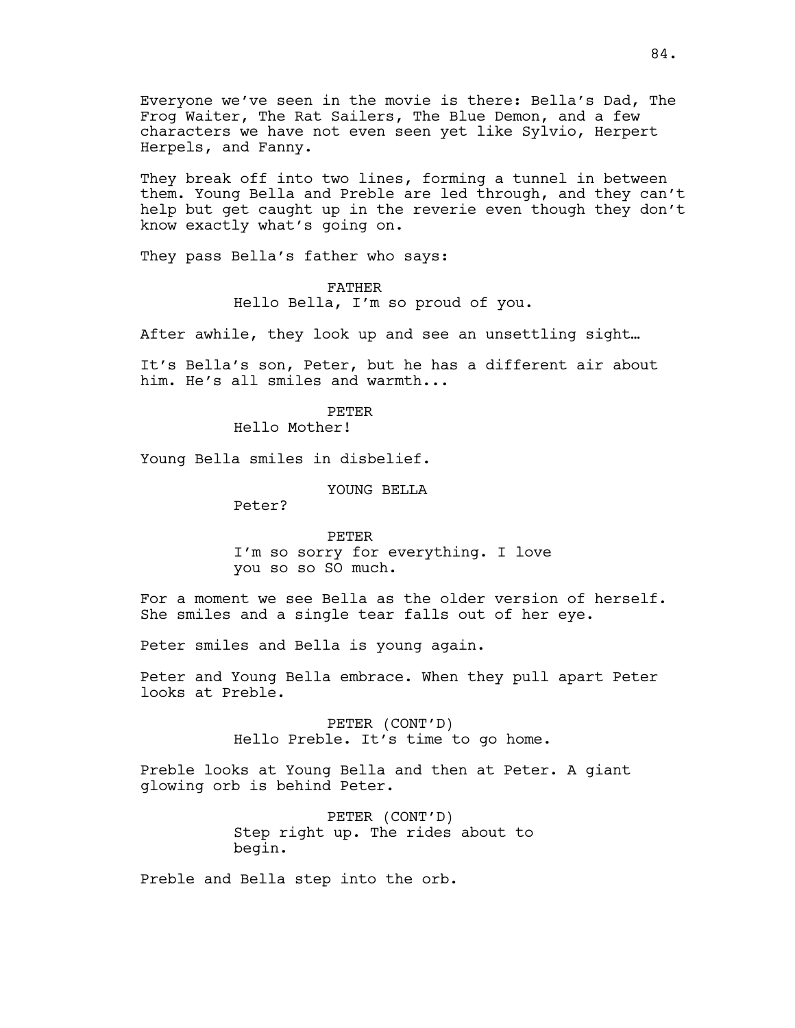Everyone we've seen in the movie is there: Bella's Dad, The Frog Waiter, The Rat Sailers, The Blue Demon, and a few characters we have not even seen yet like Sylvio, Herpert Herpels, and Fanny.

They break off into two lines, forming a tunnel in between them. Young Bella and Preble are led through, and they can't help but get caught up in the reverie even though they don't know exactly what's going on.

They pass Bella's father who says:

FATHER
Hello Bella, I'm so proud of you.

After awhile, they look up and see an unsettling sight…

It's Bella's son, Peter, but he has a different air about him. He's all smiles and warmth...

PETER
Hello Mother!

Young Bella smiles in disbelief.

YOUNG BELLA
Peter?

PETER
I'm so sorry for everything. I love you so so SO much.

For a moment we see Bella as the older version of herself. She smiles and a single tear falls out of her eye.

Peter smiles and Bella is young again.

Peter and Young Bella embrace. When they pull apart Peter looks at Preble.

PETER (CONT'D)
Hello Preble. It's time to go home.

Preble looks at Young Bella and then at Peter. A giant glowing orb is behind Peter.

PETER (CONT'D)
Step right up. The rides about to begin.

Preble and Bella step into the orb.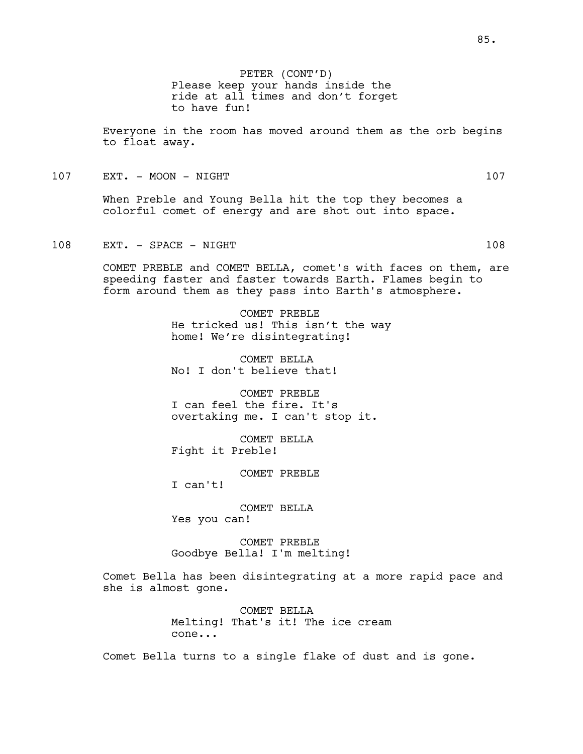PETER (CONT'D)
Please keep your hands inside the ride at all times and don't forget to have fun!

Everyone in the room has moved around them as the orb begins to float away.

107 EXT. - MOON - NIGHT 107

When Preble and Young Bella hit the top they becomes a colorful comet of energy and are shot out into space.

108 EXT. - SPACE - NIGHT 108

COMET PREBLE and COMET BELLA, comet's with faces on them, are speeding faster and faster towards Earth. Flames begin to form around them as they pass into Earth's atmosphere.

COMET PREBLE
He tricked us! This isn't the way home! We're disintegrating!

COMET BELLA
No! I don't believe that!

COMET PREBLE
I can feel the fire. It's overtaking me. I can't stop it.

COMET BELLA
Fight it Preble!

COMET PREBLE
I can't!

COMET BELLA
Yes you can!

COMET PREBLE
Goodbye Bella! I'm melting!

Comet Bella has been disintegrating at a more rapid pace and she is almost gone.

COMET BELLA
Melting! That's it! The ice cream cone...

Comet Bella turns to a single flake of dust and is gone.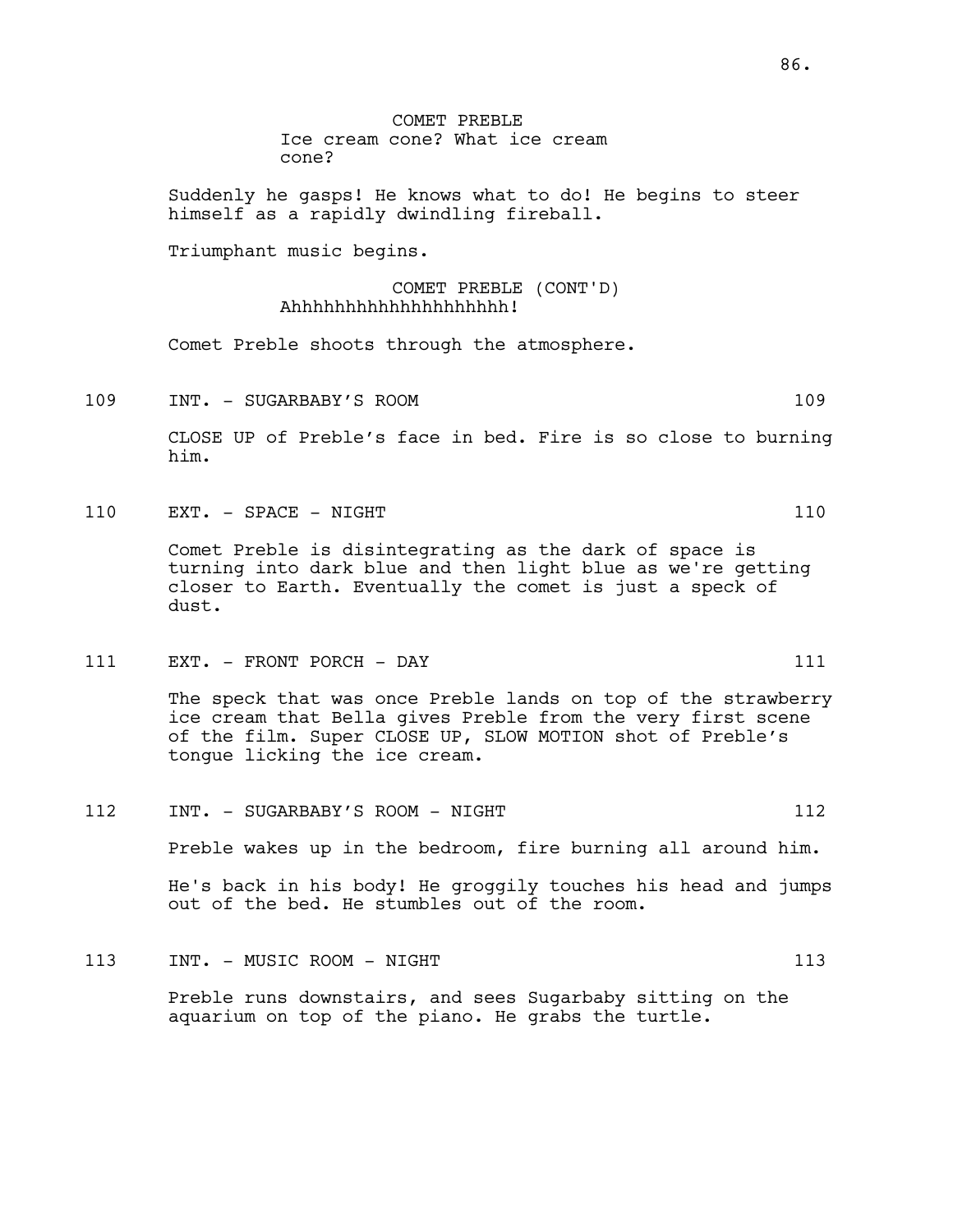COMET PREBLE
Ice cream cone? What ice cream cone?

Suddenly he gasps! He knows what to do! He begins to steer himself as a rapidly dwindling fireball.

Triumphant music begins.

COMET PREBLE (CONT'D)
Ahhhhhhhhhhhhhhhhhhhh!

Comet Preble shoots through the atmosphere.

109 INT. - SUGARBABY'S ROOM 109

CLOSE UP of Preble's face in bed. Fire is so close to burning him.

110 EXT. - SPACE - NIGHT 110

Comet Preble is disintegrating as the dark of space is turning into dark blue and then light blue as we're getting closer to Earth. Eventually the comet is just a speck of dust.

111 EXT. - FRONT PORCH - DAY 111

The speck that was once Preble lands on top of the strawberry ice cream that Bella gives Preble from the very first scene of the film. Super CLOSE UP, SLOW MOTION shot of Preble's tongue licking the ice cream.

112 INT. - SUGARBABY'S ROOM - NIGHT 112

Preble wakes up in the bedroom, fire burning all around him.

He's back in his body! He groggily touches his head and jumps out of the bed. He stumbles out of the room.

113 INT. - MUSIC ROOM - NIGHT 113

Preble runs downstairs, and sees Sugarbaby sitting on the aquarium on top of the piano. He grabs the turtle.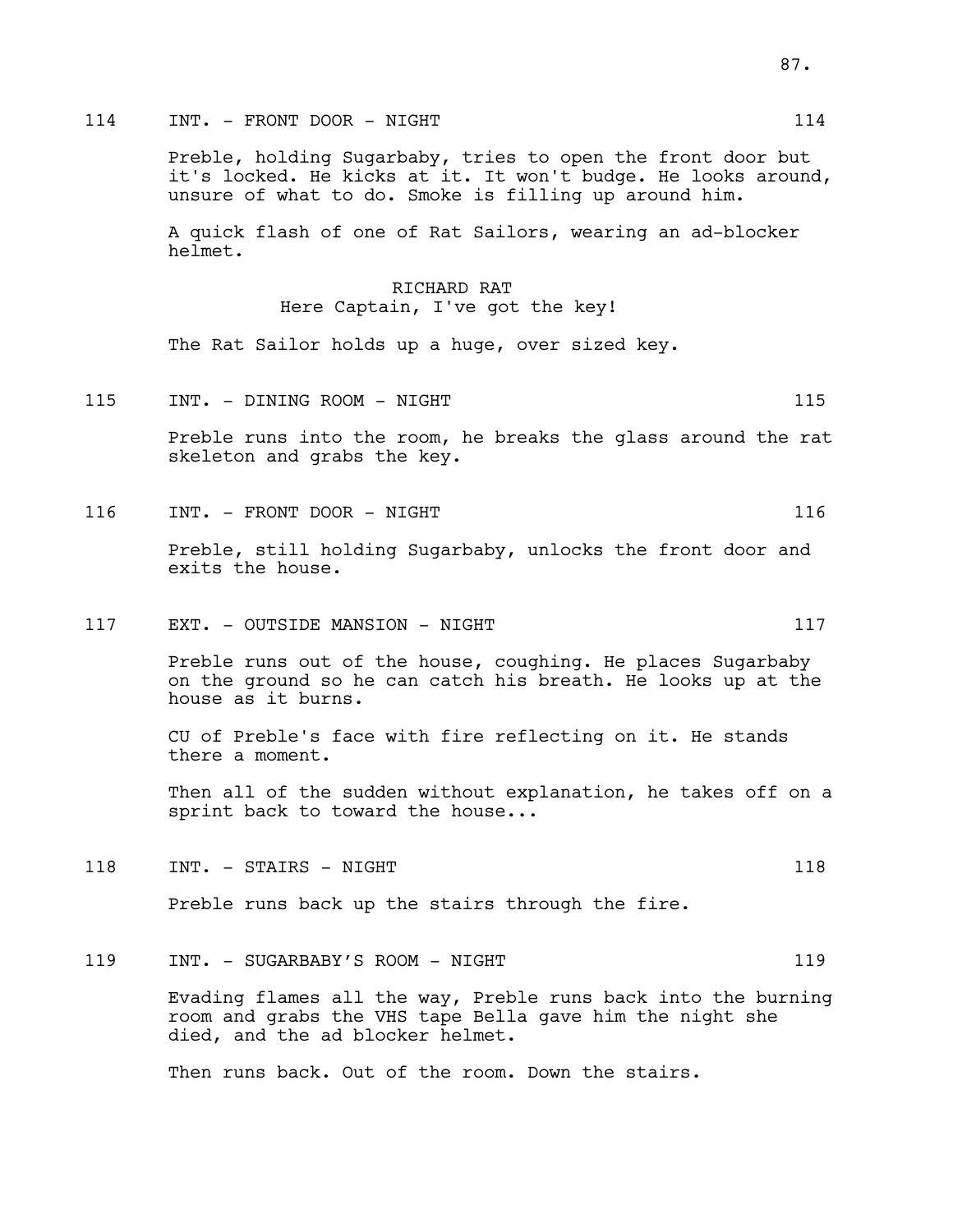114 INT. - FRONT DOOR - NIGHT 114

Preble, holding Sugarbaby, tries to open the front door but it's locked. He kicks at it. It won't budge. He looks around, unsure of what to do. Smoke is filling up around him.

A quick flash of one of Rat Sailors, wearing an ad-blocker helmet.

RICHARD RAT
Here Captain, I've got the key!

The Rat Sailor holds up a huge, over sized key.

115 INT. - DINING ROOM - NIGHT 115

Preble runs into the room, he breaks the glass around the rat skeleton and grabs the key.

116 INT. - FRONT DOOR - NIGHT 116

Preble, still holding Sugarbaby, unlocks the front door and exits the house.

117 EXT. - OUTSIDE MANSION - NIGHT 117

Preble runs out of the house, coughing. He places Sugarbaby on the ground so he can catch his breath. He looks up at the house as it burns.

CU of Preble's face with fire reflecting on it. He stands there a moment.

Then all of the sudden without explanation, he takes off on a sprint back to toward the house...

118 INT. - STAIRS - NIGHT 118

Preble runs back up the stairs through the fire.

119 INT. - SUGARBABY'S ROOM - NIGHT 119

Evading flames all the way, Preble runs back into the burning room and grabs the VHS tape Bella gave him the night she died, and the ad blocker helmet.

Then runs back. Out of the room. Down the stairs.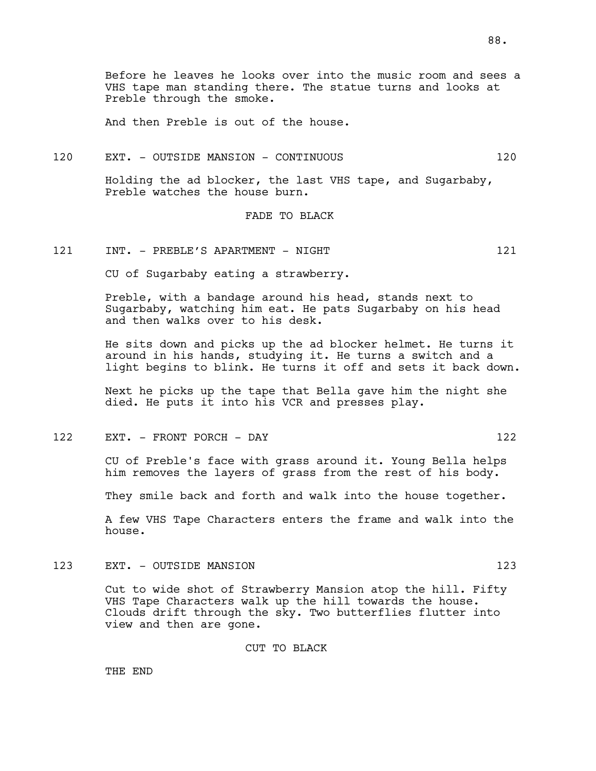Before he leaves he looks over into the music room and sees a VHS tape man standing there. The statue turns and looks at Preble through the smoke.

And then Preble is out of the house.

120 EXT. - OUTSIDE MANSION - CONTINUOUS 120

Holding the ad blocker, the last VHS tape, and Sugarbaby, Preble watches the house burn.

FADE TO BLACK

121 INT. - PREBLE'S APARTMENT - NIGHT 121

CU of Sugarbaby eating a strawberry.

Preble, with a bandage around his head, stands next to Sugarbaby, watching him eat. He pats Sugarbaby on his head and then walks over to his desk.

He sits down and picks up the ad blocker helmet. He turns it around in his hands, studying it. He turns a switch and a light begins to blink. He turns it off and sets it back down.

Next he picks up the tape that Bella gave him the night she died. He puts it into his VCR and presses play.

122 EXT. - FRONT PORCH - DAY 122

CU of Preble's face with grass around it. Young Bella helps him removes the layers of grass from the rest of his body.

They smile back and forth and walk into the house together.

A few VHS Tape Characters enters the frame and walk into the house.

123 EXT. - OUTSIDE MANSION 123

Cut to wide shot of Strawberry Mansion atop the hill. Fifty VHS Tape Characters walk up the hill towards the house. Clouds drift through the sky. Two butterflies flutter into view and then are gone.

CUT TO BLACK

THE END